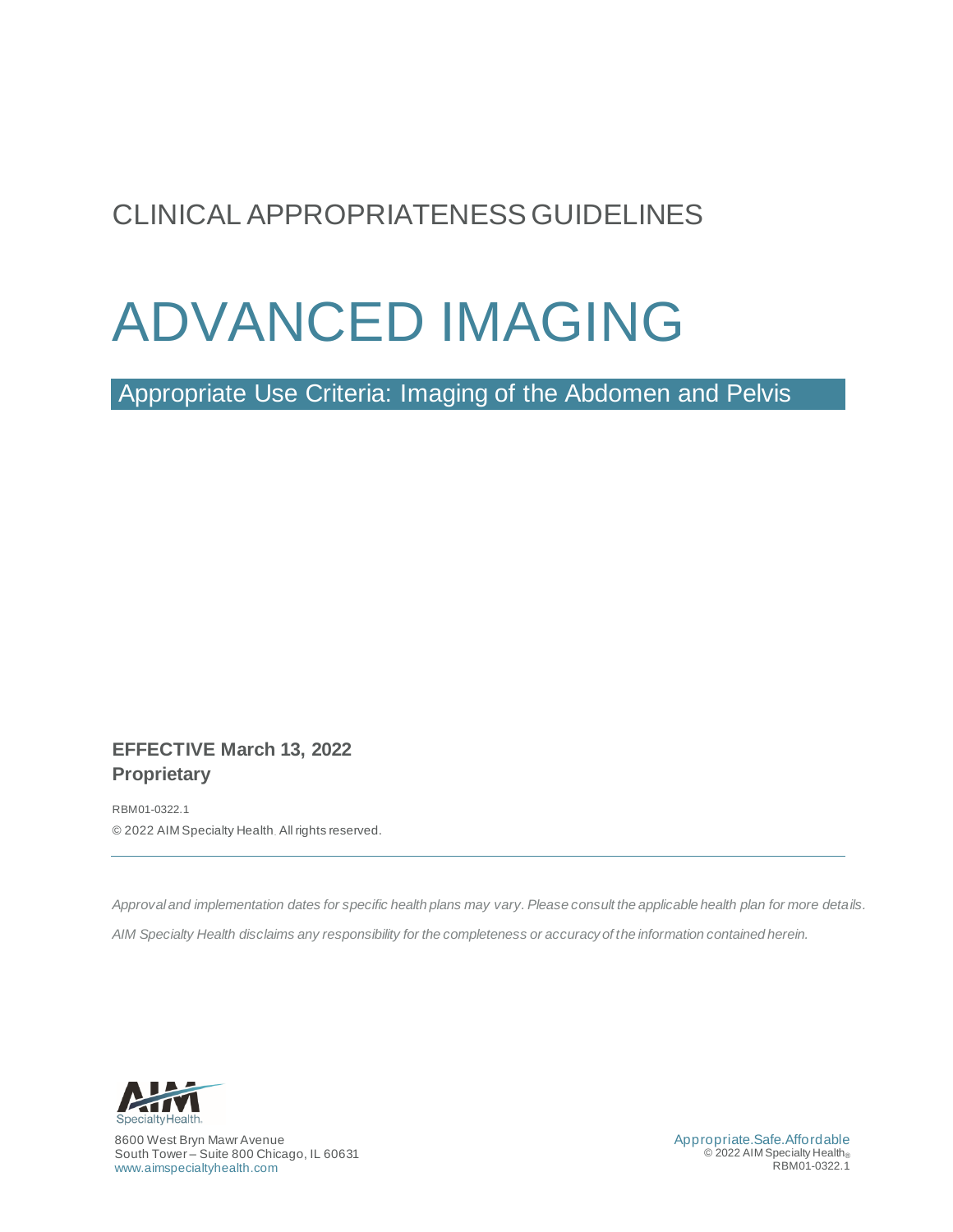CLINICAL APPROPRIATENESS GUIDELINES

# ADVANCED IMAGING

## Appropriate Use Criteria: Imaging of the Abdomen and Pelvis

**EFFECTIVE March 13, 2022**
**Proprietary**

RBM01-0322.1

© 2022 AIM Specialty Health. All rights reserved.

---

*Approval and implementation dates for specific health plans may vary. Please consult the applicable health plan for more details.*

*AIM Specialty Health disclaims any responsibility for the completeness or accuracy of the information contained herein.*

8600 West Bryn Mawr Avenue
South Tower – Suite 800 Chicago, IL 60631
www.aimspecialtyhealth.com

Appropriate.Safe.Affordable
© 2022 AIM Specialty Health®
RBM01-0322.1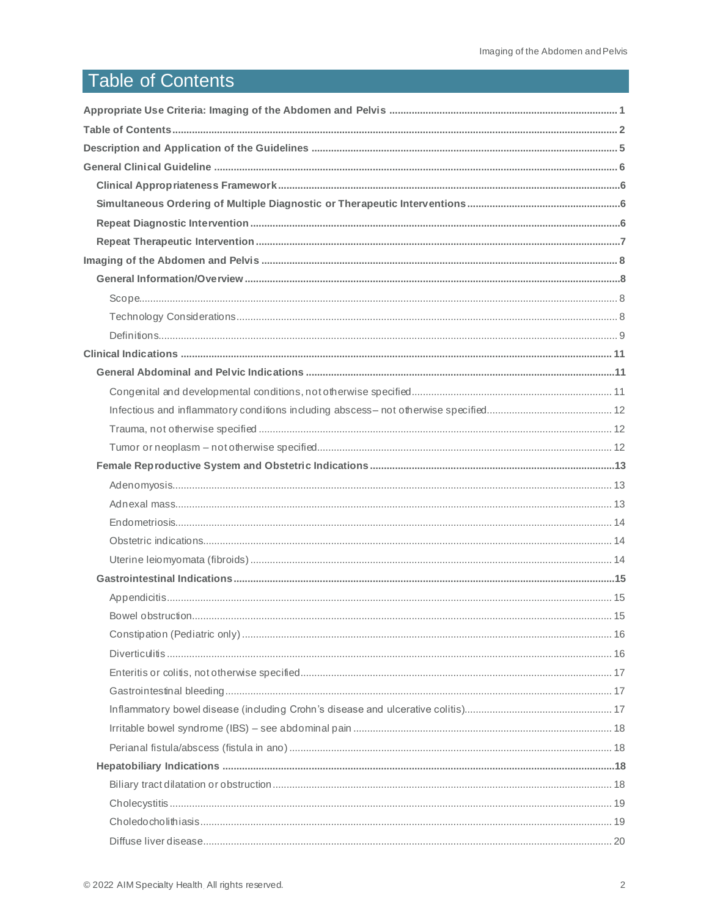# Table of Contents

**Appropriate Use Criteria: Imaging of the Abdomen and Pelvis** ..... 1

**Table of Contents** ..... 2

**Description and Application of the Guidelines** ..... 5

**General Clinical Guideline** ..... 6

- **Clinical Appropriateness Framework** ..... 6
- **Simultaneous Ordering of Multiple Diagnostic or Therapeutic Interventions** ..... 6
- **Repeat Diagnostic Intervention** ..... 6
- **Repeat Therapeutic Intervention** ..... 7

**Imaging of the Abdomen and Pelvis** ..... 8

- **General Information/Overview** ..... 8
  - Scope ..... 8
  - Technology Considerations ..... 8
  - Definitions ..... 9

**Clinical Indications** ..... 11

- **General Abdominal and Pelvic Indications** ..... 11
  - Congenital and developmental conditions, not otherwise specified ..... 11
  - Infectious and inflammatory conditions including abscess – not otherwise specified ..... 12
  - Trauma, not otherwise specified ..... 12
  - Tumor or neoplasm – not otherwise specified ..... 12
- **Female Reproductive System and Obstetric Indications** ..... 13
  - Adenomyosis ..... 13
  - Adnexal mass ..... 13
  - Endometriosis ..... 14
  - Obstetric indications ..... 14
  - Uterine leiomyomata (fibroids) ..... 14
- **Gastrointestinal Indications** ..... 15
  - Appendicitis ..... 15
  - Bowel obstruction ..... 15
  - Constipation (Pediatric only) ..... 16
  - Diverticulitis ..... 16
  - Enteritis or colitis, not otherwise specified ..... 17
  - Gastrointestinal bleeding ..... 17
  - Inflammatory bowel disease (including Crohn's disease and ulcerative colitis) ..... 17
  - Irritable bowel syndrome (IBS) – see abdominal pain ..... 18
  - Perianal fistula/abscess (fistula in ano) ..... 18
- **Hepatobiliary Indications** ..... 18
  - Biliary tract dilatation or obstruction ..... 18
  - Cholecystitis ..... 19
  - Choledocholithiasis ..... 19
  - Diffuse liver disease ..... 20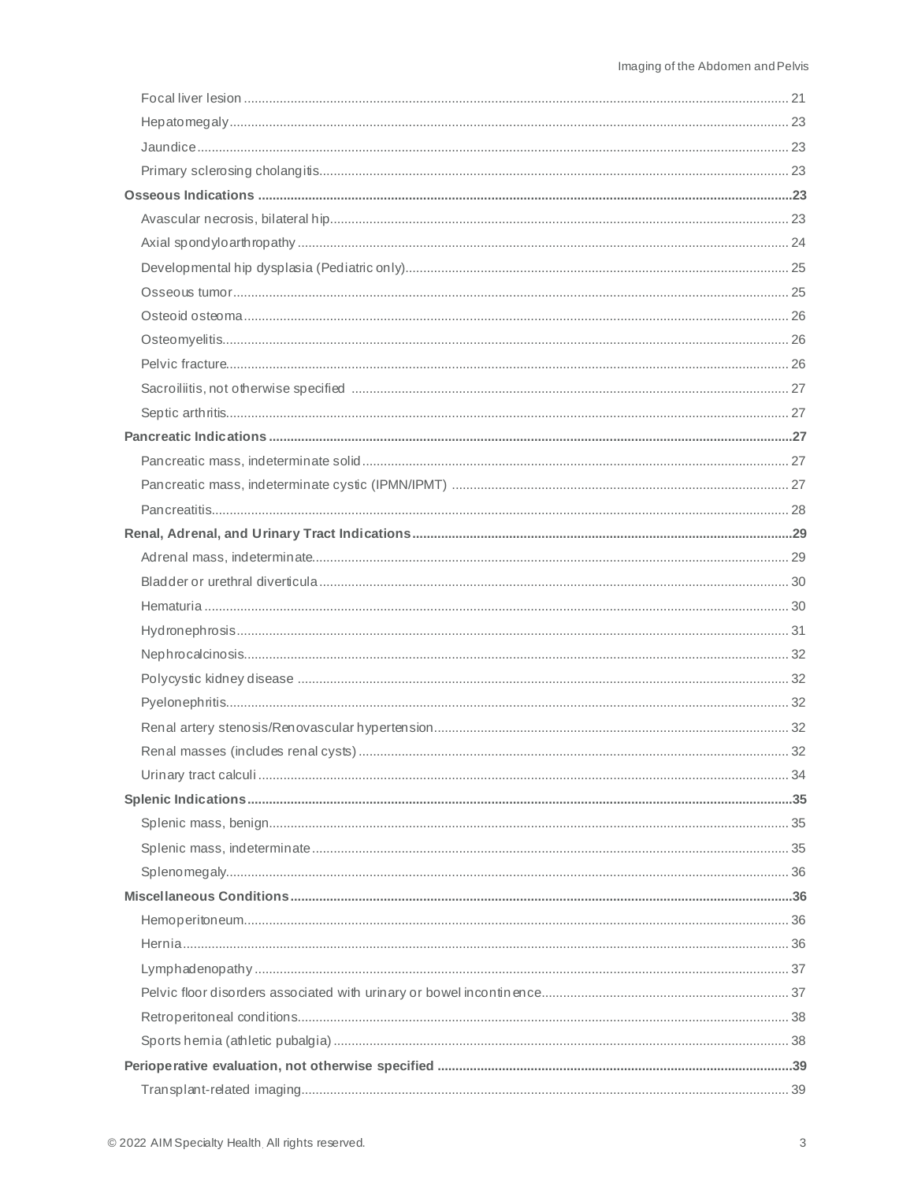- Focal liver lesion ..... 21
- Hepatomegaly ..... 23
- Jaundice ..... 23
- Primary sclerosing cholangitis ..... 23

**Osseous Indications ..... 23**

- Avascular necrosis, bilateral hip ..... 23
- Axial spondyloarthropathy ..... 24
- Developmental hip dysplasia (Pediatric only) ..... 25
- Osseous tumor ..... 25
- Osteoid osteoma ..... 26
- Osteomyelitis ..... 26
- Pelvic fracture ..... 26
- Sacroiliitis, not otherwise specified ..... 27
- Septic arthritis ..... 27

**Pancreatic Indications ..... 27**

- Pancreatic mass, indeterminate solid ..... 27
- Pancreatic mass, indeterminate cystic (IPMN/IPMT) ..... 27
- Pancreatitis ..... 28

**Renal, Adrenal, and Urinary Tract Indications ..... 29**

- Adrenal mass, indeterminate ..... 29
- Bladder or urethral diverticula ..... 30
- Hematuria ..... 30
- Hydronephrosis ..... 31
- Nephrocalcinosis ..... 32
- Polycystic kidney disease ..... 32
- Pyelonephritis ..... 32
- Renal artery stenosis/Renovascular hypertension ..... 32
- Renal masses (includes renal cysts) ..... 32
- Urinary tract calculi ..... 34

**Splenic Indications ..... 35**

- Splenic mass, benign ..... 35
- Splenic mass, indeterminate ..... 35
- Splenomegaly ..... 36

**Miscellaneous Conditions ..... 36**

- Hemoperitoneum ..... 36
- Hernia ..... 36
- Lymphadenopathy ..... 37
- Pelvic floor disorders associated with urinary or bowel incontinence ..... 37
- Retroperitoneal conditions ..... 38
- Sports hernia (athletic pubalgia) ..... 38

**Perioperative evaluation, not otherwise specified ..... 39**

- Transplant-related imaging ..... 39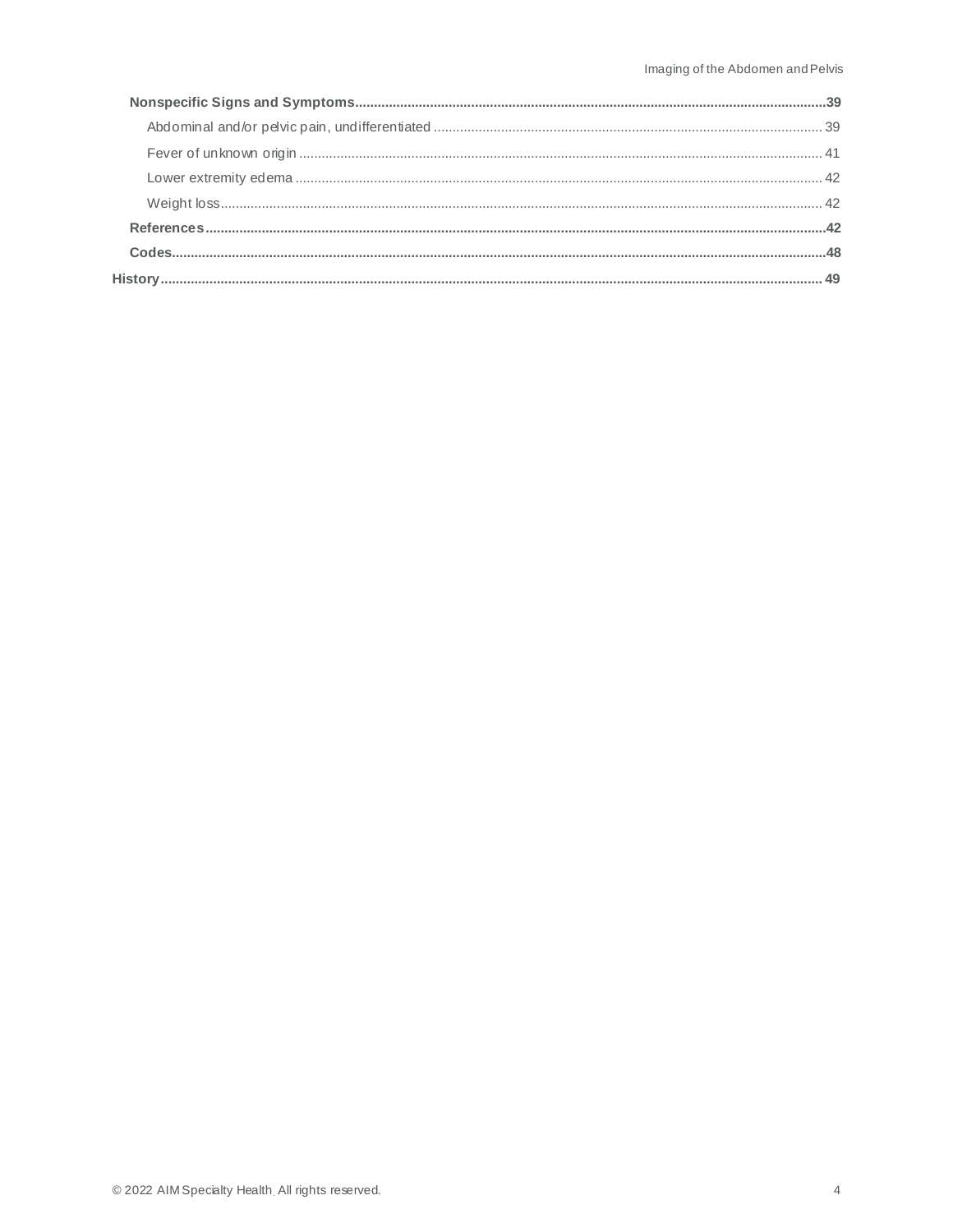**Nonspecific Signs and Symptoms**...........................................................................................................................**39**

Abdominal and/or pelvic pain, undifferentiated ...................................................................................................... 39

Fever of unknown origin ........................................................................................................................................... 41

Lower extremity edema ............................................................................................................................................ 42

Weight loss................................................................................................................................................................. 42

**References**...................................................................................................................................................................**42**

**Codes**...........................................................................................................................................................................**48**

**History**............................................................................................................................................................................**49**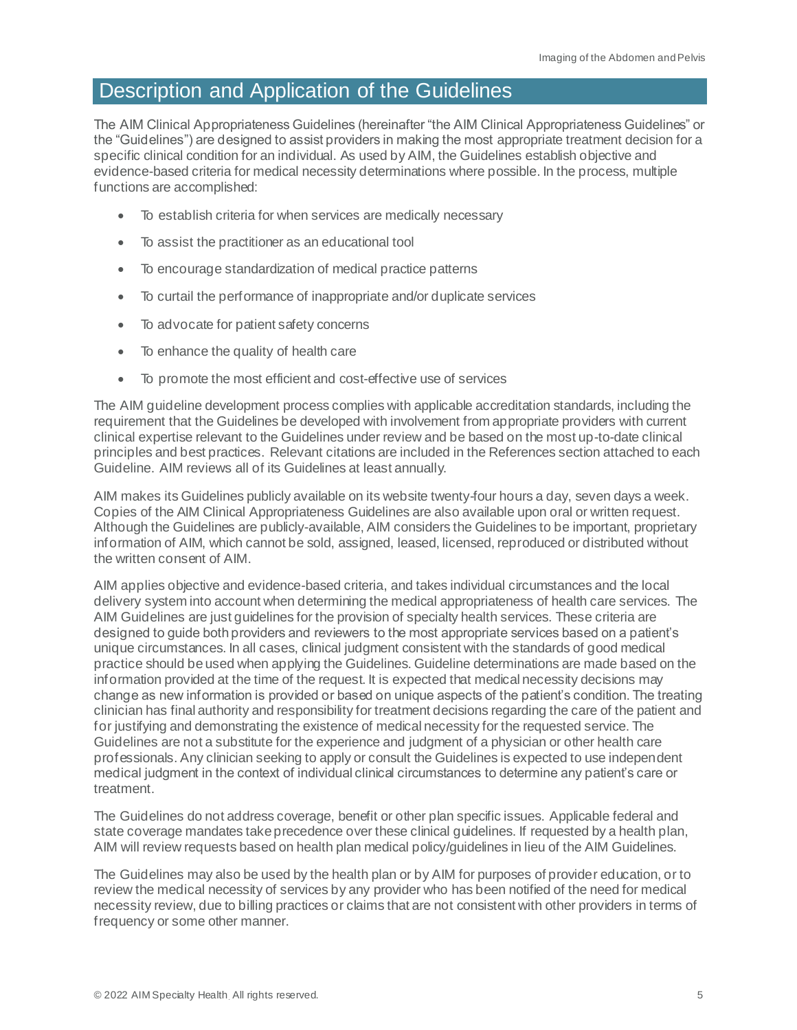# Description and Application of the Guidelines

The AIM Clinical Appropriateness Guidelines (hereinafter "the AIM Clinical Appropriateness Guidelines" or the "Guidelines") are designed to assist providers in making the most appropriate treatment decision for a specific clinical condition for an individual. As used by AIM, the Guidelines establish objective and evidence-based criteria for medical necessity determinations where possible. In the process, multiple functions are accomplished:

- To establish criteria for when services are medically necessary
- To assist the practitioner as an educational tool
- To encourage standardization of medical practice patterns
- To curtail the performance of inappropriate and/or duplicate services
- To advocate for patient safety concerns
- To enhance the quality of health care
- To promote the most efficient and cost-effective use of services

The AIM guideline development process complies with applicable accreditation standards, including the requirement that the Guidelines be developed with involvement from appropriate providers with current clinical expertise relevant to the Guidelines under review and be based on the most up-to-date clinical principles and best practices. Relevant citations are included in the References section attached to each Guideline. AIM reviews all of its Guidelines at least annually.

AIM makes its Guidelines publicly available on its website twenty-four hours a day, seven days a week. Copies of the AIM Clinical Appropriateness Guidelines are also available upon oral or written request. Although the Guidelines are publicly-available, AIM considers the Guidelines to be important, proprietary information of AIM, which cannot be sold, assigned, leased, licensed, reproduced or distributed without the written consent of AIM.

AIM applies objective and evidence-based criteria, and takes individual circumstances and the local delivery system into account when determining the medical appropriateness of health care services. The AIM Guidelines are just guidelines for the provision of specialty health services. These criteria are designed to guide both providers and reviewers to the most appropriate services based on a patient's unique circumstances. In all cases, clinical judgment consistent with the standards of good medical practice should be used when applying the Guidelines. Guideline determinations are made based on the information provided at the time of the request. It is expected that medical necessity decisions may change as new information is provided or based on unique aspects of the patient's condition. The treating clinician has final authority and responsibility for treatment decisions regarding the care of the patient and for justifying and demonstrating the existence of medical necessity for the requested service. The Guidelines are not a substitute for the experience and judgment of a physician or other health care professionals. Any clinician seeking to apply or consult the Guidelines is expected to use independent medical judgment in the context of individual clinical circumstances to determine any patient's care or treatment.

The Guidelines do not address coverage, benefit or other plan specific issues. Applicable federal and state coverage mandates take precedence over these clinical guidelines. If requested by a health plan, AIM will review requests based on health plan medical policy/guidelines in lieu of the AIM Guidelines.

The Guidelines may also be used by the health plan or by AIM for purposes of provider education, or to review the medical necessity of services by any provider who has been notified of the need for medical necessity review, due to billing practices or claims that are not consistent with other providers in terms of frequency or some other manner.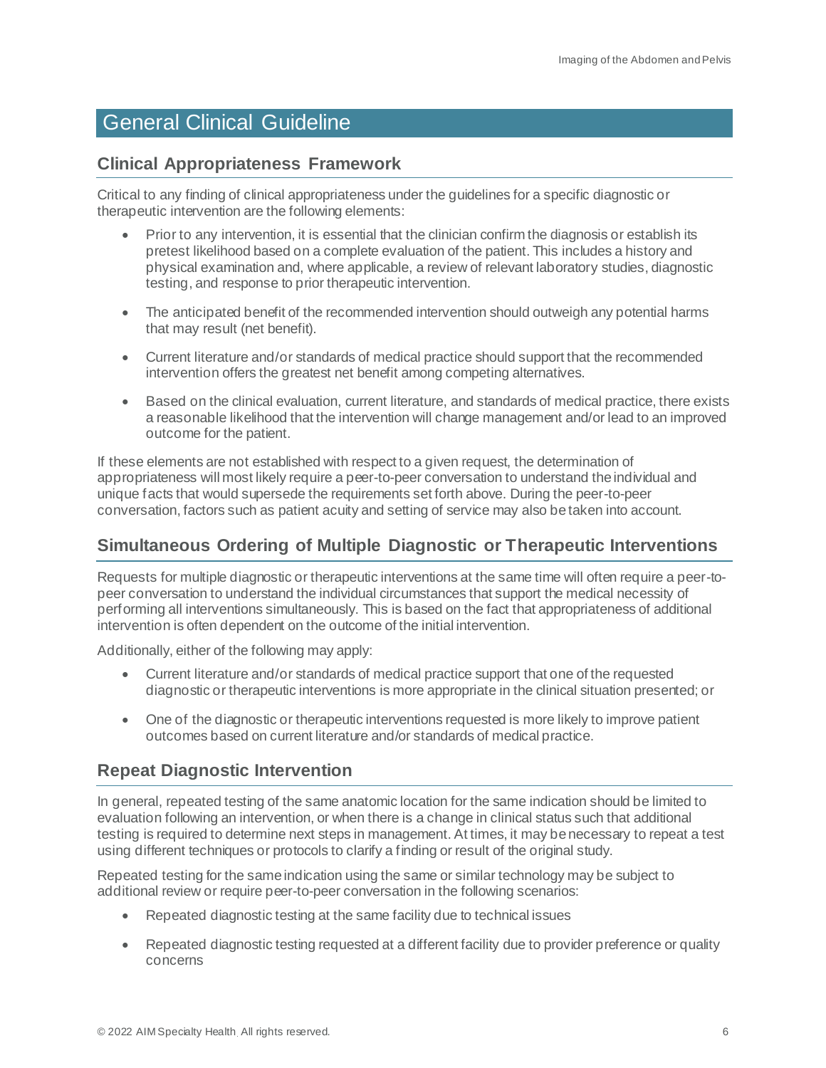# General Clinical Guideline

## Clinical Appropriateness Framework

Critical to any finding of clinical appropriateness under the guidelines for a specific diagnostic or therapeutic intervention are the following elements:

- Prior to any intervention, it is essential that the clinician confirm the diagnosis or establish its pretest likelihood based on a complete evaluation of the patient. This includes a history and physical examination and, where applicable, a review of relevant laboratory studies, diagnostic testing, and response to prior therapeutic intervention.
- The anticipated benefit of the recommended intervention should outweigh any potential harms that may result (net benefit).
- Current literature and/or standards of medical practice should support that the recommended intervention offers the greatest net benefit among competing alternatives.
- Based on the clinical evaluation, current literature, and standards of medical practice, there exists a reasonable likelihood that the intervention will change management and/or lead to an improved outcome for the patient.

If these elements are not established with respect to a given request, the determination of appropriateness will most likely require a peer-to-peer conversation to understand the individual and unique facts that would supersede the requirements set forth above. During the peer-to-peer conversation, factors such as patient acuity and setting of service may also be taken into account.

## Simultaneous Ordering of Multiple Diagnostic or Therapeutic Interventions

Requests for multiple diagnostic or therapeutic interventions at the same time will often require a peer-to-peer conversation to understand the individual circumstances that support the medical necessity of performing all interventions simultaneously. This is based on the fact that appropriateness of additional intervention is often dependent on the outcome of the initial intervention.

Additionally, either of the following may apply:

- Current literature and/or standards of medical practice support that one of the requested diagnostic or therapeutic interventions is more appropriate in the clinical situation presented; or
- One of the diagnostic or therapeutic interventions requested is more likely to improve patient outcomes based on current literature and/or standards of medical practice.

## Repeat Diagnostic Intervention

In general, repeated testing of the same anatomic location for the same indication should be limited to evaluation following an intervention, or when there is a change in clinical status such that additional testing is required to determine next steps in management. At times, it may be necessary to repeat a test using different techniques or protocols to clarify a finding or result of the original study.

Repeated testing for the same indication using the same or similar technology may be subject to additional review or require peer-to-peer conversation in the following scenarios:

- Repeated diagnostic testing at the same facility due to technical issues
- Repeated diagnostic testing requested at a different facility due to provider preference or quality concerns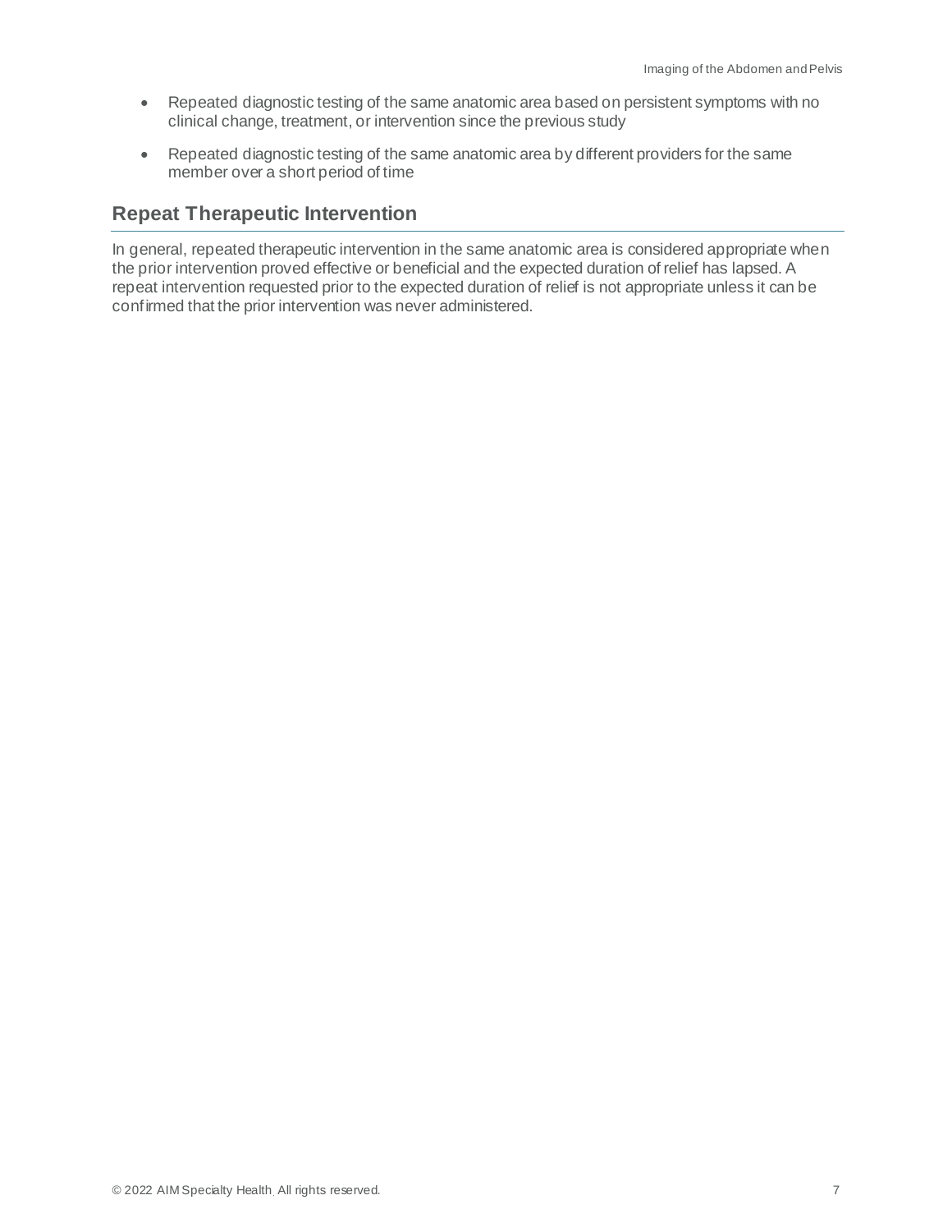- Repeated diagnostic testing of the same anatomic area based on persistent symptoms with no clinical change, treatment, or intervention since the previous study
- Repeated diagnostic testing of the same anatomic area by different providers for the same member over a short period of time

## Repeat Therapeutic Intervention

In general, repeated therapeutic intervention in the same anatomic area is considered appropriate when the prior intervention proved effective or beneficial and the expected duration of relief has lapsed. A repeat intervention requested prior to the expected duration of relief is not appropriate unless it can be confirmed that the prior intervention was never administered.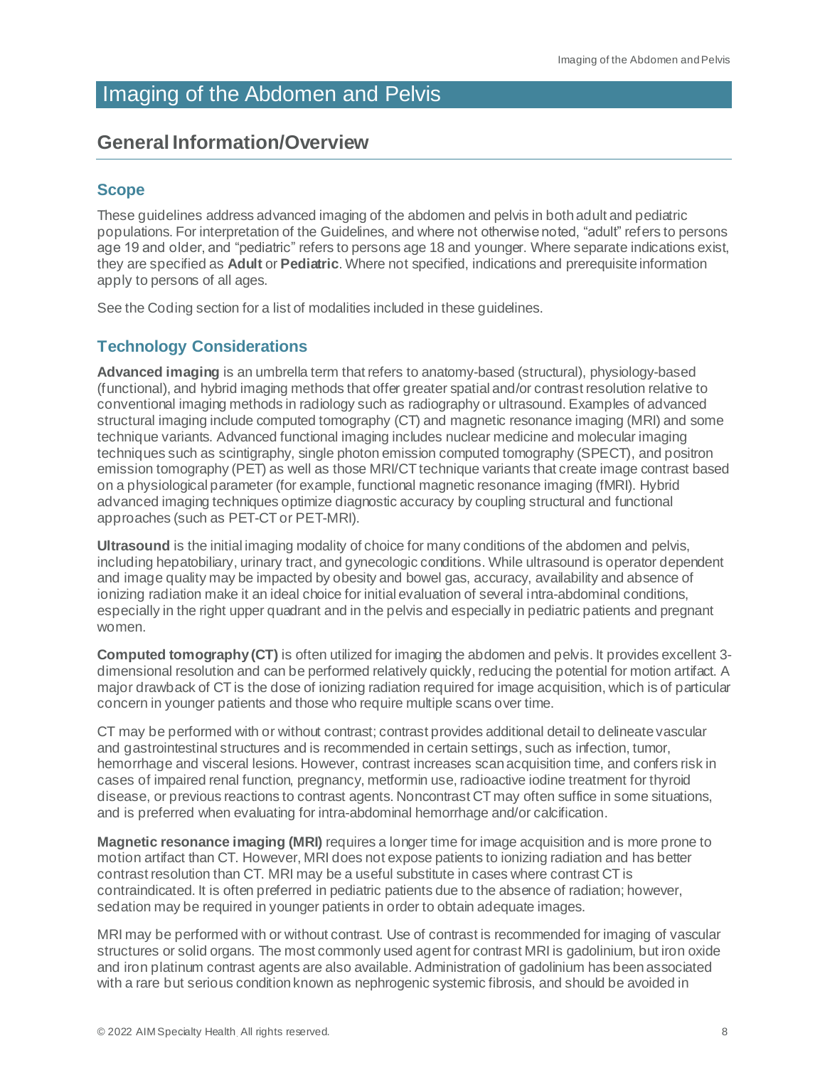# Imaging of the Abdomen and Pelvis

## General Information/Overview

### Scope

These guidelines address advanced imaging of the abdomen and pelvis in both adult and pediatric populations. For interpretation of the Guidelines, and where not otherwise noted, "adult" refers to persons age 19 and older, and "pediatric" refers to persons age 18 and younger. Where separate indications exist, they are specified as **Adult** or **Pediatric**. Where not specified, indications and prerequisite information apply to persons of all ages.

See the Coding section for a list of modalities included in these guidelines.

### Technology Considerations

**Advanced imaging** is an umbrella term that refers to anatomy-based (structural), physiology-based (functional), and hybrid imaging methods that offer greater spatial and/or contrast resolution relative to conventional imaging methods in radiology such as radiography or ultrasound. Examples of advanced structural imaging include computed tomography (CT) and magnetic resonance imaging (MRI) and some technique variants. Advanced functional imaging includes nuclear medicine and molecular imaging techniques such as scintigraphy, single photon emission computed tomography (SPECT), and positron emission tomography (PET) as well as those MRI/CT technique variants that create image contrast based on a physiological parameter (for example, functional magnetic resonance imaging (fMRI). Hybrid advanced imaging techniques optimize diagnostic accuracy by coupling structural and functional approaches (such as PET-CT or PET-MRI).

**Ultrasound** is the initial imaging modality of choice for many conditions of the abdomen and pelvis, including hepatobiliary, urinary tract, and gynecologic conditions. While ultrasound is operator dependent and image quality may be impacted by obesity and bowel gas, accuracy, availability and absence of ionizing radiation make it an ideal choice for initial evaluation of several intra-abdominal conditions, especially in the right upper quadrant and in the pelvis and especially in pediatric patients and pregnant women.

**Computed tomography (CT)** is often utilized for imaging the abdomen and pelvis. It provides excellent 3-dimensional resolution and can be performed relatively quickly, reducing the potential for motion artifact. A major drawback of CT is the dose of ionizing radiation required for image acquisition, which is of particular concern in younger patients and those who require multiple scans over time.

CT may be performed with or without contrast; contrast provides additional detail to delineate vascular and gastrointestinal structures and is recommended in certain settings, such as infection, tumor, hemorrhage and visceral lesions. However, contrast increases scan acquisition time, and confers risk in cases of impaired renal function, pregnancy, metformin use, radioactive iodine treatment for thyroid disease, or previous reactions to contrast agents. Noncontrast CT may often suffice in some situations, and is preferred when evaluating for intra-abdominal hemorrhage and/or calcification.

**Magnetic resonance imaging (MRI)** requires a longer time for image acquisition and is more prone to motion artifact than CT. However, MRI does not expose patients to ionizing radiation and has better contrast resolution than CT. MRI may be a useful substitute in cases where contrast CT is contraindicated. It is often preferred in pediatric patients due to the absence of radiation; however, sedation may be required in younger patients in order to obtain adequate images.

MRI may be performed with or without contrast. Use of contrast is recommended for imaging of vascular structures or solid organs. The most commonly used agent for contrast MRI is gadolinium, but iron oxide and iron platinum contrast agents are also available. Administration of gadolinium has been associated with a rare but serious condition known as nephrogenic systemic fibrosis, and should be avoided in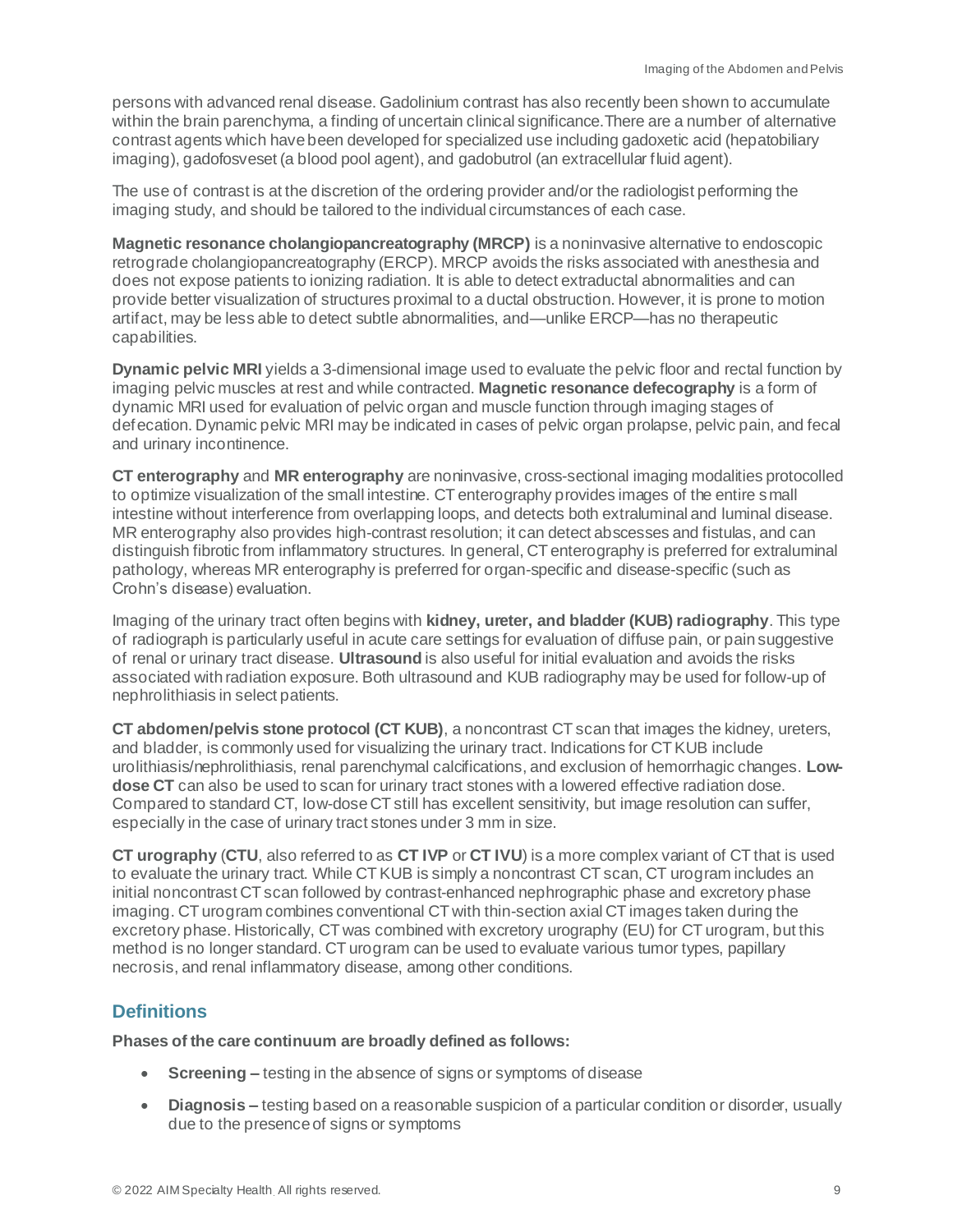persons with advanced renal disease. Gadolinium contrast has also recently been shown to accumulate within the brain parenchyma, a finding of uncertain clinical significance. There are a number of alternative contrast agents which have been developed for specialized use including gadoxetic acid (hepatobiliary imaging), gadofosveset (a blood pool agent), and gadobutrol (an extracellular fluid agent).

The use of contrast is at the discretion of the ordering provider and/or the radiologist performing the imaging study, and should be tailored to the individual circumstances of each case.

**Magnetic resonance cholangiopancreatography (MRCP)** is a noninvasive alternative to endoscopic retrograde cholangiopancreatography (ERCP). MRCP avoids the risks associated with anesthesia and does not expose patients to ionizing radiation. It is able to detect extraductal abnormalities and can provide better visualization of structures proximal to a ductal obstruction. However, it is prone to motion artifact, may be less able to detect subtle abnormalities, and—unlike ERCP—has no therapeutic capabilities.

**Dynamic pelvic MRI** yields a 3-dimensional image used to evaluate the pelvic floor and rectal function by imaging pelvic muscles at rest and while contracted. **Magnetic resonance defecography** is a form of dynamic MRI used for evaluation of pelvic organ and muscle function through imaging stages of defecation. Dynamic pelvic MRI may be indicated in cases of pelvic organ prolapse, pelvic pain, and fecal and urinary incontinence.

**CT enterography** and **MR enterography** are noninvasive, cross-sectional imaging modalities protocolled to optimize visualization of the small intestine. CT enterography provides images of the entire small intestine without interference from overlapping loops, and detects both extraluminal and luminal disease. MR enterography also provides high-contrast resolution; it can detect abscesses and fistulas, and can distinguish fibrotic from inflammatory structures. In general, CT enterography is preferred for extraluminal pathology, whereas MR enterography is preferred for organ-specific and disease-specific (such as Crohn's disease) evaluation.

Imaging of the urinary tract often begins with **kidney, ureter, and bladder (KUB) radiography**. This type of radiograph is particularly useful in acute care settings for evaluation of diffuse pain, or pain suggestive of renal or urinary tract disease. **Ultrasound** is also useful for initial evaluation and avoids the risks associated with radiation exposure. Both ultrasound and KUB radiography may be used for follow-up of nephrolithiasis in select patients.

**CT abdomen/pelvis stone protocol (CT KUB)**, a noncontrast CT scan that images the kidney, ureters, and bladder, is commonly used for visualizing the urinary tract. Indications for CT KUB include urolithiasis/nephrolithiasis, renal parenchymal calcifications, and exclusion of hemorrhagic changes. **Low-dose CT** can also be used to scan for urinary tract stones with a lowered effective radiation dose. Compared to standard CT, low-dose CT still has excellent sensitivity, but image resolution can suffer, especially in the case of urinary tract stones under 3 mm in size.

**CT urography** (**CTU**, also referred to as **CT IVP** or **CT IVU**) is a more complex variant of CT that is used to evaluate the urinary tract. While CT KUB is simply a noncontrast CT scan, CT urogram includes an initial noncontrast CT scan followed by contrast-enhanced nephrographic phase and excretory phase imaging. CT urogram combines conventional CT with thin-section axial CT images taken during the excretory phase. Historically, CT was combined with excretory urography (EU) for CT urogram, but this method is no longer standard. CT urogram can be used to evaluate various tumor types, papillary necrosis, and renal inflammatory disease, among other conditions.

## Definitions

**Phases of the care continuum are broadly defined as follows:**

- **Screening –** testing in the absence of signs or symptoms of disease
- **Diagnosis –** testing based on a reasonable suspicion of a particular condition or disorder, usually due to the presence of signs or symptoms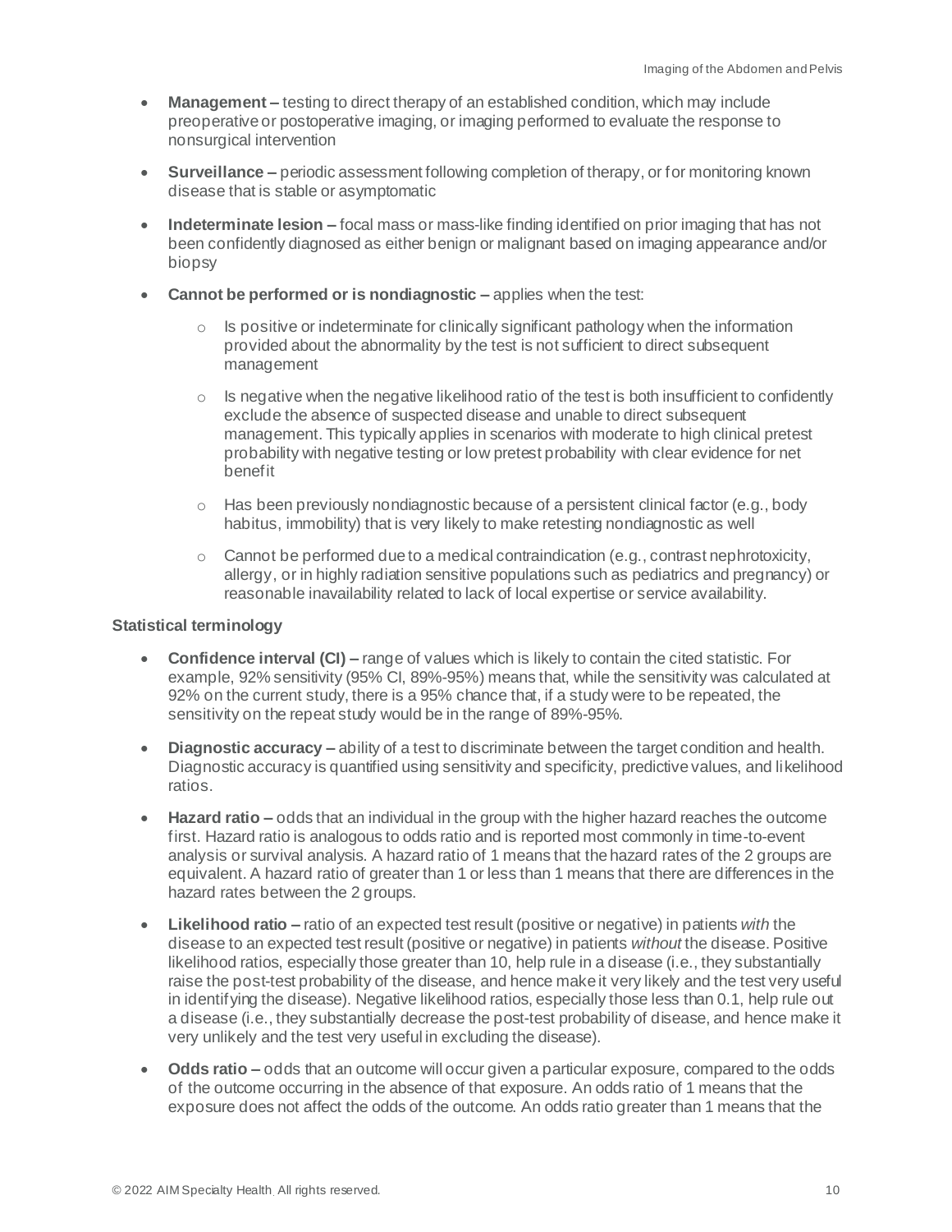- **Management –** testing to direct therapy of an established condition, which may include preoperative or postoperative imaging, or imaging performed to evaluate the response to nonsurgical intervention
- **Surveillance –** periodic assessment following completion of therapy, or for monitoring known disease that is stable or asymptomatic
- **Indeterminate lesion –** focal mass or mass-like finding identified on prior imaging that has not been confidently diagnosed as either benign or malignant based on imaging appearance and/or biopsy
- **Cannot be performed or is nondiagnostic –** applies when the test:
  - Is positive or indeterminate for clinically significant pathology when the information provided about the abnormality by the test is not sufficient to direct subsequent management
  - Is negative when the negative likelihood ratio of the test is both insufficient to confidently exclude the absence of suspected disease and unable to direct subsequent management. This typically applies in scenarios with moderate to high clinical pretest probability with negative testing or low pretest probability with clear evidence for net benefit
  - Has been previously nondiagnostic because of a persistent clinical factor (e.g., body habitus, immobility) that is very likely to make retesting nondiagnostic as well
  - Cannot be performed due to a medical contraindication (e.g., contrast nephrotoxicity, allergy, or in highly radiation sensitive populations such as pediatrics and pregnancy) or reasonable inavailability related to lack of local expertise or service availability.

**Statistical terminology**

- **Confidence interval (CI) –** range of values which is likely to contain the cited statistic. For example, 92% sensitivity (95% CI, 89%-95%) means that, while the sensitivity was calculated at 92% on the current study, there is a 95% chance that, if a study were to be repeated, the sensitivity on the repeat study would be in the range of 89%-95%.
- **Diagnostic accuracy –** ability of a test to discriminate between the target condition and health. Diagnostic accuracy is quantified using sensitivity and specificity, predictive values, and likelihood ratios.
- **Hazard ratio –** odds that an individual in the group with the higher hazard reaches the outcome first. Hazard ratio is analogous to odds ratio and is reported most commonly in time-to-event analysis or survival analysis. A hazard ratio of 1 means that the hazard rates of the 2 groups are equivalent. A hazard ratio of greater than 1 or less than 1 means that there are differences in the hazard rates between the 2 groups.
- **Likelihood ratio –** ratio of an expected test result (positive or negative) in patients *with* the disease to an expected test result (positive or negative) in patients *without* the disease. Positive likelihood ratios, especially those greater than 10, help rule in a disease (i.e., they substantially raise the post-test probability of the disease, and hence make it very likely and the test very useful in identifying the disease). Negative likelihood ratios, especially those less than 0.1, help rule out a disease (i.e., they substantially decrease the post-test probability of disease, and hence make it very unlikely and the test very useful in excluding the disease).
- **Odds ratio –** odds that an outcome will occur given a particular exposure, compared to the odds of the outcome occurring in the absence of that exposure. An odds ratio of 1 means that the exposure does not affect the odds of the outcome. An odds ratio greater than 1 means that the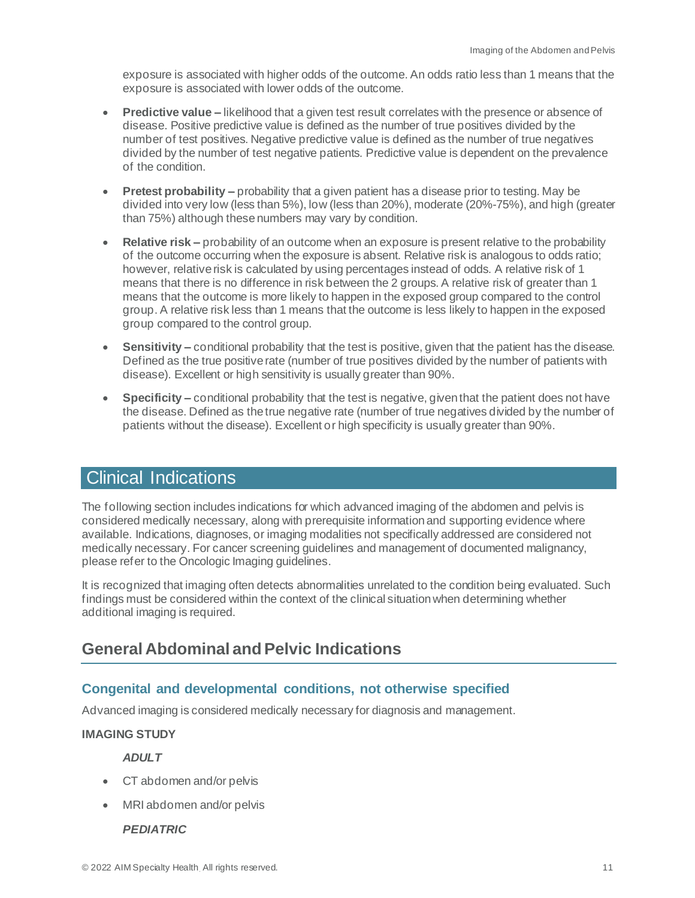exposure is associated with higher odds of the outcome. An odds ratio less than 1 means that the exposure is associated with lower odds of the outcome.

- **Predictive value –** likelihood that a given test result correlates with the presence or absence of disease. Positive predictive value is defined as the number of true positives divided by the number of test positives. Negative predictive value is defined as the number of true negatives divided by the number of test negative patients. Predictive value is dependent on the prevalence of the condition.
- **Pretest probability –** probability that a given patient has a disease prior to testing. May be divided into very low (less than 5%), low (less than 20%), moderate (20%-75%), and high (greater than 75%) although these numbers may vary by condition.
- **Relative risk –** probability of an outcome when an exposure is present relative to the probability of the outcome occurring when the exposure is absent. Relative risk is analogous to odds ratio; however, relative risk is calculated by using percentages instead of odds. A relative risk of 1 means that there is no difference in risk between the 2 groups. A relative risk of greater than 1 means that the outcome is more likely to happen in the exposed group compared to the control group. A relative risk less than 1 means that the outcome is less likely to happen in the exposed group compared to the control group.
- **Sensitivity –** conditional probability that the test is positive, given that the patient has the disease. Defined as the true positive rate (number of true positives divided by the number of patients with disease). Excellent or high sensitivity is usually greater than 90%.
- **Specificity –** conditional probability that the test is negative, given that the patient does not have the disease. Defined as the true negative rate (number of true negatives divided by the number of patients without the disease). Excellent or high specificity is usually greater than 90%.

# Clinical Indications

The following section includes indications for which advanced imaging of the abdomen and pelvis is considered medically necessary, along with prerequisite information and supporting evidence where available. Indications, diagnoses, or imaging modalities not specifically addressed are considered not medically necessary. For cancer screening guidelines and management of documented malignancy, please refer to the Oncologic Imaging guidelines.

It is recognized that imaging often detects abnormalities unrelated to the condition being evaluated. Such findings must be considered within the context of the clinical situation when determining whether additional imaging is required.

## General Abdominal and Pelvic Indications

### Congenital and developmental conditions, not otherwise specified

Advanced imaging is considered medically necessary for diagnosis and management.

**IMAGING STUDY**

***ADULT***

- CT abdomen and/or pelvis
- MRI abdomen and/or pelvis

***PEDIATRIC***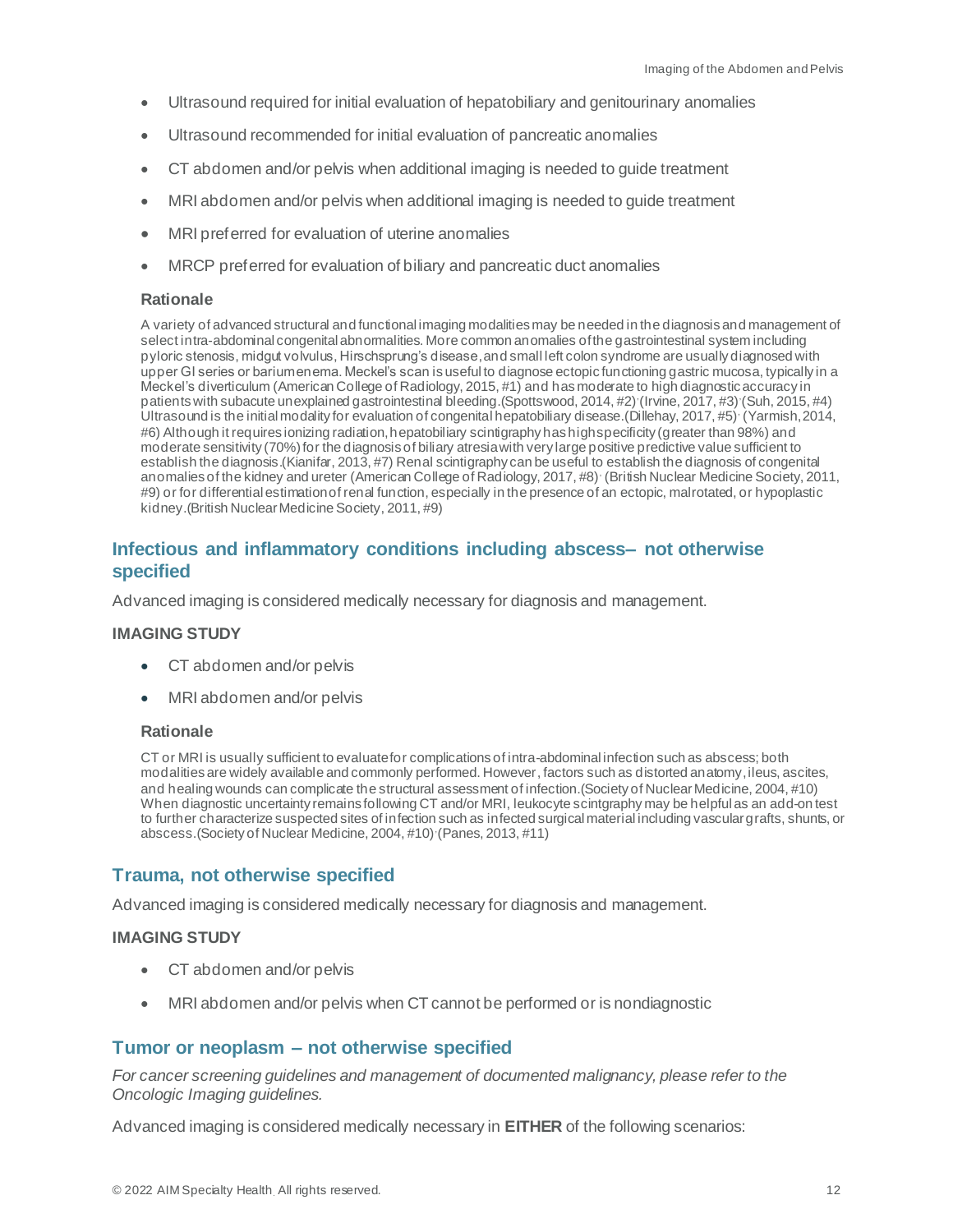- Ultrasound required for initial evaluation of hepatobiliary and genitourinary anomalies
- Ultrasound recommended for initial evaluation of pancreatic anomalies
- CT abdomen and/or pelvis when additional imaging is needed to guide treatment
- MRI abdomen and/or pelvis when additional imaging is needed to guide treatment
- MRI preferred for evaluation of uterine anomalies
- MRCP preferred for evaluation of biliary and pancreatic duct anomalies

#### Rationale

A variety of advanced structural and functional imaging modalities may be needed in the diagnosis and management of select intra-abdominal congenital abnormalities. More common anomalies of the gastrointestinal system including pyloric stenosis, midgut volvulus, Hirschsprung's disease, and small left colon syndrome are usually diagnosed with upper GI series or barium enema. Meckel's scan is useful to diagnose ectopic functioning gastric mucosa, typically in a Meckel's diverticulum (American College of Radiology, 2015, #1) and has moderate to high diagnostic accuracy in patients with subacute unexplained gastrointestinal bleeding.(Spottswood, 2014, #2), (Irvine, 2017, #3), (Suh, 2015, #4) Ultrasound is the initial modality for evaluation of congenital hepatobiliary disease.(Dillehay, 2017, #5), (Yarmish, 2014, #6) Although it requires ionizing radiation, hepatobiliary scintigraphy has high specificity (greater than 98%) and moderate sensitivity (70%) for the diagnosis of biliary atresia with very large positive predictive value sufficient to establish the diagnosis.(Kianifar, 2013, #7) Renal scintigraphy can be useful to establish the diagnosis of congenital anomalies of the kidney and ureter (American College of Radiology, 2017, #8), (British Nuclear Medicine Society, 2011, #9) or for differential estimation of renal function, especially in the presence of an ectopic, malrotated, or hypoplastic kidney.(British Nuclear Medicine Society, 2011, #9)

## Infectious and inflammatory conditions including abscess– not otherwise specified

Advanced imaging is considered medically necessary for diagnosis and management.

### IMAGING STUDY

- CT abdomen and/or pelvis
- MRI abdomen and/or pelvis

#### Rationale

CT or MRI is usually sufficient to evaluate for complications of intra-abdominal infection such as abscess; both modalities are widely available and commonly performed. However, factors such as distorted anatomy, ileus, ascites, and healing wounds can complicate the structural assessment of infection.(Society of Nuclear Medicine, 2004, #10) When diagnostic uncertainty remains following CT and/or MRI, leukocyte scintigraphy may be helpful as an add-on test to further characterize suspected sites of infection such as infected surgical material including vascular grafts, shunts, or abscess.(Society of Nuclear Medicine, 2004, #10), (Panes, 2013, #11)

## Trauma, not otherwise specified

Advanced imaging is considered medically necessary for diagnosis and management.

### IMAGING STUDY

- CT abdomen and/or pelvis
- MRI abdomen and/or pelvis when CT cannot be performed or is nondiagnostic

## Tumor or neoplasm – not otherwise specified

*For cancer screening guidelines and management of documented malignancy, please refer to the Oncologic Imaging guidelines.*

Advanced imaging is considered medically necessary in **EITHER** of the following scenarios: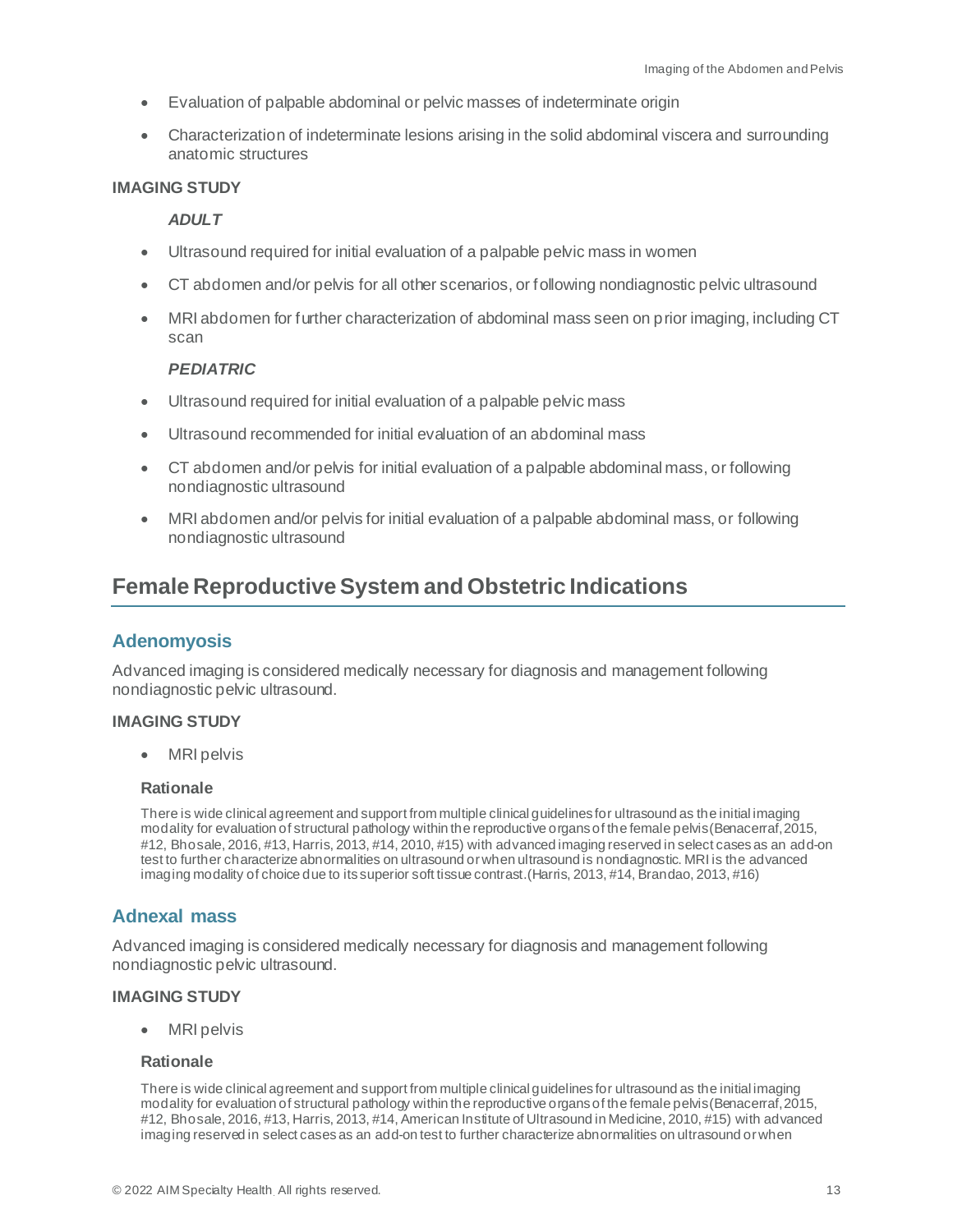- Evaluation of palpable abdominal or pelvic masses of indeterminate origin
- Characterization of indeterminate lesions arising in the solid abdominal viscera and surrounding anatomic structures

**IMAGING STUDY**

***ADULT***

- Ultrasound required for initial evaluation of a palpable pelvic mass in women
- CT abdomen and/or pelvis for all other scenarios, or following nondiagnostic pelvic ultrasound
- MRI abdomen for further characterization of abdominal mass seen on prior imaging, including CT scan

***PEDIATRIC***

- Ultrasound required for initial evaluation of a palpable pelvic mass
- Ultrasound recommended for initial evaluation of an abdominal mass
- CT abdomen and/or pelvis for initial evaluation of a palpable abdominal mass, or following nondiagnostic ultrasound
- MRI abdomen and/or pelvis for initial evaluation of a palpable abdominal mass, or following nondiagnostic ultrasound

## Female Reproductive System and Obstetric Indications

### Adenomyosis

Advanced imaging is considered medically necessary for diagnosis and management following nondiagnostic pelvic ultrasound.

**IMAGING STUDY**

- MRI pelvis

**Rationale**

There is wide clinical agreement and support from multiple clinical guidelines for ultrasound as the initial imaging modality for evaluation of structural pathology within the reproductive organs of the female pelvis (Benacerraf, 2015, #12, Bhosale, 2016, #13, Harris, 2013, #14, 2010, #15) with advanced imaging reserved in select cases as an add-on test to further characterize abnormalities on ultrasound or when ultrasound is nondiagnostic. MRI is the advanced imaging modality of choice due to its superior soft tissue contrast. (Harris, 2013, #14, Brandao, 2013, #16)

### Adnexal mass

Advanced imaging is considered medically necessary for diagnosis and management following nondiagnostic pelvic ultrasound.

**IMAGING STUDY**

- MRI pelvis

**Rationale**

There is wide clinical agreement and support from multiple clinical guidelines for ultrasound as the initial imaging modality for evaluation of structural pathology within the reproductive organs of the female pelvis (Benacerraf, 2015, #12, Bhosale, 2016, #13, Harris, 2013, #14, American Institute of Ultrasound in Medicine, 2010, #15) with advanced imaging reserved in select cases as an add-on test to further characterize abnormalities on ultrasound or when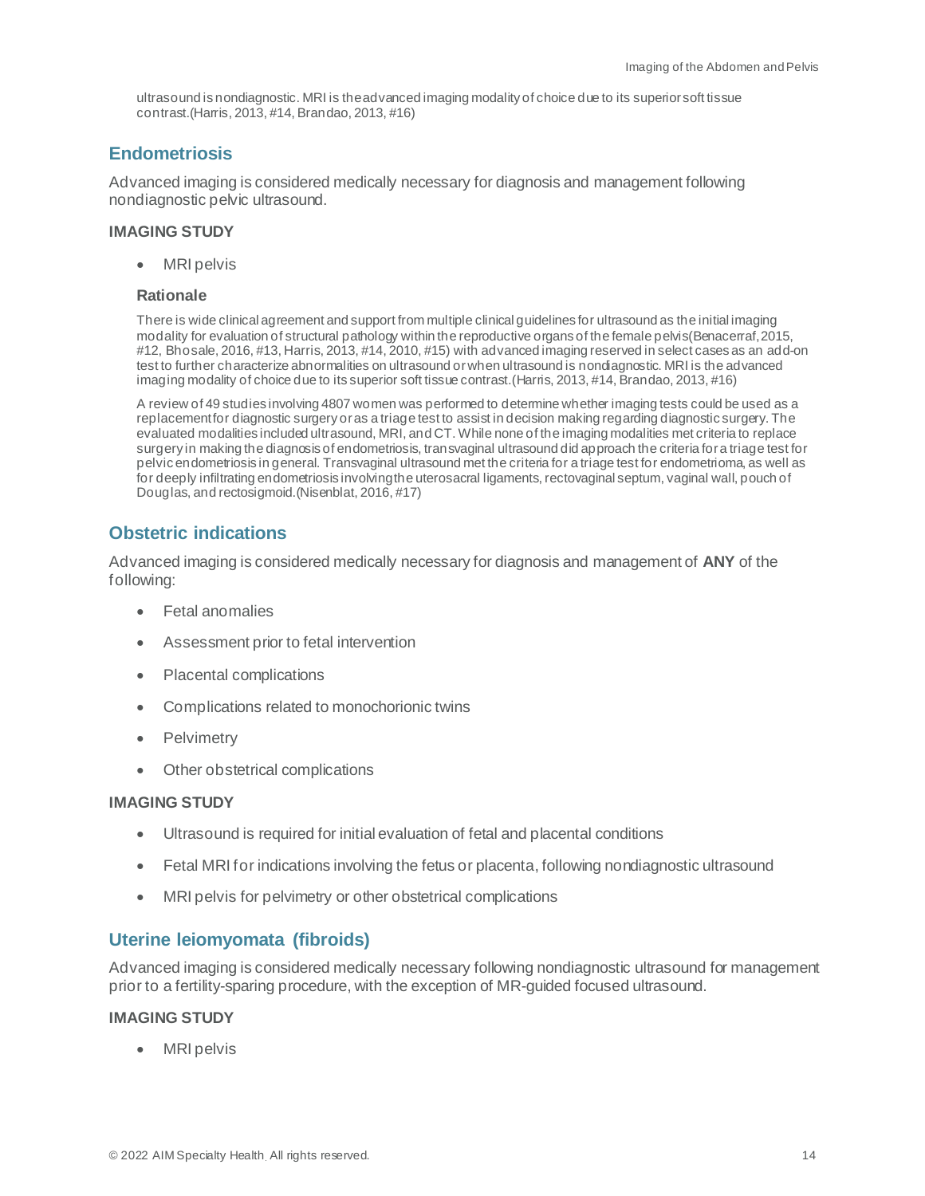ultrasound is nondiagnostic. MRI is the advanced imaging modality of choice due to its superior soft tissue contrast.(Harris, 2013, #14, Brandao, 2013, #16)

## Endometriosis

Advanced imaging is considered medically necessary for diagnosis and management following nondiagnostic pelvic ultrasound.

### IMAGING STUDY

- MRI pelvis

#### Rationale

There is wide clinical agreement and support from multiple clinical guidelines for ultrasound as the initial imaging modality for evaluation of structural pathology within the reproductive organs of the female pelvis(Benacerraf, 2015, #12, Bhosale, 2016, #13, Harris, 2013, #14, 2010, #15) with advanced imaging reserved in select cases as an add-on test to further characterize abnormalities on ultrasound or when ultrasound is nondiagnostic. MRI is the advanced imaging modality of choice due to its superior soft tissue contrast.(Harris, 2013, #14, Brandao, 2013, #16)

A review of 49 studies involving 4807 women was performed to determine whether imaging tests could be used as a replacement for diagnostic surgery or as a triage test to assist in decision making regarding diagnostic surgery. The evaluated modalities included ultrasound, MRI, and CT. While none of the imaging modalities met criteria to replace surgery in making the diagnosis of endometriosis, transvaginal ultrasound did approach the criteria for a triage test for pelvic endometriosis in general. Transvaginal ultrasound met the criteria for a triage test for endometrioma, as well as for deeply infiltrating endometriosis involving the uterosacral ligaments, rectovaginal septum, vaginal wall, pouch of Douglas, and rectosigmoid.(Nisenblat, 2016, #17)

## Obstetric indications

Advanced imaging is considered medically necessary for diagnosis and management of **ANY** of the following:

- Fetal anomalies
- Assessment prior to fetal intervention
- Placental complications
- Complications related to monochorionic twins
- Pelvimetry
- Other obstetrical complications

### IMAGING STUDY

- Ultrasound is required for initial evaluation of fetal and placental conditions
- Fetal MRI for indications involving the fetus or placenta, following nondiagnostic ultrasound
- MRI pelvis for pelvimetry or other obstetrical complications

## Uterine leiomyomata (fibroids)

Advanced imaging is considered medically necessary following nondiagnostic ultrasound for management prior to a fertility-sparing procedure, with the exception of MR-guided focused ultrasound.

### IMAGING STUDY

- MRI pelvis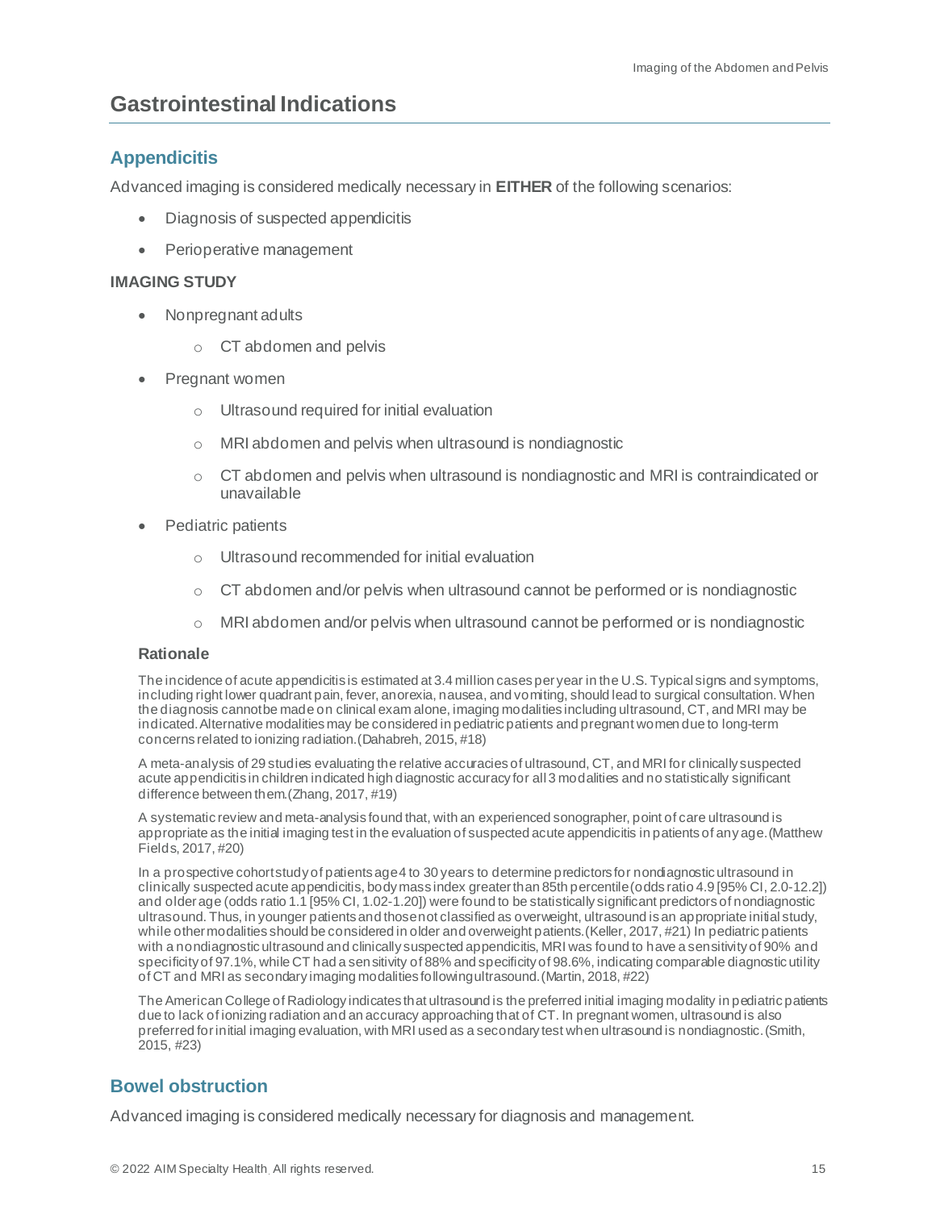# Gastrointestinal Indications

## Appendicitis

Advanced imaging is considered medically necessary in **EITHER** of the following scenarios:

- Diagnosis of suspected appendicitis
- Perioperative management

**IMAGING STUDY**

- Nonpregnant adults
  - CT abdomen and pelvis
- Pregnant women
  - Ultrasound required for initial evaluation
  - MRI abdomen and pelvis when ultrasound is nondiagnostic
  - CT abdomen and pelvis when ultrasound is nondiagnostic and MRI is contraindicated or unavailable
- Pediatric patients
  - Ultrasound recommended for initial evaluation
  - CT abdomen and/or pelvis when ultrasound cannot be performed or is nondiagnostic
  - MRI abdomen and/or pelvis when ultrasound cannot be performed or is nondiagnostic

### Rationale

The incidence of acute appendicitis is estimated at 3.4 million cases per year in the U.S. Typical signs and symptoms, including right lower quadrant pain, fever, anorexia, nausea, and vomiting, should lead to surgical consultation. When the diagnosis cannot be made on clinical exam alone, imaging modalities including ultrasound, CT, and MRI may be indicated. Alternative modalities may be considered in pediatric patients and pregnant women due to long-term concerns related to ionizing radiation. (Dahabreh, 2015, #18)

A meta-analysis of 29 studies evaluating the relative accuracies of ultrasound, CT, and MRI for clinically suspected acute appendicitis in children indicated high diagnostic accuracy for all 3 modalities and no statistically significant difference between them. (Zhang, 2017, #19)

A systematic review and meta-analysis found that, with an experienced sonographer, point of care ultrasound is appropriate as the initial imaging test in the evaluation of suspected acute appendicitis in patients of any age. (Matthew Fields, 2017, #20)

In a prospective cohort study of patients age 4 to 30 years to determine predictors for nondiagnostic ultrasound in clinically suspected acute appendicitis, body mass index greater than 85th percentile (odds ratio 4.9 [95% CI, 2.0-12.2]) and older age (odds ratio 1.1 [95% CI, 1.02-1.20]) were found to be statistically significant predictors of nondiagnostic ultrasound. Thus, in younger patients and those not classified as overweight, ultrasound is an appropriate initial study, while other modalities should be considered in older and overweight patients. (Keller, 2017, #21) In pediatric patients with a nondiagnostic ultrasound and clinically suspected appendicitis, MRI was found to have a sensitivity of 90% and specificity of 97.1%, while CT had a sensitivity of 88% and specificity of 98.6%, indicating comparable diagnostic utility of CT and MRI as secondary imaging modalities following ultrasound. (Martin, 2018, #22)

The American College of Radiology indicates that ultrasound is the preferred initial imaging modality in pediatric patients due to lack of ionizing radiation and an accuracy approaching that of CT. In pregnant women, ultrasound is also preferred for initial imaging evaluation, with MRI used as a secondary test when ultrasound is nondiagnostic. (Smith, 2015, #23)

## Bowel obstruction

Advanced imaging is considered medically necessary for diagnosis and management.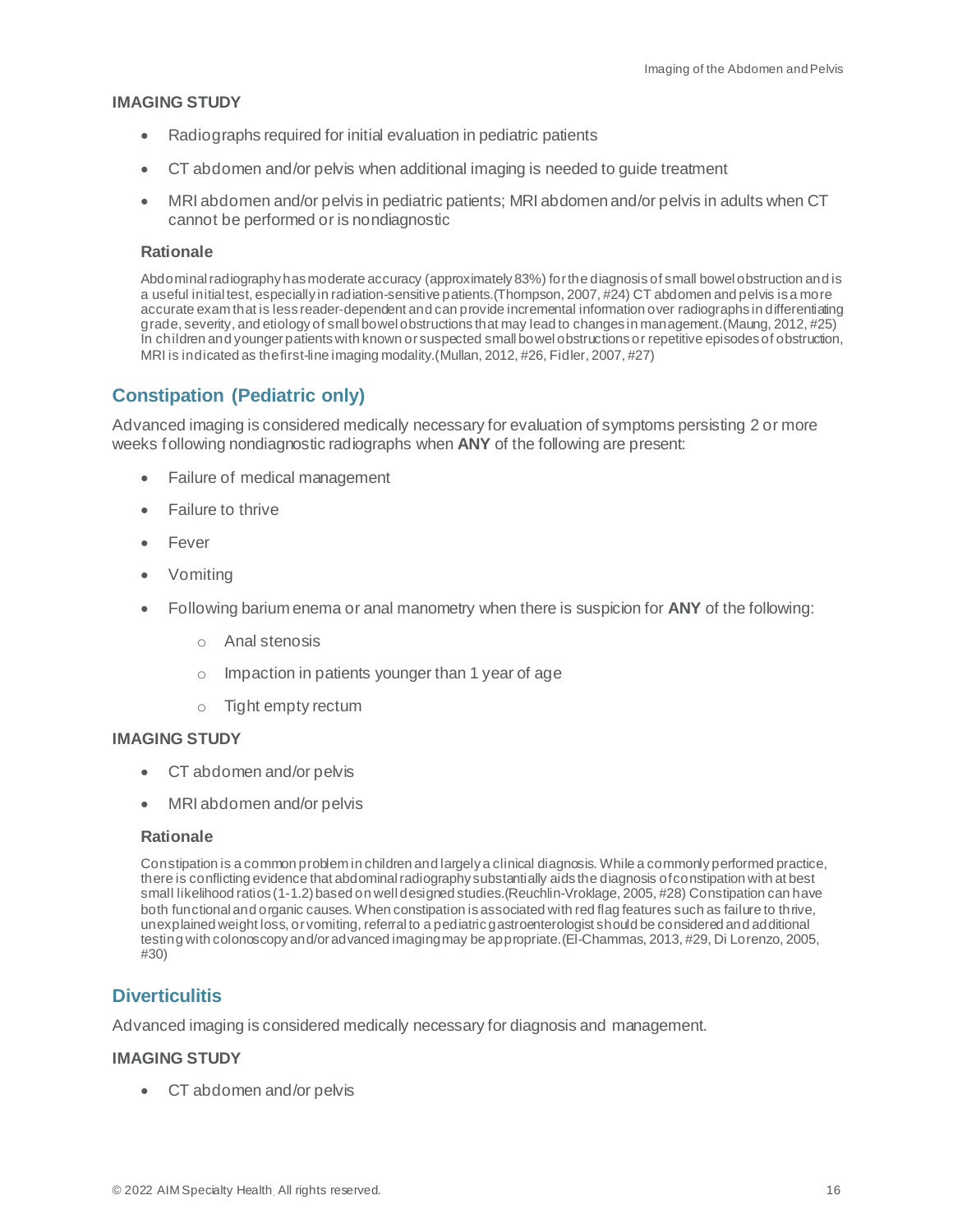**IMAGING STUDY**

- Radiographs required for initial evaluation in pediatric patients
- CT abdomen and/or pelvis when additional imaging is needed to guide treatment
- MRI abdomen and/or pelvis in pediatric patients; MRI abdomen and/or pelvis in adults when CT cannot be performed or is nondiagnostic

#### Rationale

Abdominal radiography has moderate accuracy (approximately 83%) for the diagnosis of small bowel obstruction and is a useful initial test, especially in radiation-sensitive patients.(Thompson, 2007, #24) CT abdomen and pelvis is a more accurate exam that is less reader-dependent and can provide incremental information over radiographs in differentiating grade, severity, and etiology of small bowel obstructions that may lead to changes in management.(Maung, 2012, #25) In children and younger patients with known or suspected small bowel obstructions or repetitive episodes of obstruction, MRI is indicated as the first-line imaging modality.(Mullan, 2012, #26, Fidler, 2007, #27)

## Constipation (Pediatric only)

Advanced imaging is considered medically necessary for evaluation of symptoms persisting 2 or more weeks following nondiagnostic radiographs when **ANY** of the following are present:

- Failure of medical management
- Failure to thrive
- Fever
- Vomiting
- Following barium enema or anal manometry when there is suspicion for **ANY** of the following:
  - Anal stenosis
  - Impaction in patients younger than 1 year of age
  - Tight empty rectum

**IMAGING STUDY**

- CT abdomen and/or pelvis
- MRI abdomen and/or pelvis

#### Rationale

Constipation is a common problem in children and largely a clinical diagnosis. While a commonly performed practice, there is conflicting evidence that abdominal radiography substantially aids the diagnosis of constipation with at best small likelihood ratios (1-1.2) based on well designed studies.(Reuchlin-Vroklage, 2005, #28) Constipation can have both functional and organic causes. When constipation is associated with red flag features such as failure to thrive, unexplained weight loss, or vomiting, referral to a pediatric gastroenterologist should be considered and additional testing with colonoscopy and/or advanced imaging may be appropriate.(El-Chammas, 2013, #29, Di Lorenzo, 2005, #30)

## Diverticulitis

Advanced imaging is considered medically necessary for diagnosis and management.

**IMAGING STUDY**

- CT abdomen and/or pelvis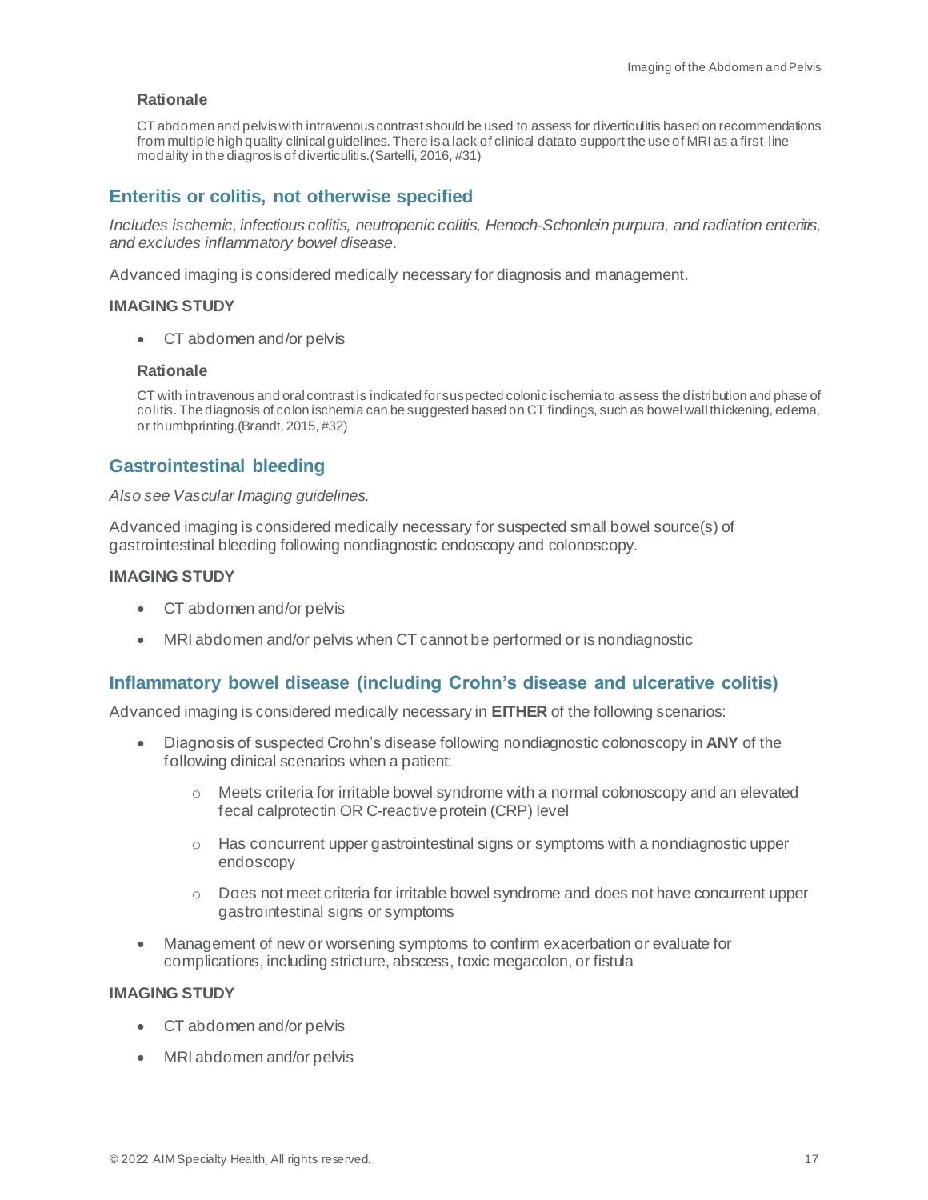#### Rationale

CT abdomen and pelvis with intravenous contrast should be used to assess for diverticulitis based on recommendations from multiple high quality clinical guidelines. There is a lack of clinical data to support the use of MRI as a first-line modality in the diagnosis of diverticulitis.(Sartelli, 2016, #31)

## Enteritis or colitis, not otherwise specified

*Includes ischemic, infectious colitis, neutropenic colitis, Henoch-Schonlein purpura, and radiation enteritis, and excludes inflammatory bowel disease.*

Advanced imaging is considered medically necessary for diagnosis and management.

### IMAGING STUDY

- CT abdomen and/or pelvis

#### Rationale

CT with intravenous and oral contrast is indicated for suspected colonic ischemia to assess the distribution and phase of colitis. The diagnosis of colon ischemia can be suggested based on CT findings, such as bowel wall thickening, edema, or thumbprinting.(Brandt, 2015, #32)

## Gastrointestinal bleeding

*Also see Vascular Imaging guidelines.*

Advanced imaging is considered medically necessary for suspected small bowel source(s) of gastrointestinal bleeding following nondiagnostic endoscopy and colonoscopy.

### IMAGING STUDY

- CT abdomen and/or pelvis
- MRI abdomen and/or pelvis when CT cannot be performed or is nondiagnostic

## Inflammatory bowel disease (including Crohn's disease and ulcerative colitis)

Advanced imaging is considered medically necessary in **EITHER** of the following scenarios:

- Diagnosis of suspected Crohn's disease following nondiagnostic colonoscopy in **ANY** of the following clinical scenarios when a patient:
    - Meets criteria for irritable bowel syndrome with a normal colonoscopy and an elevated fecal calprotectin OR C-reactive protein (CRP) level
    - Has concurrent upper gastrointestinal signs or symptoms with a nondiagnostic upper endoscopy
    - Does not meet criteria for irritable bowel syndrome and does not have concurrent upper gastrointestinal signs or symptoms
- Management of new or worsening symptoms to confirm exacerbation or evaluate for complications, including stricture, abscess, toxic megacolon, or fistula

### IMAGING STUDY

- CT abdomen and/or pelvis
- MRI abdomen and/or pelvis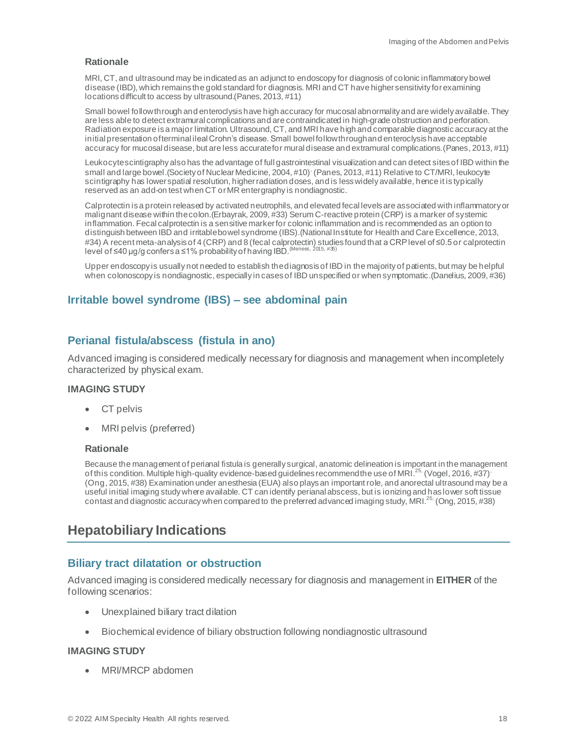### Rationale

MRI, CT, and ultrasound may be indicated as an adjunct to endoscopy for diagnosis of colonic inflammatory bowel disease (IBD), which remains the gold standard for diagnosis. MRI and CT have higher sensitivity for examining locations difficult to access by ultrasound.(Panes, 2013, #11)

Small bowel follow through and enteroclysis have high accuracy for mucosal abnormality and are widely available. They are less able to detect extramural complications and are contraindicated in high-grade obstruction and perforation. Radiation exposure is a major limitation. Ultrasound, CT, and MRI have high and comparable diagnostic accuracy at the initial presentation of terminal ileal Crohn's disease. Small bowel follow through and enteroclysis have acceptable accuracy for mucosal disease, but are less accurate for mural disease and extramural complications.(Panes, 2013, #11)

Leukocyte scintigraphy also has the advantage of full gastrointestinal visualization and can detect sites of IBD within the small and large bowel.(Society of Nuclear Medicine, 2004, #10), (Panes, 2013, #11) Relative to CT/MRI, leukocyte scintigraphy has lower spatial resolution, higher radiation doses, and is less widely available, hence it is typically reserved as an add-on test when CT or MR entergraphy is nondiagnostic.

Calprotectin is a protein released by activated neutrophils, and elevated fecal levels are associated with inflammatory or malignant disease within the colon.(Erbayrak, 2009, #33) Serum C-reactive protein (CRP) is a marker of systemic inflammation. Fecal calprotectin is a sensitive marker for colonic inflammation and is recommended as an option to distinguish between IBD and irritable bowel syndrome (IBS).(National Institute for Health and Care Excellence, 2013, #34) A recent meta-analysis of 4 (CRP) and 8 (fecal calprotectin) studies found that a CRP level of ≤0.5 or calprotectin level of ≤40 µg/g confers a ≤1% probability of having IBD.(Menees, 2015, #35)

Upper endoscopy is usually not needed to establish the diagnosis of IBD in the majority of patients, but may be helpful when colonoscopy is nondiagnostic, especially in cases of IBD unspecified or when symptomatic.(Danelius, 2009, #36)

## Irritable bowel syndrome (IBS) – see abdominal pain

## Perianal fistula/abscess (fistula in ano)

Advanced imaging is considered medically necessary for diagnosis and management when incompletely characterized by physical exam.

**IMAGING STUDY**

- CT pelvis
- MRI pelvis (preferred)

### Rationale

Because the management of perianal fistula is generally surgical, anatomic delineation is important in the management of this condition. Multiple high-quality evidence-based guidelines recommend the use of MRI.[25], (Vogel, 2016, #37), (Ong, 2015, #38) Examination under anesthesia (EUA) also plays an important role, and anorectal ultrasound may be a useful initial imaging study where available. CT can identify perianal abscess, but is ionizing and has lower soft tissue contast and diagnostic accuracy when compared to the preferred advanced imaging study, MRI.[25], (Ong, 2015, #38)

# Hepatobiliary Indications

## Biliary tract dilatation or obstruction

Advanced imaging is considered medically necessary for diagnosis and management in **EITHER** of the following scenarios:

- Unexplained biliary tract dilation
- Biochemical evidence of biliary obstruction following nondiagnostic ultrasound

**IMAGING STUDY**

- MRI/MRCP abdomen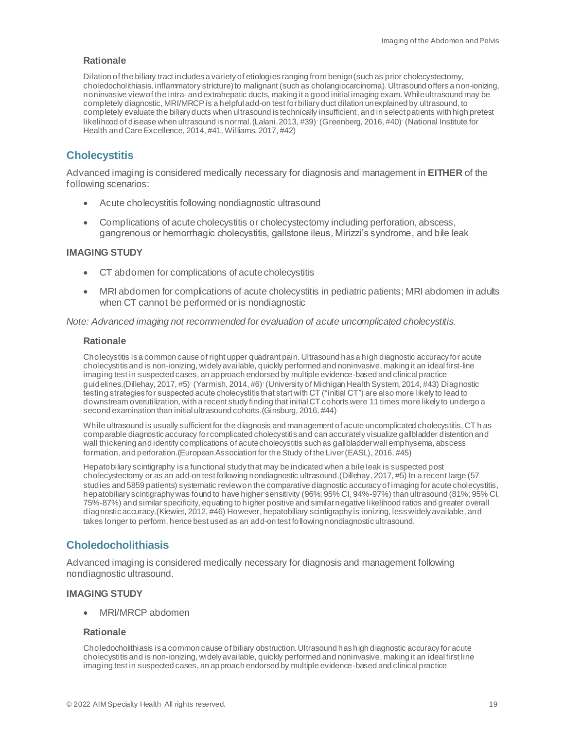### Rationale

Dilation of the biliary tract includes a variety of etiologies ranging from benign (such as prior cholecystectomy, choledocholithiasis, inflammatory stricture) to malignant (such as cholangiocarcinoma). Ultrasound offers a non-ionizing, noninvasive view of the intra- and extrahepatic ducts, making it a good initial imaging exam. While ultrasound may be completely diagnostic, MRI/MRCP is a helpful add-on test for biliary duct dilation unexplained by ultrasound, to completely evaluate the biliary ducts when ultrasound is technically insufficient, and in select patients with high pretest likelihood of disease when ultrasound is normal.(Lalani, 2013, #39), (Greenberg, 2016, #40), (National Institute for Health and Care Excellence, 2014, #41, Williams, 2017, #42)

## Cholecystitis

Advanced imaging is considered medically necessary for diagnosis and management in **EITHER** of the following scenarios:

- Acute cholecystitis following nondiagnostic ultrasound
- Complications of acute cholecystitis or cholecystectomy including perforation, abscess, gangrenous or hemorrhagic cholecystitis, gallstone ileus, Mirizzi's syndrome, and bile leak

### IMAGING STUDY

- CT abdomen for complications of acute cholecystitis
- MRI abdomen for complications of acute cholecystitis in pediatric patients; MRI abdomen in adults when CT cannot be performed or is nondiagnostic

*Note: Advanced imaging not recommended for evaluation of acute uncomplicated cholecystitis.*

### Rationale

Cholecystitis is a common cause of right upper quadrant pain. Ultrasound has a high diagnostic accuracy for acute cholecystitis and is non-ionizing, widely available, quickly performed and noninvasive, making it an ideal first-line imaging test in suspected cases, an approach endorsed by multiple evidence-based and clinical practice guidelines.(Dillehay, 2017, #5), (Yarmish, 2014, #6), (University of Michigan Health System, 2014, #43) Diagnostic testing strategies for suspected acute cholecystitis that start with CT ("initial CT") are also more likely to lead to downstream overutilization, with a recent study finding that initial CT cohorts were 11 times more likely to undergo a second examination than initial ultrasound cohorts.(Ginsburg, 2016, #44)

While ultrasound is usually sufficient for the diagnosis and management of acute uncomplicated cholecystitis, CT has comparable diagnostic accuracy for complicated cholecystitis and can accurately visualize gallbladder distention and wall thickening and identify complications of acute cholecystitis such as gallbladder wall emphysema, abscess formation, and perforation.(European Association for the Study of the Liver (EASL), 2016, #45)

Hepatobiliary scintigraphy is a functional study that may be indicated when a bile leak is suspected post cholecystectomy or as an add-on test following nondiagnostic ultrasound.(Dillehay, 2017, #5) In a recent large (57 studies and 5859 patients) systematic review on the comparative diagnostic accuracy of imaging for acute cholecystitis, hepatobiliary scintigraphy was found to have higher sensitivity (96%; 95% CI, 94%-97%) than ultrasound (81%; 95% CI, 75%-87%) and similar specificity, equating to higher positive and similar negative likelihood ratios and greater overall diagnostic accuracy.(Kiewiet, 2012, #46) However, hepatobiliary scintigraphy is ionizing, less widely available, and takes longer to perform, hence best used as an add-on test following nondiagnostic ultrasound.

## Choledocholithiasis

Advanced imaging is considered medically necessary for diagnosis and management following nondiagnostic ultrasound.

### IMAGING STUDY

- MRI/MRCP abdomen

### Rationale

Choledocholithiasis is a common cause of biliary obstruction. Ultrasound has high diagnostic accuracy for acute cholecystitis and is non-ionizing, widely available, quickly performed and noninvasive, making it an ideal first line imaging test in suspected cases, an approach endorsed by multiple evidence-based and clinical practice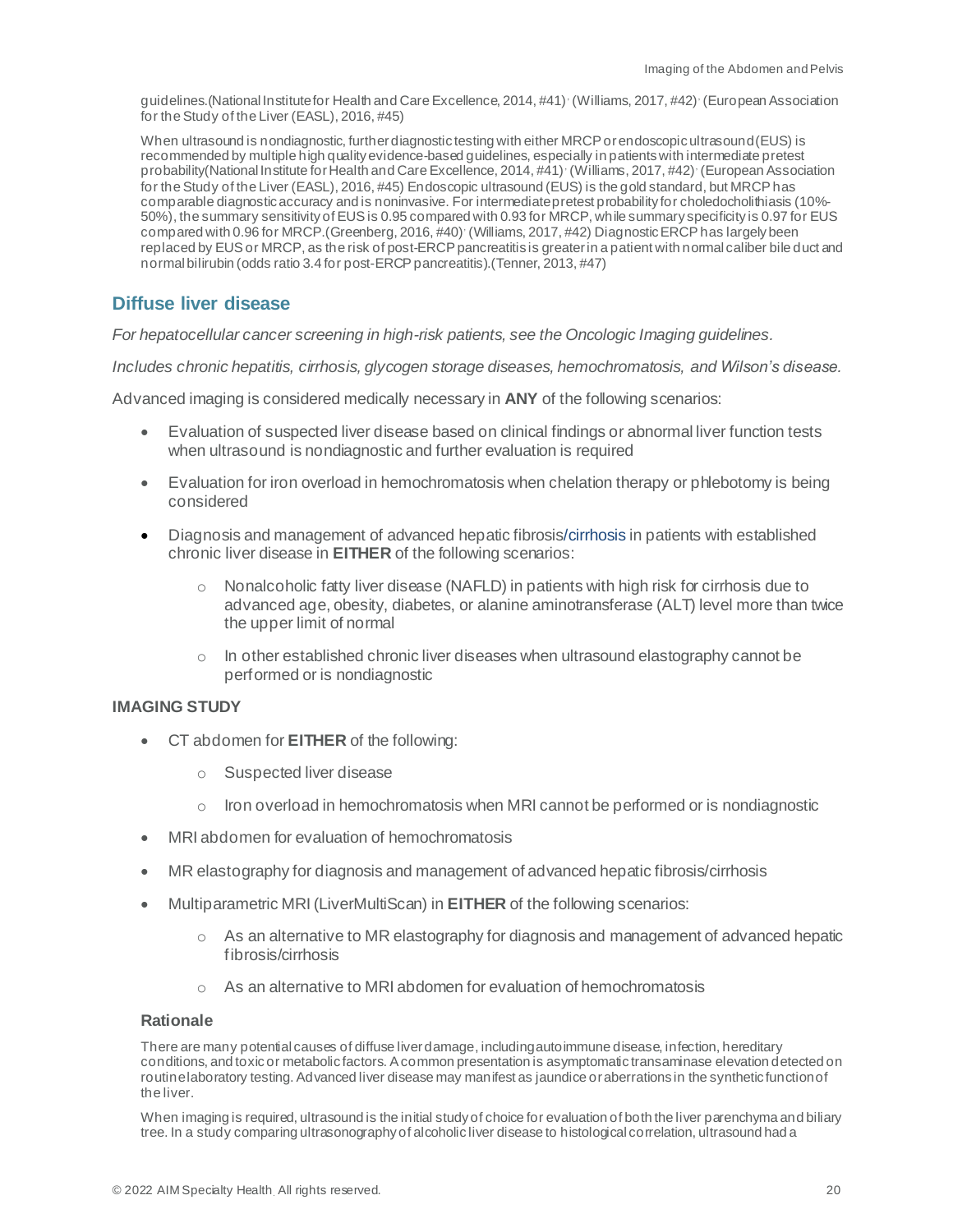guidelines.(National Institute for Health and Care Excellence, 2014, #41)· (Williams, 2017, #42)· (European Association for the Study of the Liver (EASL), 2016, #45)

When ultrasound is nondiagnostic, further diagnostic testing with either MRCP or endoscopic ultrasound (EUS) is recommended by multiple high quality evidence-based guidelines, especially in patients with intermediate pretest probability(National Institute for Health and Care Excellence, 2014, #41)· (Williams, 2017, #42)· (European Association for the Study of the Liver (EASL), 2016, #45) Endoscopic ultrasound (EUS) is the gold standard, but MRCP has comparable diagnostic accuracy and is noninvasive. For intermediate pretest probability for choledocholithiasis (10%-50%), the summary sensitivity of EUS is 0.95 compared with 0.93 for MRCP, while summary specificity is 0.97 for EUS compared with 0.96 for MRCP.(Greenberg, 2016, #40)· (Williams, 2017, #42) Diagnostic ERCP has largely been replaced by EUS or MRCP, as the risk of post-ERCP pancreatitis is greater in a patient with normal caliber bile duct and normal bilirubin (odds ratio 3.4 for post-ERCP pancreatitis).(Tenner, 2013, #47)

## Diffuse liver disease

*For hepatocellular cancer screening in high-risk patients, see the Oncologic Imaging guidelines.*

*Includes chronic hepatitis, cirrhosis, glycogen storage diseases, hemochromatosis, and Wilson's disease.*

Advanced imaging is considered medically necessary in **ANY** of the following scenarios:

- Evaluation of suspected liver disease based on clinical findings or abnormal liver function tests when ultrasound is nondiagnostic and further evaluation is required
- Evaluation for iron overload in hemochromatosis when chelation therapy or phlebotomy is being considered
- Diagnosis and management of advanced hepatic fibrosis/cirrhosis in patients with established chronic liver disease in **EITHER** of the following scenarios:
  - Nonalcoholic fatty liver disease (NAFLD) in patients with high risk for cirrhosis due to advanced age, obesity, diabetes, or alanine aminotransferase (ALT) level more than twice the upper limit of normal
  - In other established chronic liver diseases when ultrasound elastography cannot be performed or is nondiagnostic

### IMAGING STUDY

- CT abdomen for **EITHER** of the following:
  - Suspected liver disease
  - Iron overload in hemochromatosis when MRI cannot be performed or is nondiagnostic
- MRI abdomen for evaluation of hemochromatosis
- MR elastography for diagnosis and management of advanced hepatic fibrosis/cirrhosis
- Multiparametric MRI (LiverMultiScan) in **EITHER** of the following scenarios:
  - As an alternative to MR elastography for diagnosis and management of advanced hepatic fibrosis/cirrhosis
  - As an alternative to MRI abdomen for evaluation of hemochromatosis

#### Rationale

There are many potential causes of diffuse liver damage, including autoimmune disease, infection, hereditary conditions, and toxic or metabolic factors. A common presentation is asymptomatic transaminase elevation detected on routine laboratory testing. Advanced liver disease may manifest as jaundice or aberrations in the synthetic function of the liver.

When imaging is required, ultrasound is the initial study of choice for evaluation of both the liver parenchyma and biliary tree. In a study comparing ultrasonography of alcoholic liver disease to histological correlation, ultrasound had a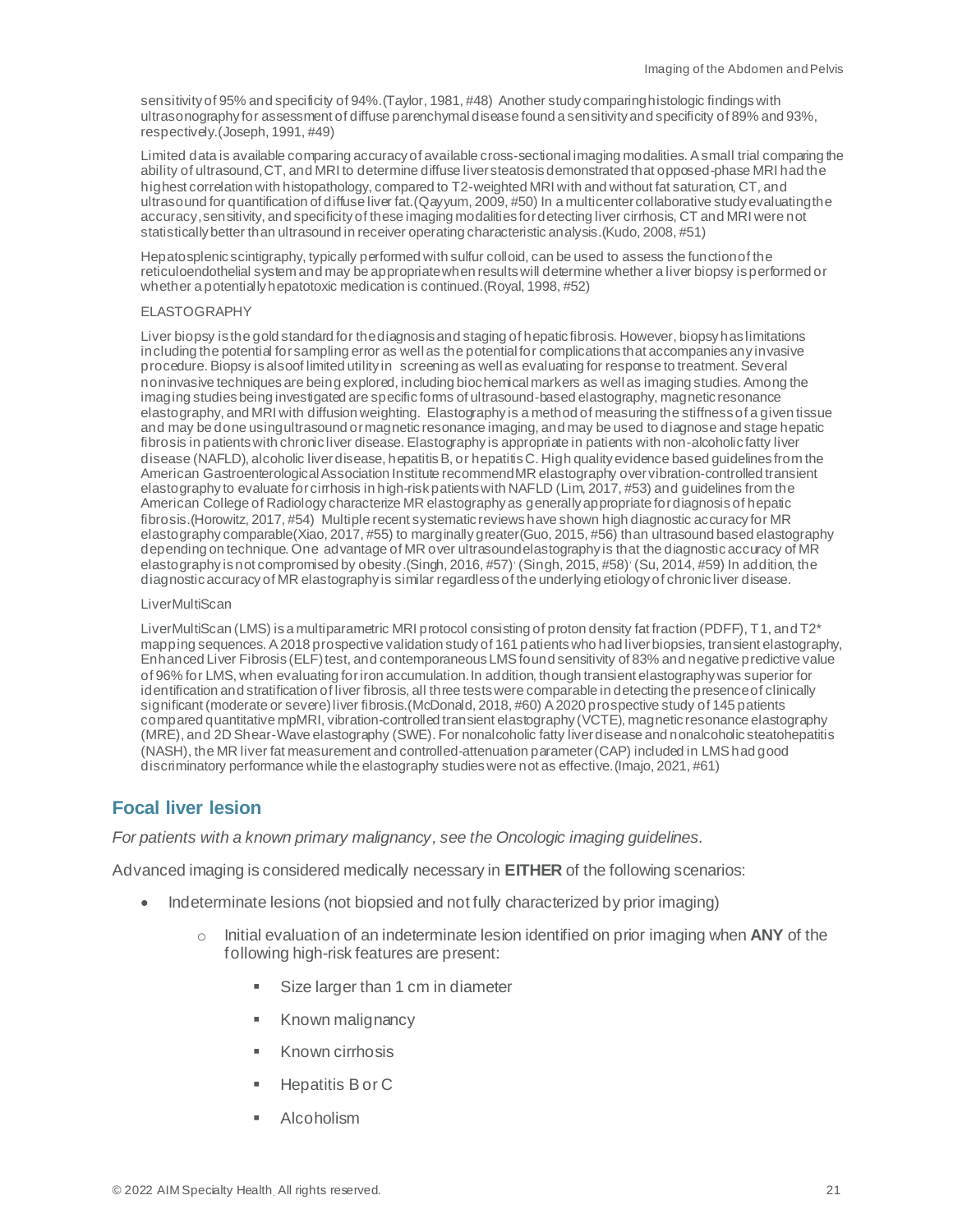sensitivity of 95% and specificity of 94%.(Taylor, 1981, #48) Another study comparing histologic findings with ultrasonography for assessment of diffuse parenchymal disease found a sensitivity and specificity of 89% and 93%, respectively.(Joseph, 1991, #49)

Limited data is available comparing accuracy of available cross-sectional imaging modalities. A small trial comparing the ability of ultrasound, CT, and MRI to determine diffuse liver steatosis demonstrated that opposed-phase MRI had the highest correlation with histopathology, compared to T2-weighted MRI with and without fat saturation, CT, and ultrasound for quantification of diffuse liver fat.(Qayyum, 2009, #50) In a multicenter collaborative study evaluating the accuracy, sensitivity, and specificity of these imaging modalities for detecting liver cirrhosis, CT and MRI were not statistically better than ultrasound in receiver operating characteristic analysis.(Kudo, 2008, #51)

Hepatosplenic scintigraphy, typically performed with sulfur colloid, can be used to assess the function of the reticuloendothelial system and may be appropriate when results will determine whether a liver biopsy is performed or whether a potentially hepatotoxic medication is continued.(Royal, 1998, #52)

ELASTOGRAPHY

Liver biopsy is the gold standard for the diagnosis and staging of hepatic fibrosis. However, biopsy has limitations including the potential for sampling error as well as the potential for complications that accompanies any invasive procedure. Biopsy is also of limited utility in screening as well as evaluating for response to treatment. Several noninvasive techniques are being explored, including biochemical markers as well as imaging studies. Among the imaging studies being investigated are specific forms of ultrasound-based elastography, magnetic resonance elastography, and MRI with diffusion weighting. Elastography is a method of measuring the stiffness of a given tissue and may be done using ultrasound or magnetic resonance imaging, and may be used to diagnose and stage hepatic fibrosis in patients with chronic liver disease. Elastography is appropriate in patients with non-alcoholic fatty liver disease (NAFLD), alcoholic liver disease, hepatitis B, or hepatitis C. High quality evidence based guidelines from the American Gastroenterological Association Institute recommend MR elastography over vibration-controlled transient elastography to evaluate for cirrhosis in high-risk patients with NAFLD (Lim, 2017, #53) and guidelines from the American College of Radiology characterize MR elastography as generally appropriate for diagnosis of hepatic fibrosis.(Horowitz, 2017, #54) Multiple recent systematic reviews have shown high diagnostic accuracy for MR elastography comparable(Xiao, 2017, #55) to marginally greater(Guo, 2015, #56) than ultrasound based elastography depending on technique. One advantage of MR over ultrasound elastography is that the diagnostic accuracy of MR elastography is not compromised by obesity.(Singh, 2016, #57), (Singh, 2015, #58), (Su, 2014, #59) In addition, the diagnostic accuracy of MR elastography is similar regardless of the underlying etiology of chronic liver disease.

LiverMultiScan

LiverMultiScan (LMS) is a multiparametric MRI protocol consisting of proton density fat fraction (PDFF), T1, and T2* mapping sequences. A 2018 prospective validation study of 161 patients who had liver biopsies, transient elastography, Enhanced Liver Fibrosis (ELF) test, and contemporaneous LMS found sensitivity of 83% and negative predictive value of 96% for LMS, when evaluating for iron accumulation. In addition, though transient elastography was superior for identification and stratification of liver fibrosis, all three tests were comparable in detecting the presence of clinically significant (moderate or severe) liver fibrosis.(McDonald, 2018, #60) A 2020 prospective study of 145 patients compared quantitative mpMRI, vibration-controlled transient elastography (VCTE), magnetic resonance elastography (MRE), and 2D Shear-Wave elastography (SWE). For nonalcoholic fatty liver disease and nonalcoholic steatohepatitis (NASH), the MR liver fat measurement and controlled-attenuation parameter (CAP) included in LMS had good discriminatory performance while the elastography studies were not as effective.(Imajo, 2021, #61)

## Focal liver lesion

*For patients with a known primary malignancy, see the Oncologic imaging guidelines.*

Advanced imaging is considered medically necessary in **EITHER** of the following scenarios:

- Indeterminate lesions (not biopsied and not fully characterized by prior imaging)
  - Initial evaluation of an indeterminate lesion identified on prior imaging when **ANY** of the following high-risk features are present:
    - Size larger than 1 cm in diameter
    - Known malignancy
    - Known cirrhosis
    - Hepatitis B or C
    - Alcoholism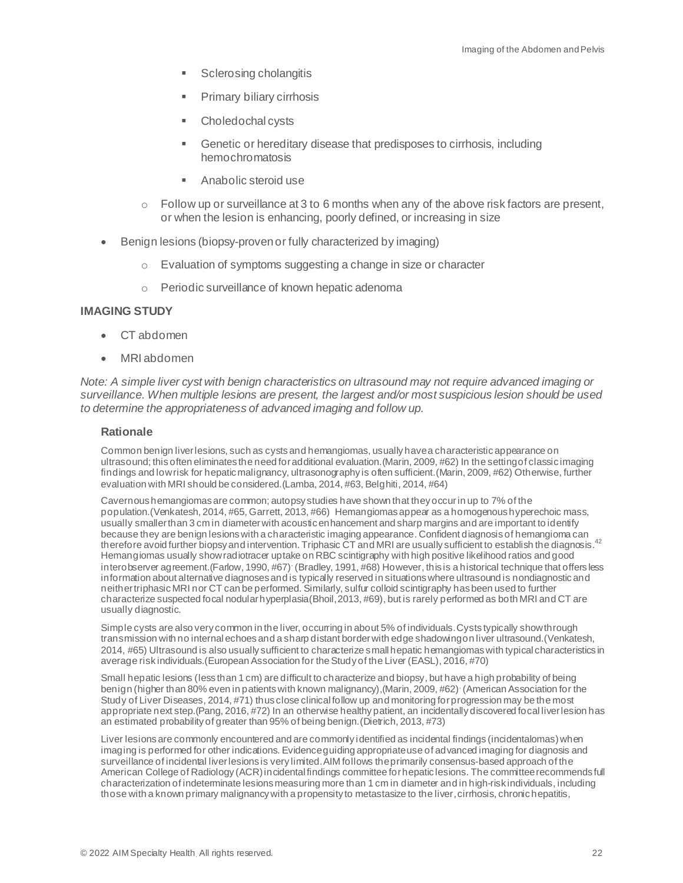- Sclerosing cholangitis
    - Primary biliary cirrhosis
    - Choledochal cysts
    - Genetic or hereditary disease that predisposes to cirrhosis, including hemochromatosis
    - Anabolic steroid use
  - Follow up or surveillance at 3 to 6 months when any of the above risk factors are present, or when the lesion is enhancing, poorly defined, or increasing in size
- Benign lesions (biopsy-proven or fully characterized by imaging)
  - Evaluation of symptoms suggesting a change in size or character
  - Periodic surveillance of known hepatic adenoma

**IMAGING STUDY**

- CT abdomen
- MRI abdomen

*Note: A simple liver cyst with benign characteristics on ultrasound may not require advanced imaging or surveillance. When multiple lesions are present, the largest and/or most suspicious lesion should be used to determine the appropriateness of advanced imaging and follow up.*

### Rationale

Common benign liver lesions, such as cysts and hemangiomas, usually have a characteristic appearance on ultrasound; this often eliminates the need for additional evaluation.(Marin, 2009, #62) In the setting of classic imaging findings and low risk for hepatic malignancy, ultrasonography is often sufficient.(Marin, 2009, #62) Otherwise, further evaluation with MRI should be considered.(Lamba, 2014, #63, Belghiti, 2014, #64)

Cavernous hemangiomas are common; autopsy studies have shown that they occur in up to 7% of the population.(Venkatesh, 2014, #65, Garrett, 2013, #66) Hemangiomas appear as a homogenous hyperechoic mass, usually smaller than 3 cm in diameter with acoustic enhancement and sharp margins and are important to identify because they are benign lesions with a characteristic imaging appearance. Confident diagnosis of hemangioma can therefore avoid further biopsy and intervention. Triphasic CT and MRI are usually sufficient to establish the diagnosis.[42] Hemangiomas usually show radiotracer uptake on RBC scintigraphy with high positive likelihood ratios and good interobserver agreement.(Farlow, 1990, #67). (Bradley, 1991, #68) However, this is a historical technique that offers less information about alternative diagnoses and is typically reserved in situations where ultrasound is nondiagnostic and neither triphasic MRI nor CT can be performed. Similarly, sulfur colloid scintigraphy has been used to further characterize suspected focal nodular hyperplasia (Bhoil, 2013, #69), but is rarely performed as both MRI and CT are usually diagnostic.

Simple cysts are also very common in the liver, occurring in about 5% of individuals. Cysts typically show through transmission with no internal echoes and a sharp distant border with edge shadowing on liver ultrasound.(Venkatesh, 2014, #65) Ultrasound is also usually sufficient to characterize small hepatic hemangiomas with typical characteristics in average risk individuals.(European Association for the Study of the Liver (EASL), 2016, #70)

Small hepatic lesions (less than 1 cm) are difficult to characterize and biopsy, but have a high probability of being benign (higher than 80% even in patients with known malignancy),(Marin, 2009, #62). (American Association for the Study of Liver Diseases, 2014, #71) thus close clinical follow up and monitoring for progression may be the most appropriate next step.(Pang, 2016, #72) In an otherwise healthy patient, an incidentally discovered focal liver lesion has an estimated probability of greater than 95% of being benign.(Dietrich, 2013, #73)

Liver lesions are commonly encountered and are commonly identified as incidental findings (incidentalomas) when imaging is performed for other indications. Evidence guiding appropriate use of advanced imaging for diagnosis and surveillance of incidental liver lesions is very limited. AIM follows the primarily consensus-based approach of the American College of Radiology (ACR) incidental findings committee for hepatic lesions. The committee recommends full characterization of indeterminate lesions measuring more than 1 cm in diameter and in high-risk individuals, including those with a known primary malignancy with a propensity to metastasize to the liver, cirrhosis, chronic hepatitis,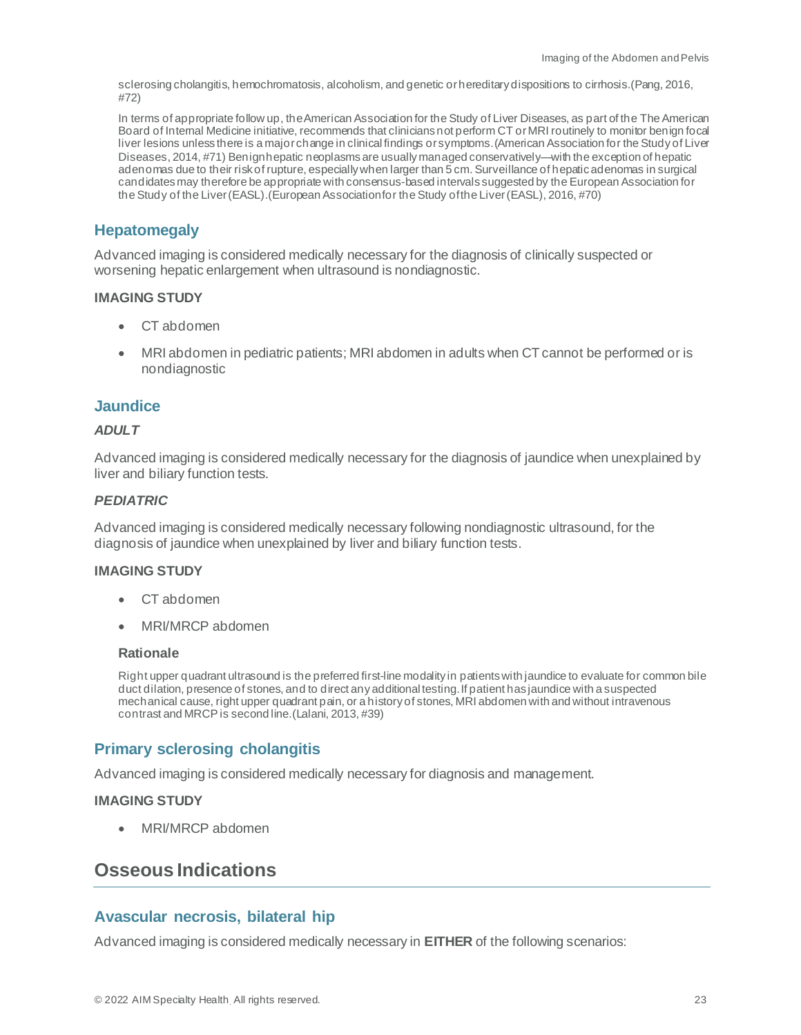sclerosing cholangitis, hemochromatosis, alcoholism, and genetic or hereditary dispositions to cirrhosis.(Pang, 2016, #72)

In terms of appropriate follow up, the American Association for the Study of Liver Diseases, as part of the The American Board of Internal Medicine initiative, recommends that clinicians not perform CT or MRI routinely to monitor benign focal liver lesions unless there is a major change in clinical findings or symptoms.(American Association for the Study of Liver Diseases, 2014, #71) Benign hepatic neoplasms are usually managed conservatively—with the exception of hepatic adenomas due to their risk of rupture, especially when larger than 5 cm. Surveillance of hepatic adenomas in surgical candidates may therefore be appropriate with consensus-based intervals suggested by the European Association for the Study of the Liver (EASL).(European Association for the Study of the Liver (EASL), 2016, #70)

### Hepatomegaly

Advanced imaging is considered medically necessary for the diagnosis of clinically suspected or worsening hepatic enlargement when ultrasound is nondiagnostic.

**IMAGING STUDY**

- CT abdomen
- MRI abdomen in pediatric patients; MRI abdomen in adults when CT cannot be performed or is nondiagnostic

### Jaundice

***ADULT***

Advanced imaging is considered medically necessary for the diagnosis of jaundice when unexplained by liver and biliary function tests.

***PEDIATRIC***

Advanced imaging is considered medically necessary following nondiagnostic ultrasound, for the diagnosis of jaundice when unexplained by liver and biliary function tests.

**IMAGING STUDY**

- CT abdomen
- MRI/MRCP abdomen

**Rationale**

Right upper quadrant ultrasound is the preferred first-line modality in patients with jaundice to evaluate for common bile duct dilation, presence of stones, and to direct any additional testing. If patient has jaundice with a suspected mechanical cause, right upper quadrant pain, or a history of stones, MRI abdomen with and without intravenous contrast and MRCP is second line.(Lalani, 2013, #39)

### Primary sclerosing cholangitis

Advanced imaging is considered medically necessary for diagnosis and management.

**IMAGING STUDY**

- MRI/MRCP abdomen

## Osseous Indications

### Avascular necrosis, bilateral hip

Advanced imaging is considered medically necessary in **EITHER** of the following scenarios: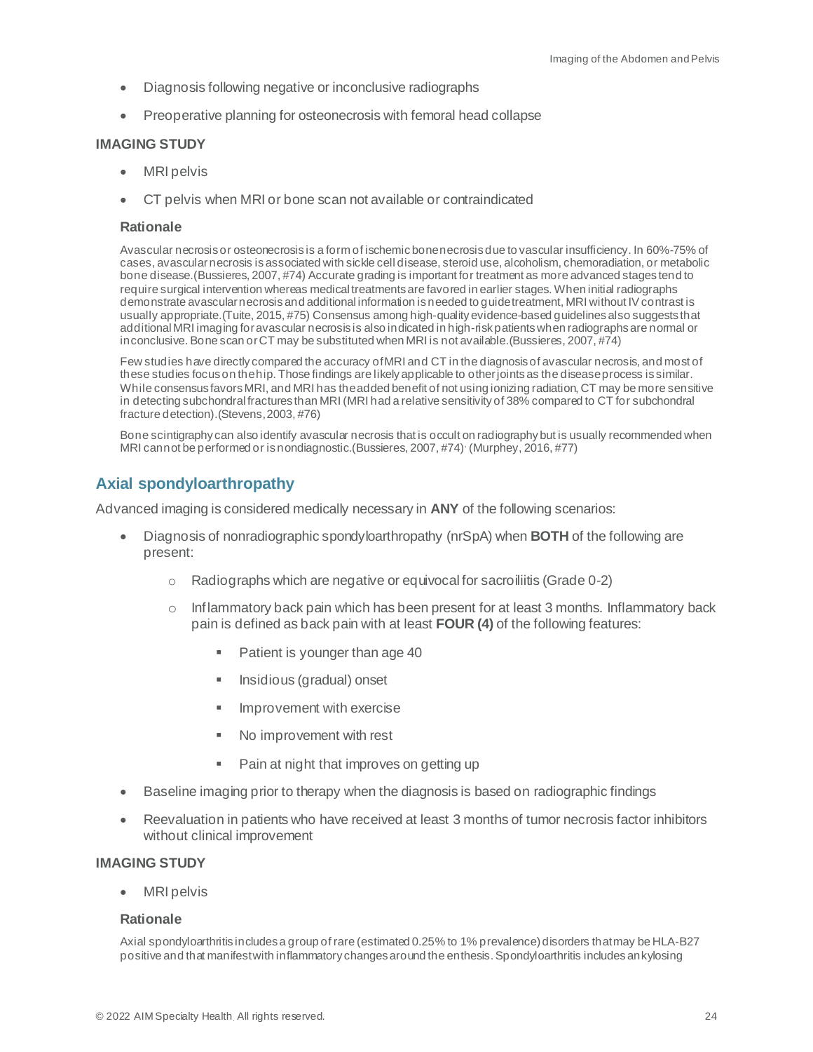- Diagnosis following negative or inconclusive radiographs
- Preoperative planning for osteonecrosis with femoral head collapse

**IMAGING STUDY**

- MRI pelvis
- CT pelvis when MRI or bone scan not available or contraindicated

#### Rationale

Avascular necrosis or osteonecrosis is a form of ischemic bone necrosis due to vascular insufficiency. In 60%-75% of cases, avascular necrosis is associated with sickle cell disease, steroid use, alcoholism, chemoradiation, or metabolic bone disease.(Bussieres, 2007, #74) Accurate grading is important for treatment as more advanced stages tend to require surgical intervention whereas medical treatments are favored in earlier stages. When initial radiographs demonstrate avascular necrosis and additional information is needed to guide treatment, MRI without IV contrast is usually appropriate.(Tuite, 2015, #75) Consensus among high-quality evidence-based guidelines also suggests that additional MRI imaging for avascular necrosis is also indicated in high-risk patients when radiographs are normal or inconclusive. Bone scan or CT may be substituted when MRI is not available.(Bussieres, 2007, #74)

Few studies have directly compared the accuracy of MRI and CT in the diagnosis of avascular necrosis, and most of these studies focus on the hip. Those findings are likely applicable to other joints as the disease process is similar. While consensus favors MRI, and MRI has the added benefit of not using ionizing radiation, CT may be more sensitive in detecting subchondral fractures than MRI (MRI had a relative sensitivity of 38% compared to CT for subchondral fracture detection).(Stevens, 2003, #76)

Bone scintigraphy can also identify avascular necrosis that is occult on radiography but is usually recommended when MRI cannot be performed or is nondiagnostic.(Bussieres, 2007, #74)· (Murphey, 2016, #77)

## Axial spondyloarthropathy

Advanced imaging is considered medically necessary in **ANY** of the following scenarios:

- Diagnosis of nonradiographic spondyloarthropathy (nrSpA) when **BOTH** of the following are present:
  - Radiographs which are negative or equivocal for sacroiliitis (Grade 0-2)
  - Inflammatory back pain which has been present for at least 3 months. Inflammatory back pain is defined as back pain with at least **FOUR (4)** of the following features:
    - Patient is younger than age 40
    - Insidious (gradual) onset
    - Improvement with exercise
    - No improvement with rest
    - Pain at night that improves on getting up
- Baseline imaging prior to therapy when the diagnosis is based on radiographic findings
- Reevaluation in patients who have received at least 3 months of tumor necrosis factor inhibitors without clinical improvement

**IMAGING STUDY**

- MRI pelvis

#### Rationale

Axial spondyloarthritis includes a group of rare (estimated 0.25% to 1% prevalence) disorders that may be HLA-B27 positive and that manifest with inflammatory changes around the enthesis. Spondyloarthritis includes ankylosing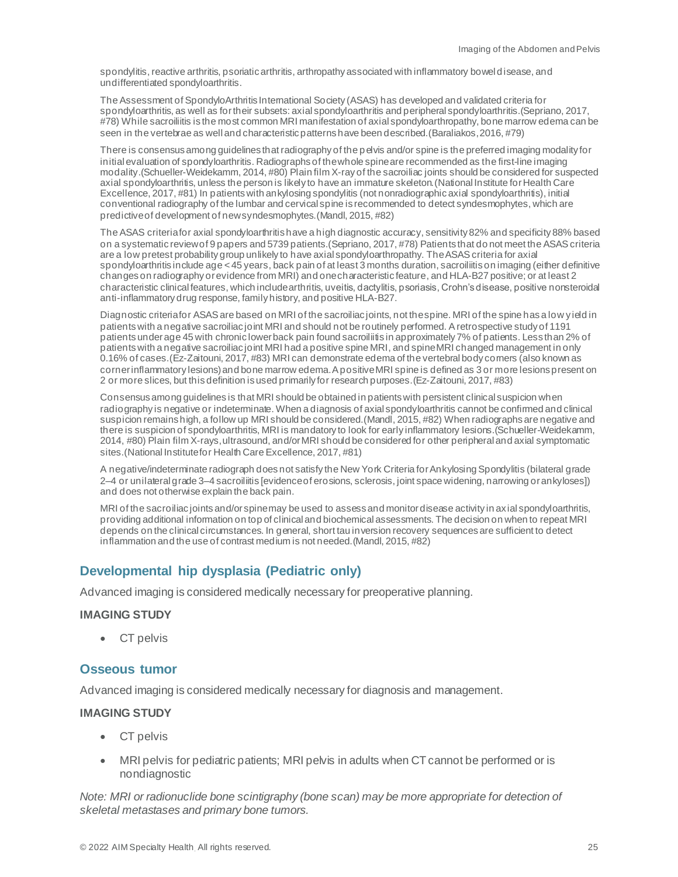spondylitis, reactive arthritis, psoriatic arthritis, arthropathy associated with inflammatory bowel disease, and undifferentiated spondyloarthritis.

The Assessment of SpondyloArthritis International Society (ASAS) has developed and validated criteria for spondyloarthritis, as well as for their subsets: axial spondyloarthritis and peripheral spondyloarthritis.(Sepriano, 2017, #78) While sacroiliitis is the most common MRI manifestation of axial spondyloarthropathy, bone marrow edema can be seen in the vertebrae as well and characteristic patterns have been described.(Baraliakos, 2016, #79)

There is consensus among guidelines that radiography of the pelvis and/or spine is the preferred imaging modality for initial evaluation of spondyloarthritis. Radiographs of the whole spine are recommended as the first-line imaging modality.(Schueller-Weidekamm, 2014, #80) Plain film X-ray of the sacroiliac joints should be considered for suspected axial spondyloarthritis, unless the person is likely to have an immature skeleton.(National Institute for Health Care Excellence, 2017, #81) In patients with ankylosing spondylitis (not nonradiographic axial spondyloarthritis), initial conventional radiography of the lumbar and cervical spine is recommended to detect syndesmophytes, which are predictive of development of new syndesmophytes.(Mandl, 2015, #82)

The ASAS criteria for axial spondyloarthritis have a high diagnostic accuracy, sensitivity 82% and specificity 88% based on a systematic review of 9 papers and 5739 patients.(Sepriano, 2017, #78) Patients that do not meet the ASAS criteria are a low pretest probability group unlikely to have axial spondyloarthropathy. The ASAS criteria for axial spondyloarthritis include age < 45 years, back pain of at least 3 months duration, sacroiliitis on imaging (either definitive changes on radiography or evidence from MRI) and one characteristic feature, and HLA-B27 positive; or at least 2 characteristic clinical features, which include arthritis, uveitis, dactylitis, psoriasis, Crohn's disease, positive nonsteroidal anti-inflammatory drug response, family history, and positive HLA-B27.

Diagnostic criteria for ASAS are based on MRI of the sacroiliac joints, not the spine. MRI of the spine has a low yield in patients with a negative sacroiliac joint MRI and should not be routinely performed. A retrospective study of 1191 patients under age 45 with chronic lower back pain found sacroiliitis in approximately 7% of patients. Less than 2% of patients with a negative sacroiliac joint MRI had a positive spine MRI, and spine MRI changed management in only 0.16% of cases.(Ez-Zaitouni, 2017, #83) MRI can demonstrate edema of the vertebral body corners (also known as corner inflammatory lesions) and bone marrow edema. A positive MRI spine is defined as 3 or more lesions present on 2 or more slices, but this definition is used primarily for research purposes.(Ez-Zaitouni, 2017, #83)

Consensus among guidelines is that MRI should be obtained in patients with persistent clinical suspicion when radiography is negative or indeterminate. When a diagnosis of axial spondyloarthritis cannot be confirmed and clinical suspicion remains high, a follow up MRI should be considered.(Mandl, 2015, #82) When radiographs are negative and there is suspicion of spondyloarthritis, MRI is mandatory to look for early inflammatory lesions.(Schueller-Weidekamm, 2014, #80) Plain film X-rays, ultrasound, and/or MRI should be considered for other peripheral and axial symptomatic sites.(National Institute for Health Care Excellence, 2017, #81)

A negative/indeterminate radiograph does not satisfy the New York Criteria for Ankylosing Spondylitis (bilateral grade 2–4 or unilateral grade 3–4 sacroiliitis [evidence of erosions, sclerosis, joint space widening, narrowing or ankyloses]) and does not otherwise explain the back pain.

MRI of the sacroiliac joints and/or spine may be used to assess and monitor disease activity in axial spondyloarthritis, providing additional information on top of clinical and biochemical assessments. The decision on when to repeat MRI depends on the clinical circumstances. In general, short tau inversion recovery sequences are sufficient to detect inflammation and the use of contrast medium is not needed.(Mandl, 2015, #82)

## Developmental hip dysplasia (Pediatric only)

Advanced imaging is considered medically necessary for preoperative planning.

**IMAGING STUDY**

- CT pelvis

## Osseous tumor

Advanced imaging is considered medically necessary for diagnosis and management.

**IMAGING STUDY**

- CT pelvis
- MRI pelvis for pediatric patients; MRI pelvis in adults when CT cannot be performed or is nondiagnostic

*Note: MRI or radionuclide bone scintigraphy (bone scan) may be more appropriate for detection of skeletal metastases and primary bone tumors.*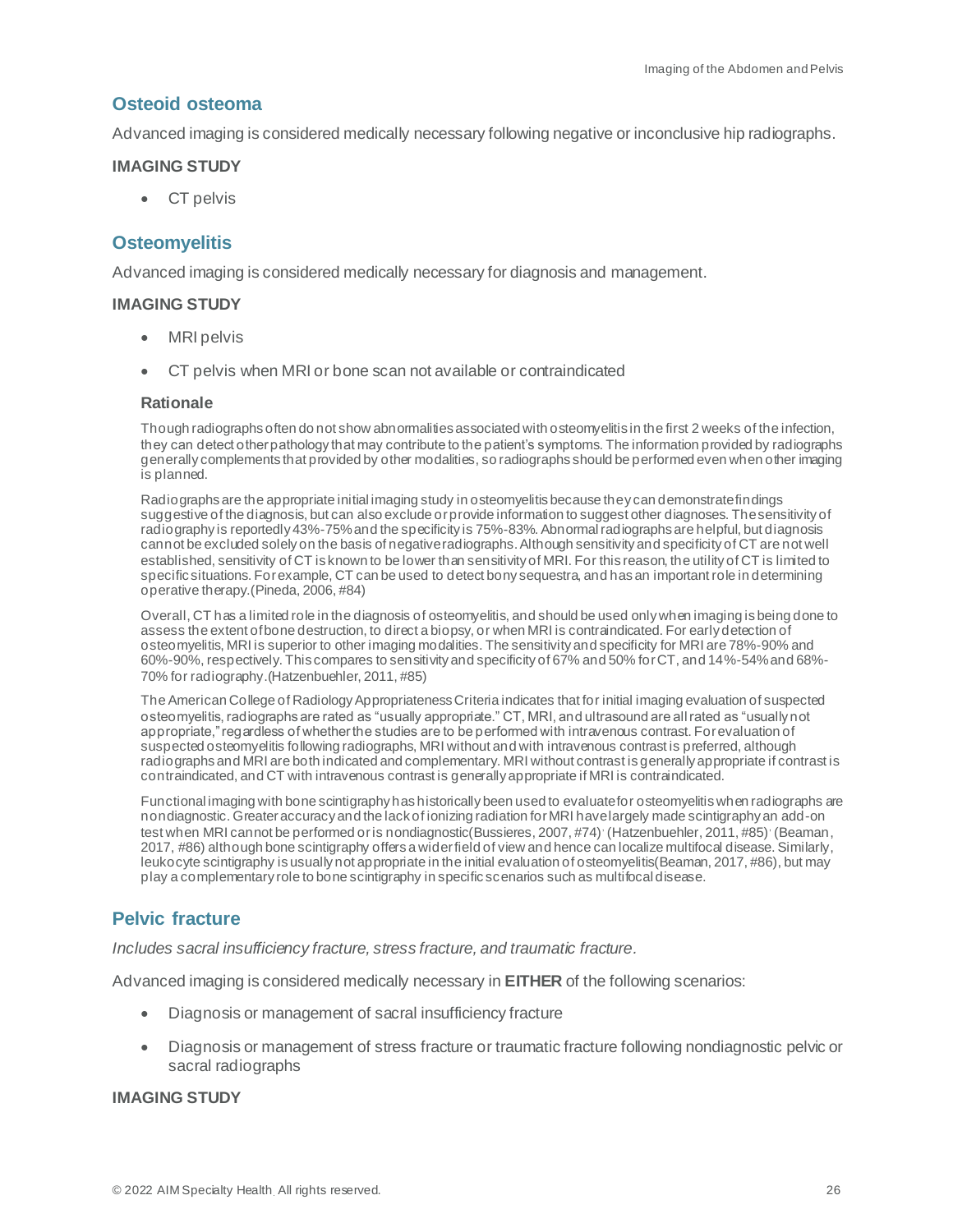## Osteoid osteoma

Advanced imaging is considered medically necessary following negative or inconclusive hip radiographs.

### IMAGING STUDY

- CT pelvis

## Osteomyelitis

Advanced imaging is considered medically necessary for diagnosis and management.

### IMAGING STUDY

- MRI pelvis
- CT pelvis when MRI or bone scan not available or contraindicated

#### Rationale

Though radiographs often do not show abnormalities associated with osteomyelitis in the first 2 weeks of the infection, they can detect other pathology that may contribute to the patient's symptoms. The information provided by radiographs generally complements that provided by other modalities, so radiographs should be performed even when other imaging is planned.

Radiographs are the appropriate initial imaging study in osteomyelitis because they can demonstrate findings suggestive of the diagnosis, but can also exclude or provide information to suggest other diagnoses. The sensitivity of radiography is reportedly 43%-75% and the specificity is 75%-83%. Abnormal radiographs are helpful, but diagnosis cannot be excluded solely on the basis of negative radiographs. Although sensitivity and specificity of CT are not well established, sensitivity of CT is known to be lower than sensitivity of MRI. For this reason, the utility of CT is limited to specific situations. For example, CT can be used to detect bony sequestra, and has an important role in determining operative therapy.(Pineda, 2006, #84)

Overall, CT has a limited role in the diagnosis of osteomyelitis, and should be used only when imaging is being done to assess the extent of bone destruction, to direct a biopsy, or when MRI is contraindicated. For early detection of osteomyelitis, MRI is superior to other imaging modalities. The sensitivity and specificity for MRI are 78%-90% and 60%-90%, respectively. This compares to sensitivity and specificity of 67% and 50% for CT, and 14%-54% and 68%-70% for radiography.(Hatzenbuehler, 2011, #85)

The American College of Radiology Appropriateness Criteria indicates that for initial imaging evaluation of suspected osteomyelitis, radiographs are rated as "usually appropriate." CT, MRI, and ultrasound are all rated as "usually not appropriate," regardless of whether the studies are to be performed with intravenous contrast. For evaluation of suspected osteomyelitis following radiographs, MRI without and with intravenous contrast is preferred, although radiographs and MRI are both indicated and complementary. MRI without contrast is generally appropriate if contrast is contraindicated, and CT with intravenous contrast is generally appropriate if MRI is contraindicated.

Functional imaging with bone scintigraphy has historically been used to evaluate for osteomyelitis when radiographs are nondiagnostic. Greater accuracy and the lack of ionizing radiation for MRI have largely made scintigraphy an add-on test when MRI cannot be performed or is nondiagnostic(Bussieres, 2007, #74), (Hatzenbuehler, 2011, #85), (Beaman, 2017, #86) although bone scintigraphy offers a wider field of view and hence can localize multifocal disease. Similarly, leukocyte scintigraphy is usually not appropriate in the initial evaluation of osteomyelitis(Beaman, 2017, #86), but may play a complementary role to bone scintigraphy in specific scenarios such as multifocal disease.

## Pelvic fracture

*Includes sacral insufficiency fracture, stress fracture, and traumatic fracture.*

Advanced imaging is considered medically necessary in **EITHER** of the following scenarios:

- Diagnosis or management of sacral insufficiency fracture
- Diagnosis or management of stress fracture or traumatic fracture following nondiagnostic pelvic or sacral radiographs

### IMAGING STUDY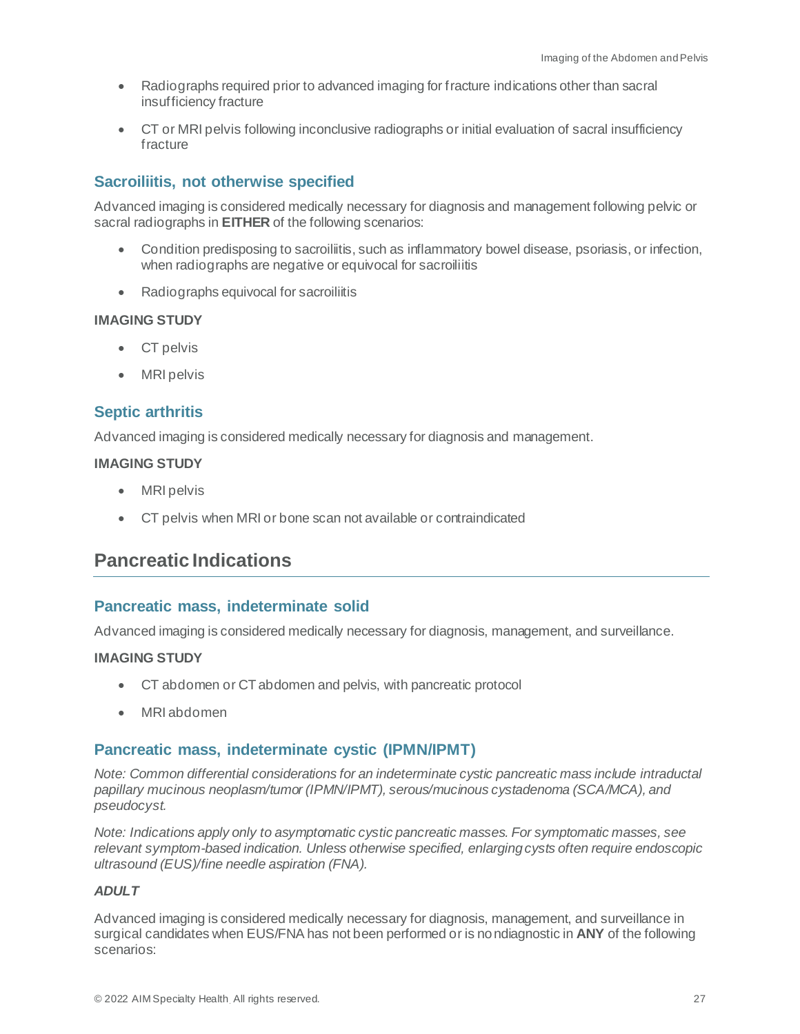- Radiographs required prior to advanced imaging for fracture indications other than sacral insufficiency fracture
- CT or MRI pelvis following inconclusive radiographs or initial evaluation of sacral insufficiency fracture

### Sacroiliitis, not otherwise specified

Advanced imaging is considered medically necessary for diagnosis and management following pelvic or sacral radiographs in **EITHER** of the following scenarios:

- Condition predisposing to sacroiliitis, such as inflammatory bowel disease, psoriasis, or infection, when radiographs are negative or equivocal for sacroiliitis
- Radiographs equivocal for sacroiliitis

**IMAGING STUDY**

- CT pelvis
- MRI pelvis

### Septic arthritis

Advanced imaging is considered medically necessary for diagnosis and management.

**IMAGING STUDY**

- MRI pelvis
- CT pelvis when MRI or bone scan not available or contraindicated

## Pancreatic Indications

### Pancreatic mass, indeterminate solid

Advanced imaging is considered medically necessary for diagnosis, management, and surveillance.

**IMAGING STUDY**

- CT abdomen or CT abdomen and pelvis, with pancreatic protocol
- MRI abdomen

### Pancreatic mass, indeterminate cystic (IPMN/IPMT)

*Note: Common differential considerations for an indeterminate cystic pancreatic mass include intraductal papillary mucinous neoplasm/tumor (IPMN/IPMT), serous/mucinous cystadenoma (SCA/MCA), and pseudocyst.*

*Note: Indications apply only to asymptomatic cystic pancreatic masses. For symptomatic masses, see relevant symptom-based indication. Unless otherwise specified, enlarging cysts often require endoscopic ultrasound (EUS)/fine needle aspiration (FNA).*

***ADULT***

Advanced imaging is considered medically necessary for diagnosis, management, and surveillance in surgical candidates when EUS/FNA has not been performed or is nondiagnostic in **ANY** of the following scenarios: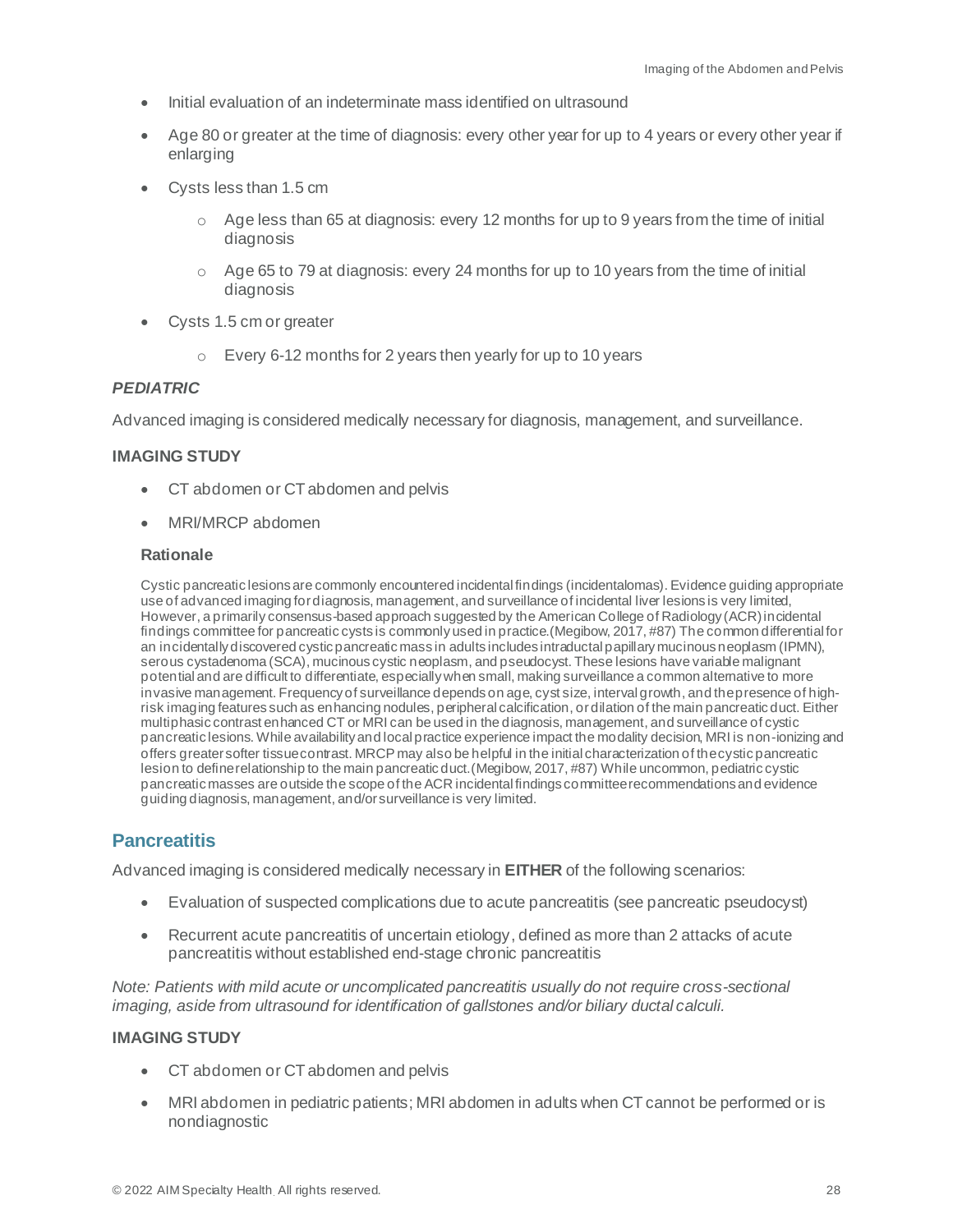- Initial evaluation of an indeterminate mass identified on ultrasound
- Age 80 or greater at the time of diagnosis: every other year for up to 4 years or every other year if enlarging
- Cysts less than 1.5 cm
  - Age less than 65 at diagnosis: every 12 months for up to 9 years from the time of initial diagnosis
  - Age 65 to 79 at diagnosis: every 24 months for up to 10 years from the time of initial diagnosis
- Cysts 1.5 cm or greater
  - Every 6-12 months for 2 years then yearly for up to 10 years

***PEDIATRIC***

Advanced imaging is considered medically necessary for diagnosis, management, and surveillance.

**IMAGING STUDY**

- CT abdomen or CT abdomen and pelvis
- MRI/MRCP abdomen

**Rationale**

Cystic pancreatic lesions are commonly encountered incidental findings (incidentalomas). Evidence guiding appropriate use of advanced imaging for diagnosis, management, and surveillance of incidental liver lesions is very limited, However, a primarily consensus-based approach suggested by the American College of Radiology (ACR) incidental findings committee for pancreatic cysts is commonly used in practice.(Megibow, 2017, #87) The common differential for an incidentally discovered cystic pancreatic mass in adults includes intraductal papillary mucinous neoplasm (IPMN), serous cystadenoma (SCA), mucinous cystic neoplasm, and pseudocyst. These lesions have variable malignant potential and are difficult to differentiate, especially when small, making surveillance a common alternative to more invasive management. Frequency of surveillance depends on age, cyst size, interval growth, and the presence of high-risk imaging features such as enhancing nodules, peripheral calcification, or dilation of the main pancreatic duct. Either multiphasic contrast enhanced CT or MRI can be used in the diagnosis, management, and surveillance of cystic pancreatic lesions. While availability and local practice experience impact the modality decision, MRI is non-ionizing and offers greater softer tissue contrast. MRCP may also be helpful in the initial characterization of the cystic pancreatic lesion to define relationship to the main pancreatic duct.(Megibow, 2017, #87) While uncommon, pediatric cystic pancreatic masses are outside the scope of the ACR incidental findings committee recommendations and evidence guiding diagnosis, management, and/or surveillance is very limited.

## Pancreatitis

Advanced imaging is considered medically necessary in **EITHER** of the following scenarios:

- Evaluation of suspected complications due to acute pancreatitis (see pancreatic pseudocyst)
- Recurrent acute pancreatitis of uncertain etiology, defined as more than 2 attacks of acute pancreatitis without established end-stage chronic pancreatitis

*Note: Patients with mild acute or uncomplicated pancreatitis usually do not require cross-sectional imaging, aside from ultrasound for identification of gallstones and/or biliary ductal calculi.*

**IMAGING STUDY**

- CT abdomen or CT abdomen and pelvis
- MRI abdomen in pediatric patients; MRI abdomen in adults when CT cannot be performed or is nondiagnostic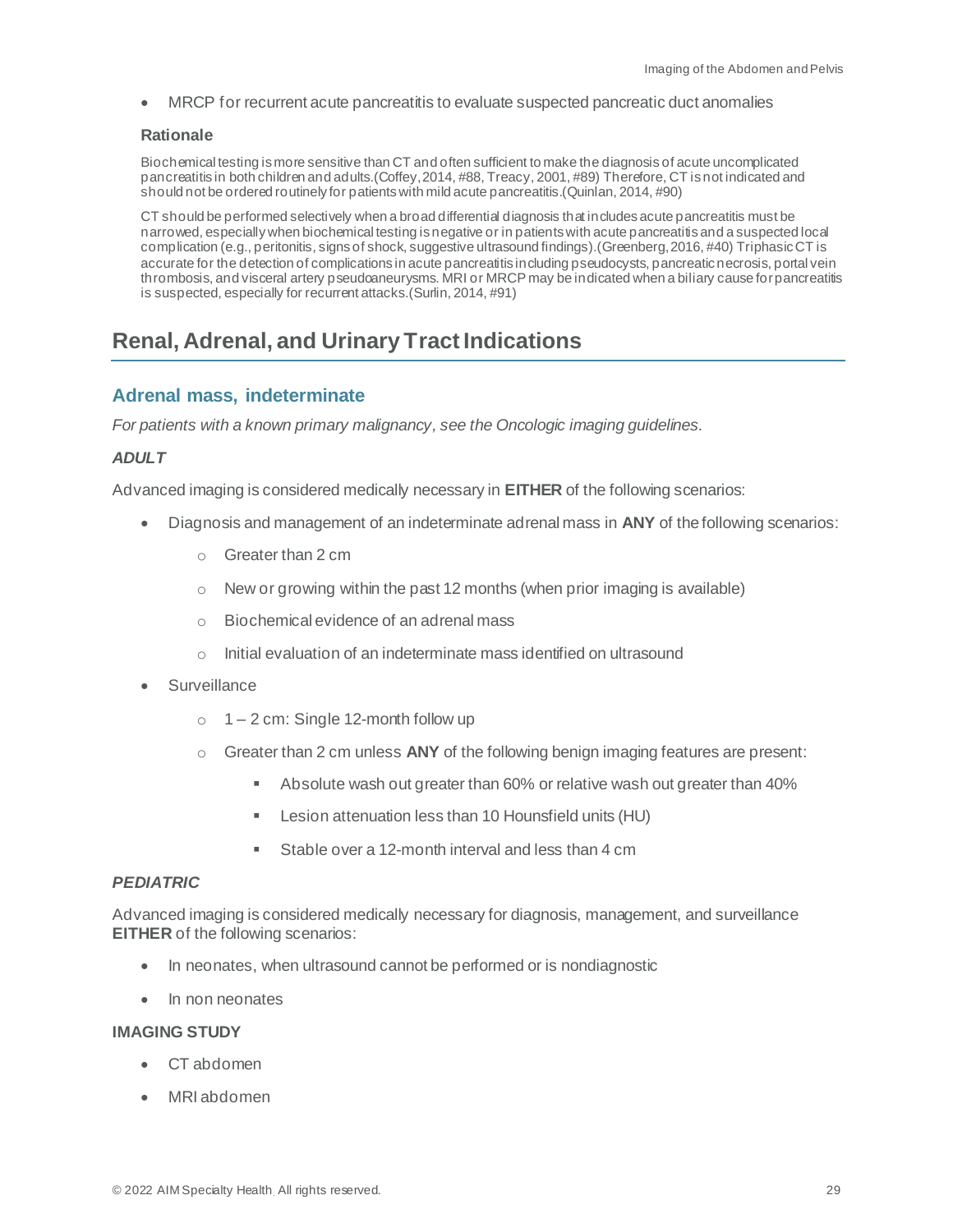- MRCP for recurrent acute pancreatitis to evaluate suspected pancreatic duct anomalies

#### Rationale

Biochemical testing is more sensitive than CT and often sufficient to make the diagnosis of acute uncomplicated pancreatitis in both children and adults.(Coffey, 2014, #88, Treacy, 2001, #89) Therefore, CT is not indicated and should not be ordered routinely for patients with mild acute pancreatitis.(Quinlan, 2014, #90)

CT should be performed selectively when a broad differential diagnosis that includes acute pancreatitis must be narrowed, especially when biochemical testing is negative or in patients with acute pancreatitis and a suspected local complication (e.g., peritonitis, signs of shock, suggestive ultrasound findings).(Greenberg, 2016, #40) Triphasic CT is accurate for the detection of complications in acute pancreatitis including pseudocysts, pancreatic necrosis, portal vein thrombosis, and visceral artery pseudoaneurysms. MRI or MRCP may be indicated when a biliary cause for pancreatitis is suspected, especially for recurrent attacks.(Surlin, 2014, #91)

## Renal, Adrenal, and Urinary Tract Indications

### Adrenal mass, indeterminate

*For patients with a known primary malignancy, see the Oncologic imaging guidelines.*

***ADULT***

Advanced imaging is considered medically necessary in **EITHER** of the following scenarios:

- Diagnosis and management of an indeterminate adrenal mass in **ANY** of the following scenarios:
    - Greater than 2 cm
    - New or growing within the past 12 months (when prior imaging is available)
    - Biochemical evidence of an adrenal mass
    - Initial evaluation of an indeterminate mass identified on ultrasound
- Surveillance
    - 1 – 2 cm: Single 12-month follow up
    - Greater than 2 cm unless **ANY** of the following benign imaging features are present:
        - Absolute wash out greater than 60% or relative wash out greater than 40%
        - Lesion attenuation less than 10 Hounsfield units (HU)
        - Stable over a 12-month interval and less than 4 cm

***PEDIATRIC***

Advanced imaging is considered medically necessary for diagnosis, management, and surveillance **EITHER** of the following scenarios:

- In neonates, when ultrasound cannot be performed or is nondiagnostic
- In non neonates

**IMAGING STUDY**

- CT abdomen
- MRI abdomen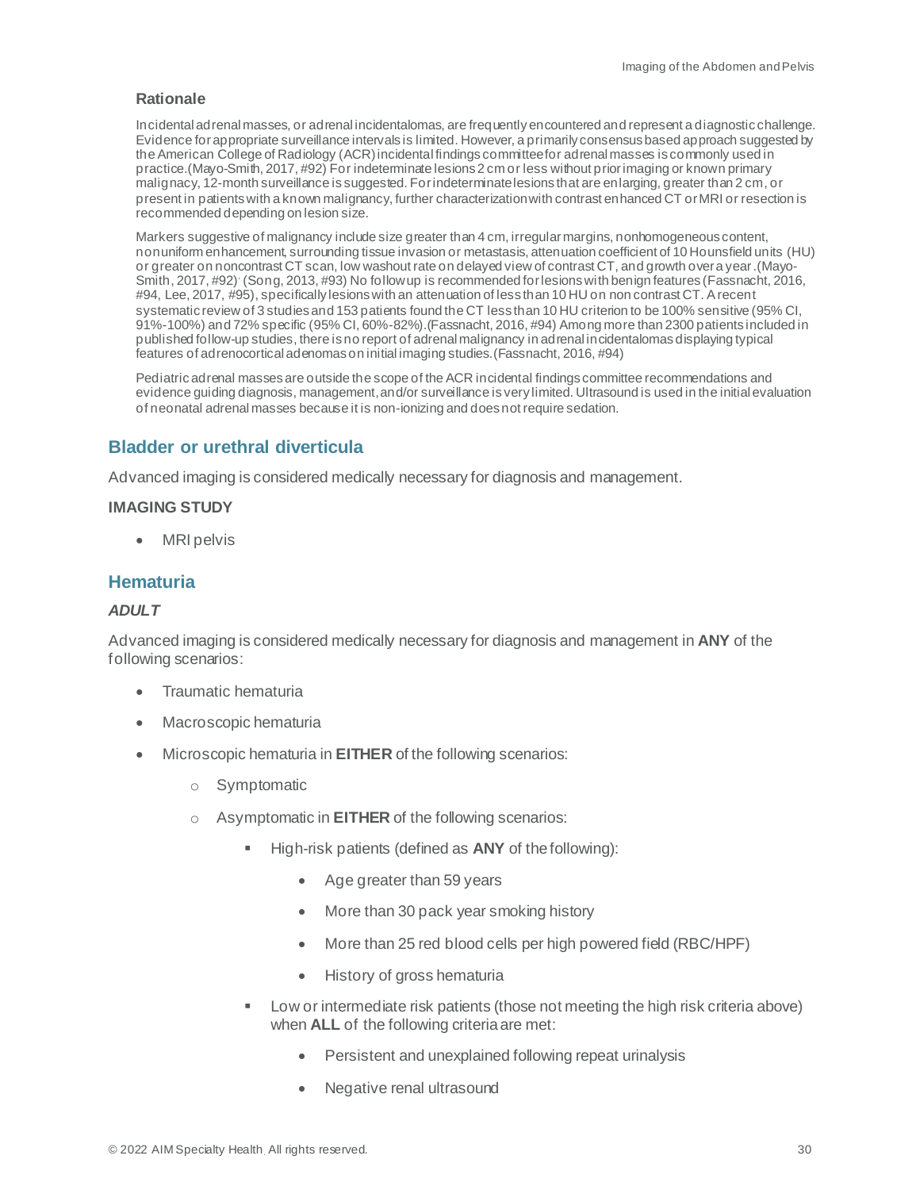### Rationale

Incidental adrenal masses, or adrenal incidentalomas, are frequently encountered and represent a diagnostic challenge. Evidence for appropriate surveillance intervals is limited. However, a primarily consensus based approach suggested by the American College of Radiology (ACR) incidental findings committee for adrenal masses is commonly used in practice.(Mayo-Smith, 2017, #92) For indeterminate lesions 2 cm or less without prior imaging or known primary malignancy, 12-month surveillance is suggested. For indeterminate lesions that are enlarging, greater than 2 cm, or present in patients with a known malignancy, further characterization with contrast enhanced CT or MRI or resection is recommended depending on lesion size.

Markers suggestive of malignancy include size greater than 4 cm, irregular margins, nonhomogeneous content, nonuniform enhancement, surrounding tissue invasion or metastasis, attenuation coefficient of 10 Hounsfield units (HU) or greater on noncontrast CT scan, low washout rate on delayed view of contrast CT, and growth over a year.(Mayo-Smith, 2017, #92), (Song, 2013, #93) No follow up is recommended for lesions with benign features (Fassnacht, 2016, #94, Lee, 2017, #95), specifically lesions with an attenuation of less than 10 HU on non contrast CT. A recent systematic review of 3 studies and 153 patients found the CT less than 10 HU criterion to be 100% sensitive (95% CI, 91%-100%) and 72% specific (95% CI, 60%-82%).(Fassnacht, 2016, #94) Among more than 2300 patients included in published follow-up studies, there is no report of adrenal malignancy in adrenal incidentalomas displaying typical features of adrenocortical adenomas on initial imaging studies.(Fassnacht, 2016, #94)

Pediatric adrenal masses are outside the scope of the ACR incidental findings committee recommendations and evidence guiding diagnosis, management, and/or surveillance is very limited. Ultrasound is used in the initial evaluation of neonatal adrenal masses because it is non-ionizing and does not require sedation.

## Bladder or urethral diverticula

Advanced imaging is considered medically necessary for diagnosis and management.

**IMAGING STUDY**

- MRI pelvis

## Hematuria

***ADULT***

Advanced imaging is considered medically necessary for diagnosis and management in **ANY** of the following scenarios:

- Traumatic hematuria
- Macroscopic hematuria
- Microscopic hematuria in **EITHER** of the following scenarios:
  - Symptomatic
  - Asymptomatic in **EITHER** of the following scenarios:
    - High-risk patients (defined as **ANY** of the following):
      - Age greater than 59 years
      - More than 30 pack year smoking history
      - More than 25 red blood cells per high powered field (RBC/HPF)
      - History of gross hematuria
    - Low or intermediate risk patients (those not meeting the high risk criteria above) when **ALL** of the following criteria are met:
      - Persistent and unexplained following repeat urinalysis
      - Negative renal ultrasound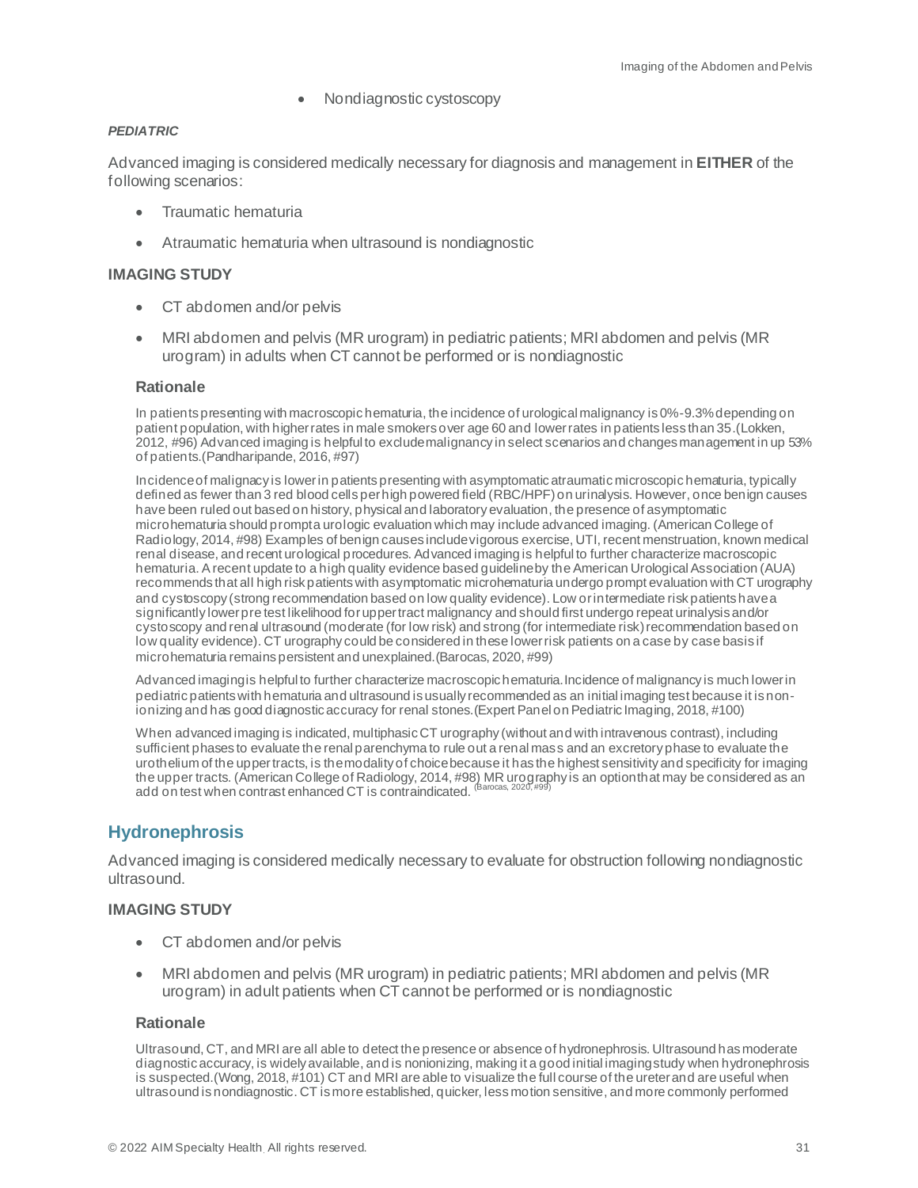- Nondiagnostic cystoscopy

***PEDIATRIC***

Advanced imaging is considered medically necessary for diagnosis and management in **EITHER** of the following scenarios:

- Traumatic hematuria
- Atraumatic hematuria when ultrasound is nondiagnostic

### IMAGING STUDY

- CT abdomen and/or pelvis
- MRI abdomen and pelvis (MR urogram) in pediatric patients; MRI abdomen and pelvis (MR urogram) in adults when CT cannot be performed or is nondiagnostic

#### Rationale

In patients presenting with macroscopic hematuria, the incidence of urological malignancy is 0%-9.3% depending on patient population, with higher rates in male smokers over age 60 and lower rates in patients less than 35.(Lokken, 2012, #96) Advanced imaging is helpful to exclude malignancy in select scenarios and changes management in up 53% of patients.(Pandharipande, 2016, #97)

Incidence of malignacy is lower in patients presenting with asymptomatic atraumatic microscopic hematuria, typically defined as fewer than 3 red blood cells per high powered field (RBC/HPF) on urinalysis. However, once benign causes have been ruled out based on history, physical and laboratory evaluation, the presence of asymptomatic microhematuria should prompt a urologic evaluation which may include advanced imaging. (American College of Radiology, 2014, #98) Examples of benign causes include vigorous exercise, UTI, recent menstruation, known medical renal disease, and recent urological procedures. Advanced imaging is helpful to further characterize macroscopic hematuria. A recent update to a high quality evidence based guideline by the American Urological Association (AUA) recommends that all high risk patients with asymptomatic microhematuria undergo prompt evaluation with CT urography and cystoscopy (strong recommendation based on low quality evidence). Low or intermediate risk patients have a significantly lower pre test likelihood for upper tract malignancy and should first undergo repeat urinalysis and/or cystoscopy and renal ultrasound (moderate (for low risk) and strong (for intermediate risk) recommendation based on low quality evidence). CT urography could be considered in these lower risk patients on a case by case basis if microhematuria remains persistent and unexplained.(Barocas, 2020, #99)

Advanced imaging is helpful to further characterize macroscopic hematuria. Incidence of malignancy is much lower in pediatric patients with hematuria and ultrasound is usually recommended as an initial imaging test because it is non-ionizing and has good diagnostic accuracy for renal stones.(Expert Panel on Pediatric Imaging, 2018, #100)

When advanced imaging is indicated, multiphasic CT urography (without and with intravenous contrast), including sufficient phases to evaluate the renal parenchyma to rule out a renal mass and an excretory phase to evaluate the urothelium of the upper tracts, is the modality of choice because it has the highest sensitivity and specificity for imaging the upper tracts. (American College of Radiology, 2014, #98) MR urography is an option that may be considered as an add on test when contrast enhanced CT is contraindicated. (Barocas, 2020, #99)

## Hydronephrosis

Advanced imaging is considered medically necessary to evaluate for obstruction following nondiagnostic ultrasound.

### IMAGING STUDY

- CT abdomen and/or pelvis
- MRI abdomen and pelvis (MR urogram) in pediatric patients; MRI abdomen and pelvis (MR urogram) in adult patients when CT cannot be performed or is nondiagnostic

#### Rationale

Ultrasound, CT, and MRI are all able to detect the presence or absence of hydronephrosis. Ultrasound has moderate diagnostic accuracy, is widely available, and is nonionizing, making it a good initial imaging study when hydronephrosis is suspected.(Wong, 2018, #101) CT and MRI are able to visualize the full course of the ureter and are useful when ultrasound is nondiagnostic. CT is more established, quicker, less motion sensitive, and more commonly performed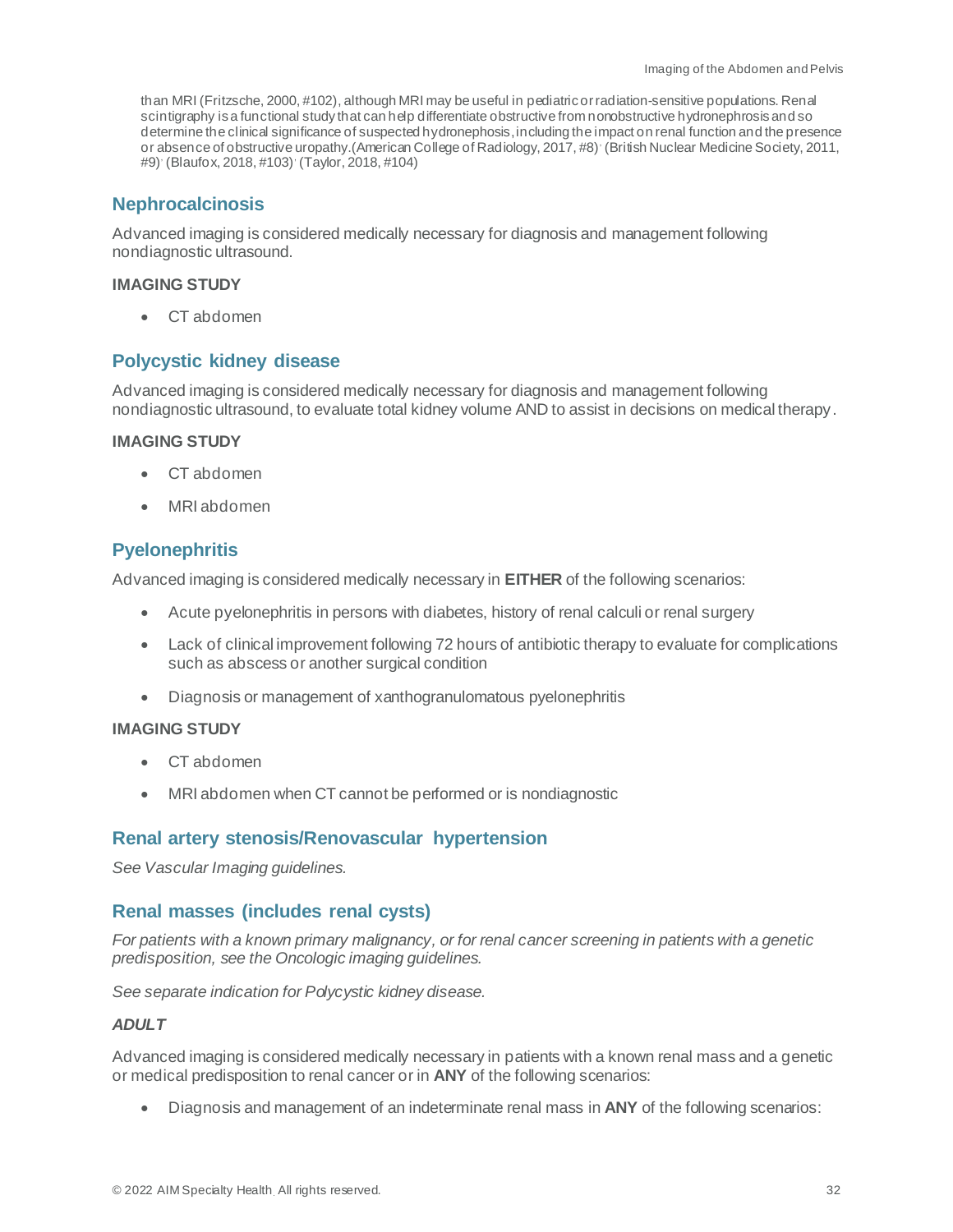than MRI (Fritzsche, 2000, #102), although MRI may be useful in pediatric or radiation-sensitive populations. Renal scintigraphy is a functional study that can help differentiate obstructive from nonobstructive hydronephrosis and so determine the clinical significance of suspected hydronephosis, including the impact on renal function and the presence or absence of obstructive uropathy.(American College of Radiology, 2017, #8), (British Nuclear Medicine Society, 2011, #9), (Blaufox, 2018, #103), (Taylor, 2018, #104)

## Nephrocalcinosis

Advanced imaging is considered medically necessary for diagnosis and management following nondiagnostic ultrasound.

**IMAGING STUDY**

- CT abdomen

## Polycystic kidney disease

Advanced imaging is considered medically necessary for diagnosis and management following nondiagnostic ultrasound, to evaluate total kidney volume AND to assist in decisions on medical therapy.

**IMAGING STUDY**

- CT abdomen
- MRI abdomen

## Pyelonephritis

Advanced imaging is considered medically necessary in **EITHER** of the following scenarios:

- Acute pyelonephritis in persons with diabetes, history of renal calculi or renal surgery
- Lack of clinical improvement following 72 hours of antibiotic therapy to evaluate for complications such as abscess or another surgical condition
- Diagnosis or management of xanthogranulomatous pyelonephritis

**IMAGING STUDY**

- CT abdomen
- MRI abdomen when CT cannot be performed or is nondiagnostic

## Renal artery stenosis/Renovascular hypertension

*See Vascular Imaging guidelines.*

## Renal masses (includes renal cysts)

*For patients with a known primary malignancy, or for renal cancer screening in patients with a genetic predisposition, see the Oncologic imaging guidelines.*

*See separate indication for Polycystic kidney disease.*

***ADULT***

Advanced imaging is considered medically necessary in patients with a known renal mass and a genetic or medical predisposition to renal cancer or in **ANY** of the following scenarios:

- Diagnosis and management of an indeterminate renal mass in **ANY** of the following scenarios: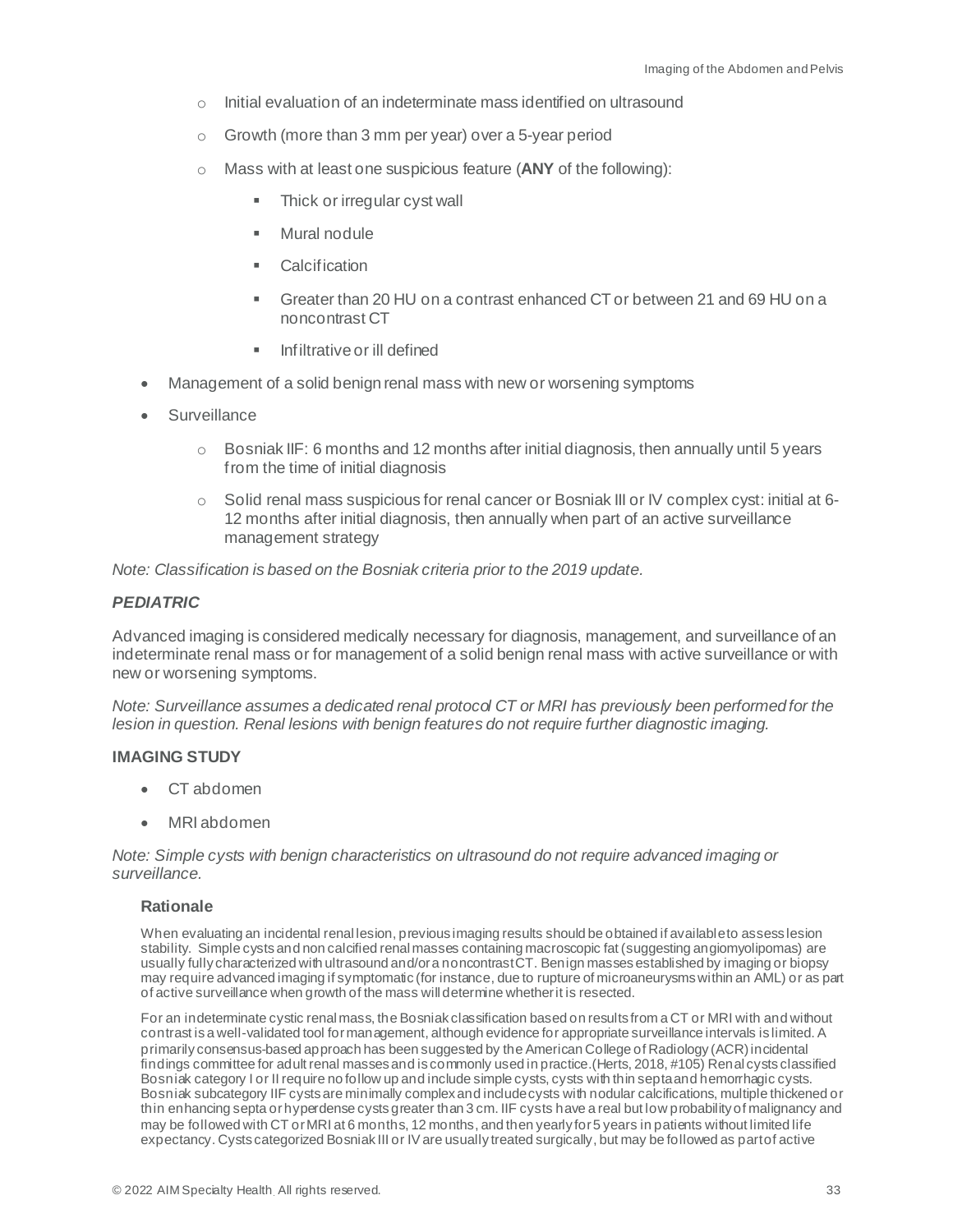- Initial evaluation of an indeterminate mass identified on ultrasound
    - Growth (more than 3 mm per year) over a 5-year period
    - Mass with at least one suspicious feature (**ANY** of the following):
        - Thick or irregular cyst wall
        - Mural nodule
        - Calcification
        - Greater than 20 HU on a contrast enhanced CT or between 21 and 69 HU on a noncontrast CT
        - Infiltrative or ill defined
- Management of a solid benign renal mass with new or worsening symptoms
- Surveillance
    - Bosniak IIF: 6 months and 12 months after initial diagnosis, then annually until 5 years from the time of initial diagnosis
    - Solid renal mass suspicious for renal cancer or Bosniak III or IV complex cyst: initial at 6-12 months after initial diagnosis, then annually when part of an active surveillance management strategy

*Note: Classification is based on the Bosniak criteria prior to the 2019 update.*

***PEDIATRIC***

Advanced imaging is considered medically necessary for diagnosis, management, and surveillance of an indeterminate renal mass or for management of a solid benign renal mass with active surveillance or with new or worsening symptoms.

*Note: Surveillance assumes a dedicated renal protocol CT or MRI has previously been performed for the lesion in question. Renal lesions with benign features do not require further diagnostic imaging.*

**IMAGING STUDY**

- CT abdomen
- MRI abdomen

*Note: Simple cysts with benign characteristics on ultrasound do not require advanced imaging or surveillance.*

**Rationale**

When evaluating an incidental renal lesion, previous imaging results should be obtained if available to assess lesion stability. Simple cysts and non calcified renal masses containing macroscopic fat (suggesting angiomyolipomas) are usually fully characterized with ultrasound and/or a noncontrast CT. Benign masses established by imaging or biopsy may require advanced imaging if symptomatic (for instance, due to rupture of microaneurysms within an AML) or as part of active surveillance when growth of the mass will determine whether it is resected.

For an indeterminate cystic renal mass, the Bosniak classification based on results from a CT or MRI with and without contrast is a well-validated tool for management, although evidence for appropriate surveillance intervals is limited. A primarily consensus-based approach has been suggested by the American College of Radiology (ACR) incidental findings committee for adult renal masses and is commonly used in practice.(Herts, 2018, #105) Renal cysts classified Bosniak category I or II require no follow up and include simple cysts, cysts with thin septa and hemorrhagic cysts. Bosniak subcategory IIF cysts are minimally complex and include cysts with nodular calcifications, multiple thickened or thin enhancing septa or hyperdense cysts greater than 3 cm. IIF cysts have a real but low probability of malignancy and may be followed with CT or MRI at 6 months, 12 months, and then yearly for 5 years in patients without limited life expectancy. Cysts categorized Bosniak III or IV are usually treated surgically, but may be followed as part of active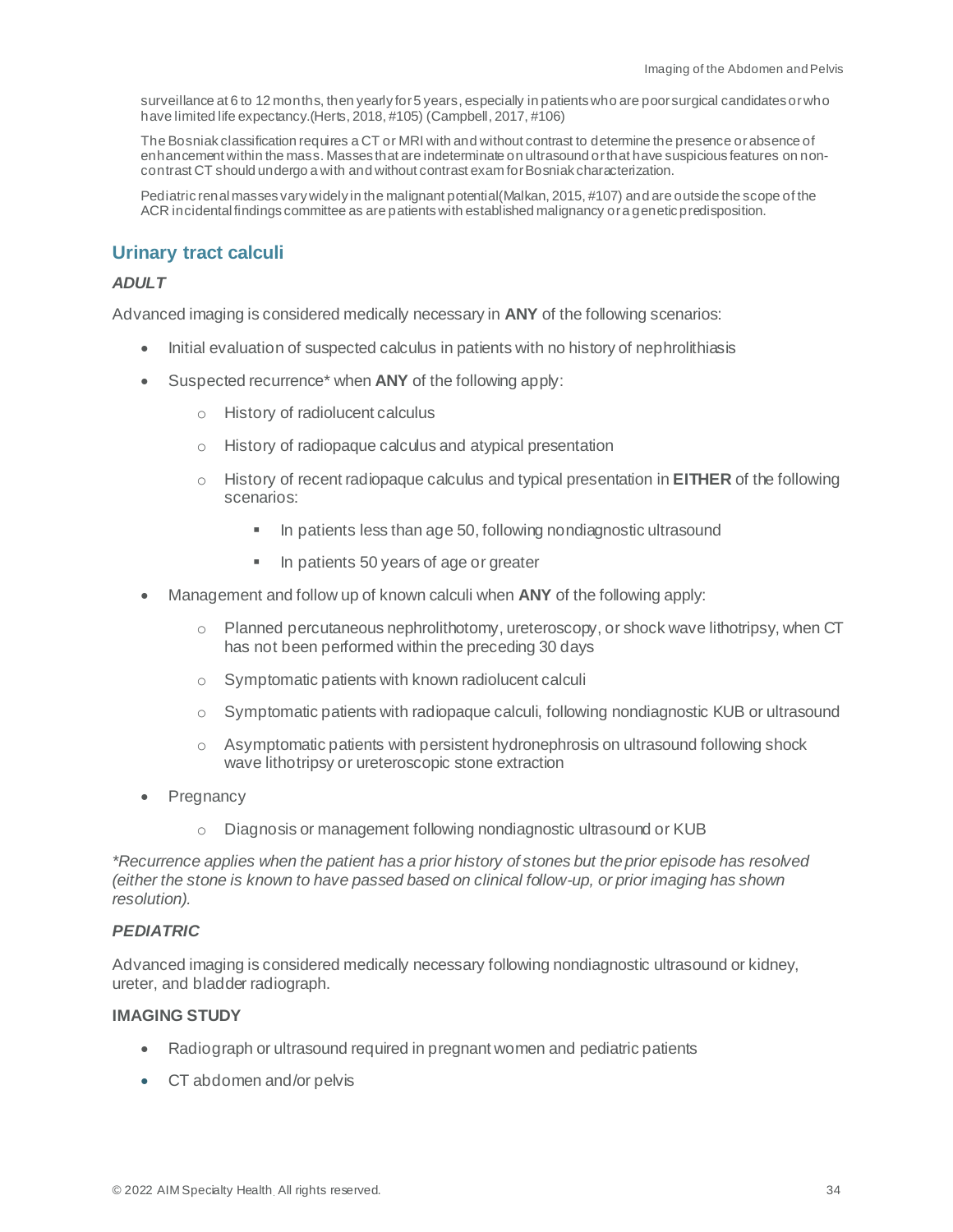surveillance at 6 to 12 months, then yearly for 5 years, especially in patients who are poor surgical candidates or who have limited life expectancy.(Herts, 2018, #105) (Campbell, 2017, #106)

The Bosniak classification requires a CT or MRI with and without contrast to determine the presence or absence of enhancement within the mass. Masses that are indeterminate on ultrasound or that have suspicious features on non-contrast CT should undergo a with and without contrast exam for Bosniak characterization.

Pediatric renal masses vary widely in the malignant potential(Malkan, 2015, #107) and are outside the scope of the ACR incidental findings committee as are patients with established malignancy or a genetic predisposition.

## Urinary tract calculi

### *ADULT*

Advanced imaging is considered medically necessary in **ANY** of the following scenarios:

- Initial evaluation of suspected calculus in patients with no history of nephrolithiasis
- Suspected recurrence* when **ANY** of the following apply:
  - History of radiolucent calculus
  - History of radiopaque calculus and atypical presentation
  - History of recent radiopaque calculus and typical presentation in **EITHER** of the following scenarios:
    - In patients less than age 50, following nondiagnostic ultrasound
    - In patients 50 years of age or greater
- Management and follow up of known calculi when **ANY** of the following apply:
  - Planned percutaneous nephrolithotomy, ureteroscopy, or shock wave lithotripsy, when CT has not been performed within the preceding 30 days
  - Symptomatic patients with known radiolucent calculi
  - Symptomatic patients with radiopaque calculi, following nondiagnostic KUB or ultrasound
  - Asymptomatic patients with persistent hydronephrosis on ultrasound following shock wave lithotripsy or ureteroscopic stone extraction
- Pregnancy
  - Diagnosis or management following nondiagnostic ultrasound or KUB

*\*Recurrence applies when the patient has a prior history of stones but the prior episode has resolved (either the stone is known to have passed based on clinical follow-up, or prior imaging has shown resolution).*

### *PEDIATRIC*

Advanced imaging is considered medically necessary following nondiagnostic ultrasound or kidney, ureter, and bladder radiograph.

### IMAGING STUDY

- Radiograph or ultrasound required in pregnant women and pediatric patients
- CT abdomen and/or pelvis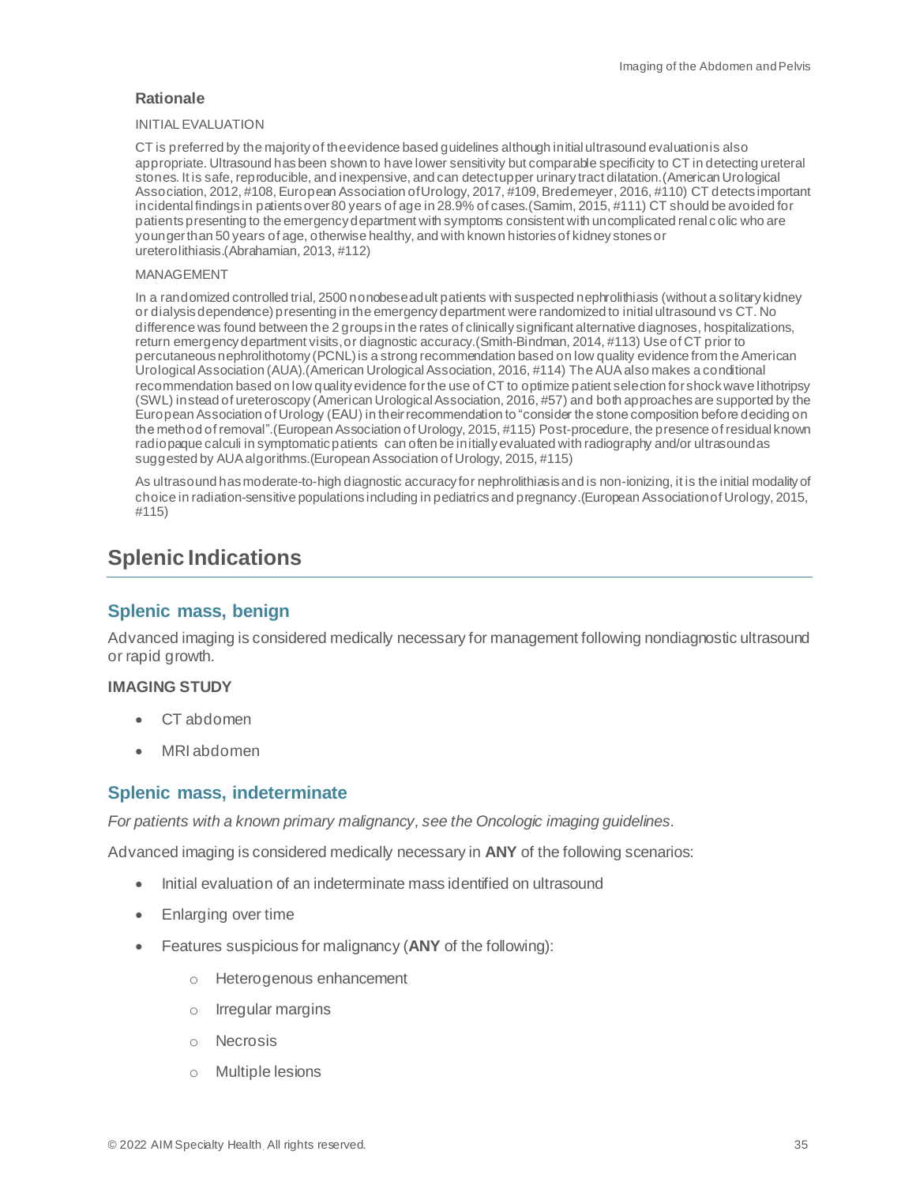### Rationale

INITIAL EVALUATION

CT is preferred by the majority of the evidence based guidelines although initial ultrasound evaluation is also appropriate. Ultrasound has been shown to have lower sensitivity but comparable specificity to CT in detecting ureteral stones. It is safe, reproducible, and inexpensive, and can detect upper urinary tract dilatation.(American Urological Association, 2012, #108, European Association of Urology, 2017, #109, Bredemeyer, 2016, #110) CT detects important incidental findings in patients over 80 years of age in 28.9% of cases.(Samim, 2015, #111) CT should be avoided for patients presenting to the emergency department with symptoms consistent with uncomplicated renal colic who are younger than 50 years of age, otherwise healthy, and with known histories of kidney stones or ureterolithiasis.(Abrahamian, 2013, #112)

MANAGEMENT

In a randomized controlled trial, 2500 nonobese adult patients with suspected nephrolithiasis (without a solitary kidney or dialysis dependence) presenting in the emergency department were randomized to initial ultrasound vs CT. No difference was found between the 2 groups in the rates of clinically significant alternative diagnoses, hospitalizations, return emergency department visits, or diagnostic accuracy.(Smith-Bindman, 2014, #113) Use of CT prior to percutaneous nephrolithotomy (PCNL) is a strong recommendation based on low quality evidence from the American Urological Association (AUA).(American Urological Association, 2016, #114) The AUA also makes a conditional recommendation based on low quality evidence for the use of CT to optimize patient selection for shock wave lithotripsy (SWL) instead of ureteroscopy (American Urological Association, 2016, #57) and both approaches are supported by the European Association of Urology (EAU) in their recommendation to "consider the stone composition before deciding on the method of removal".(European Association of Urology, 2015, #115) Post-procedure, the presence of residual known radiopaque calculi in symptomatic patients can often be initially evaluated with radiography and/or ultrasound as suggested by AUA algorithms.(European Association of Urology, 2015, #115)

As ultrasound has moderate-to-high diagnostic accuracy for nephrolithiasis and is non-ionizing, it is the initial modality of choice in radiation-sensitive populations including in pediatrics and pregnancy.(European Association of Urology, 2015, #115)

## Splenic Indications

### Splenic mass, benign

Advanced imaging is considered medically necessary for management following nondiagnostic ultrasound or rapid growth.

**IMAGING STUDY**

- CT abdomen
- MRI abdomen

### Splenic mass, indeterminate

*For patients with a known primary malignancy, see the Oncologic imaging guidelines.*

Advanced imaging is considered medically necessary in **ANY** of the following scenarios:

- Initial evaluation of an indeterminate mass identified on ultrasound
- Enlarging over time
- Features suspicious for malignancy (**ANY** of the following):
  - Heterogenous enhancement
  - Irregular margins
  - Necrosis
  - Multiple lesions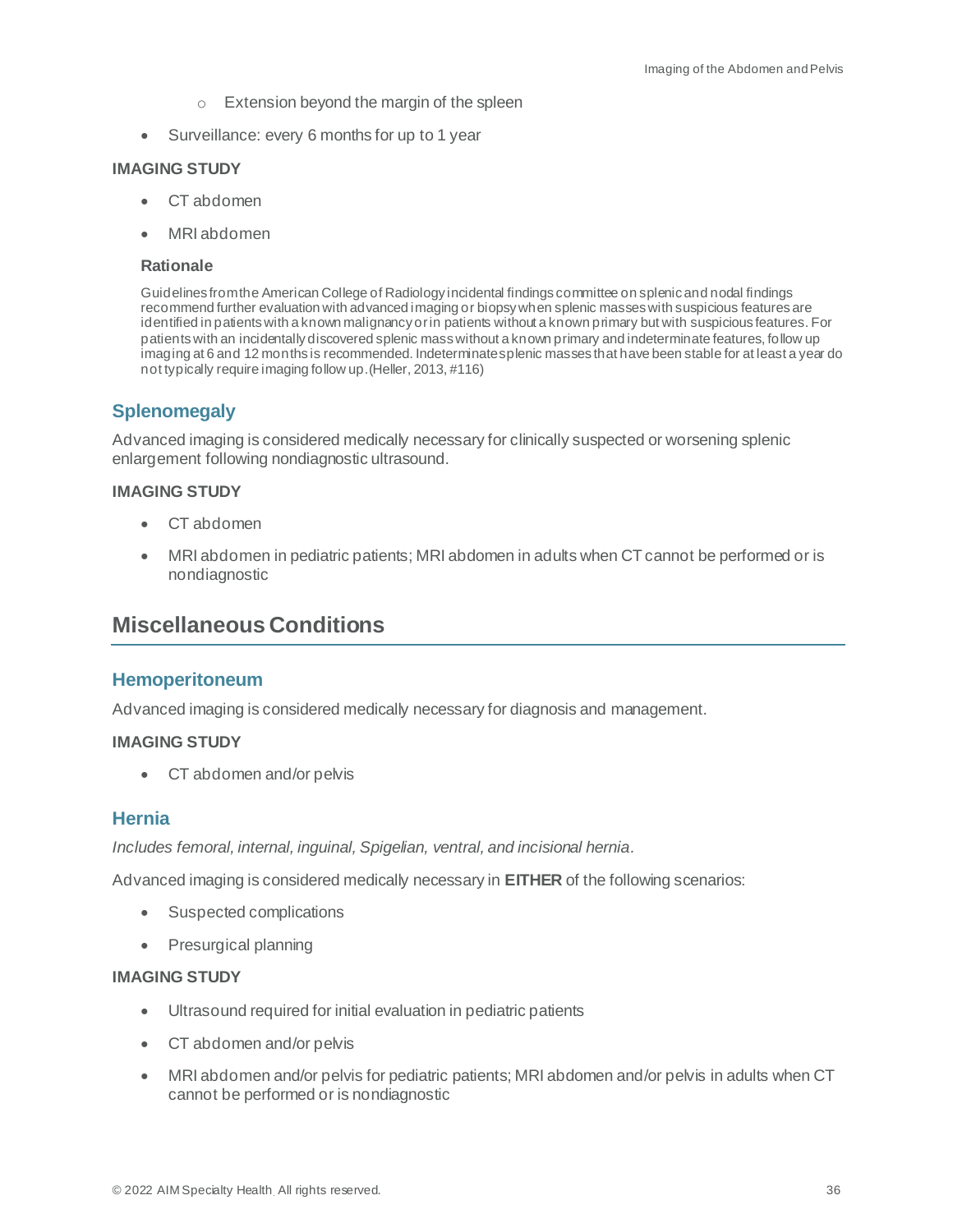- Extension beyond the margin of the spleen

- Surveillance: every 6 months for up to 1 year

**IMAGING STUDY**

- CT abdomen
- MRI abdomen

**Rationale**

Guidelines from the American College of Radiology incidental findings committee on splenic and nodal findings recommend further evaluation with advanced imaging or biopsy when splenic masses with suspicious features are identified in patients with a known malignancy or in patients without a known primary but with suspicious features. For patients with an incidentally discovered splenic mass without a known primary and indeterminate features, follow up imaging at 6 and 12 months is recommended. Indeterminate splenic masses that have been stable for at least a year do not typically require imaging follow up.(Heller, 2013, #116)

### Splenomegaly

Advanced imaging is considered medically necessary for clinically suspected or worsening splenic enlargement following nondiagnostic ultrasound.

**IMAGING STUDY**

- CT abdomen
- MRI abdomen in pediatric patients; MRI abdomen in adults when CT cannot be performed or is nondiagnostic

## Miscellaneous Conditions

### Hemoperitoneum

Advanced imaging is considered medically necessary for diagnosis and management.

**IMAGING STUDY**

- CT abdomen and/or pelvis

### Hernia

*Includes femoral, internal, inguinal, Spigelian, ventral, and incisional hernia.*

Advanced imaging is considered medically necessary in **EITHER** of the following scenarios:

- Suspected complications
- Presurgical planning

**IMAGING STUDY**

- Ultrasound required for initial evaluation in pediatric patients
- CT abdomen and/or pelvis
- MRI abdomen and/or pelvis for pediatric patients; MRI abdomen and/or pelvis in adults when CT cannot be performed or is nondiagnostic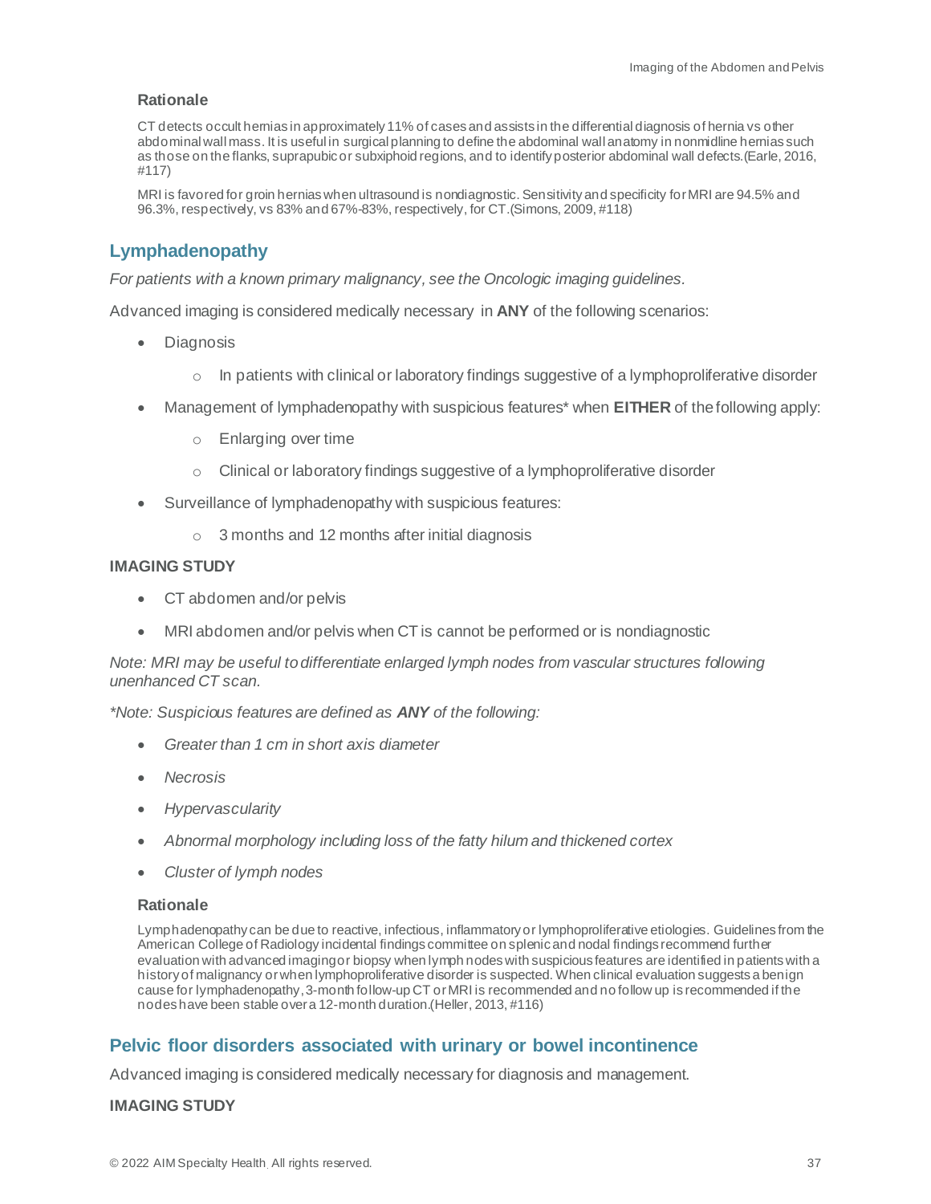#### Rationale

CT detects occult hernias in approximately 11% of cases and assists in the differential diagnosis of hernia vs other abdominal wall mass. It is useful in surgical planning to define the abdominal wall anatomy in nonmidline hernias such as those on the flanks, suprapubic or subxiphoid regions, and to identify posterior abdominal wall defects.(Earle, 2016, #117)

MRI is favored for groin hernias when ultrasound is nondiagnostic. Sensitivity and specificity for MRI are 94.5% and 96.3%, respectively, vs 83% and 67%-83%, respectively, for CT.(Simons, 2009, #118)

## Lymphadenopathy

*For patients with a known primary malignancy, see the Oncologic imaging guidelines.*

Advanced imaging is considered medically necessary in **ANY** of the following scenarios:

- Diagnosis
  - In patients with clinical or laboratory findings suggestive of a lymphoproliferative disorder
- Management of lymphadenopathy with suspicious features* when **EITHER** of the following apply:
  - Enlarging over time
  - Clinical or laboratory findings suggestive of a lymphoproliferative disorder
- Surveillance of lymphadenopathy with suspicious features:
  - 3 months and 12 months after initial diagnosis

**IMAGING STUDY**

- CT abdomen and/or pelvis
- MRI abdomen and/or pelvis when CT is cannot be performed or is nondiagnostic

*Note: MRI may be useful to differentiate enlarged lymph nodes from vascular structures following unenhanced CT scan.*

**Note: Suspicious features are defined as* ***ANY*** *of the following:*

- *Greater than 1 cm in short axis diameter*
- *Necrosis*
- *Hypervascularity*
- *Abnormal morphology including loss of the fatty hilum and thickened cortex*
- *Cluster of lymph nodes*

#### Rationale

Lymphadenopathy can be due to reactive, infectious, inflammatory or lymphoproliferative etiologies. Guidelines from the American College of Radiology incidental findings committee on splenic and nodal findings recommend further evaluation with advanced imaging or biopsy when lymph nodes with suspicious features are identified in patients with a history of malignancy or when lymphoproliferative disorder is suspected. When clinical evaluation suggests a benign cause for lymphadenopathy, 3-month follow-up CT or MRI is recommended and no follow up is recommended if the nodes have been stable over a 12-month duration.(Heller, 2013, #116)

## Pelvic floor disorders associated with urinary or bowel incontinence

Advanced imaging is considered medically necessary for diagnosis and management.

**IMAGING STUDY**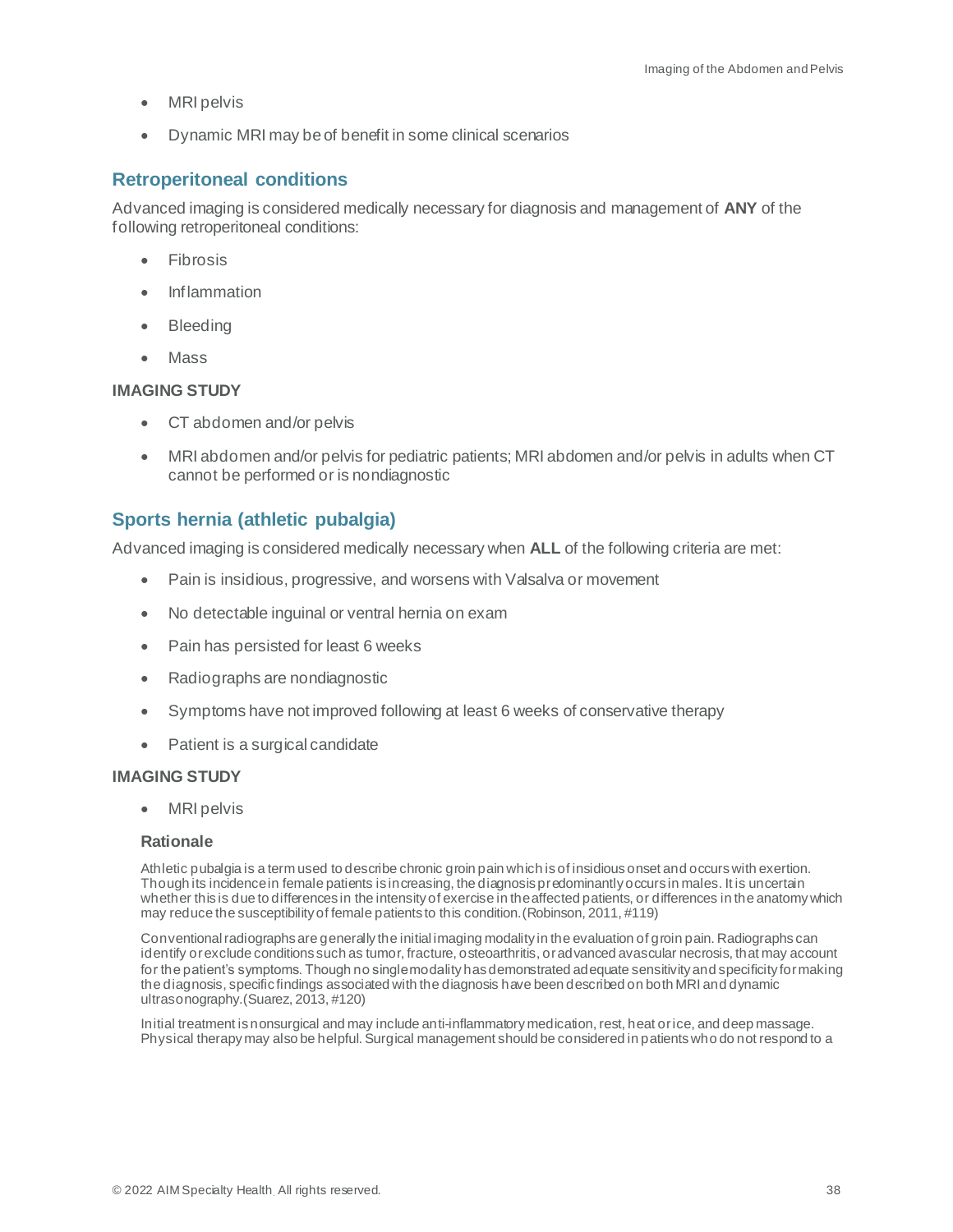- MRI pelvis
- Dynamic MRI may be of benefit in some clinical scenarios

## Retroperitoneal conditions

Advanced imaging is considered medically necessary for diagnosis and management of **ANY** of the following retroperitoneal conditions:

- Fibrosis
- Inflammation
- Bleeding
- Mass

**IMAGING STUDY**

- CT abdomen and/or pelvis
- MRI abdomen and/or pelvis for pediatric patients; MRI abdomen and/or pelvis in adults when CT cannot be performed or is nondiagnostic

## Sports hernia (athletic pubalgia)

Advanced imaging is considered medically necessary when **ALL** of the following criteria are met:

- Pain is insidious, progressive, and worsens with Valsalva or movement
- No detectable inguinal or ventral hernia on exam
- Pain has persisted for least 6 weeks
- Radiographs are nondiagnostic
- Symptoms have not improved following at least 6 weeks of conservative therapy
- Patient is a surgical candidate

**IMAGING STUDY**

- MRI pelvis

### Rationale

Athletic pubalgia is a term used to describe chronic groin pain which is of insidious onset and occurs with exertion. Though its incidence in female patients is increasing, the diagnosis predominantly occurs in males. It is uncertain whether this is due to differences in the intensity of exercise in the affected patients, or differences in the anatomy which may reduce the susceptibility of female patients to this condition. (Robinson, 2011, #119)

Conventional radiographs are generally the initial imaging modality in the evaluation of groin pain. Radiographs can identify or exclude conditions such as tumor, fracture, osteoarthritis, or advanced avascular necrosis, that may account for the patient's symptoms. Though no single modality has demonstrated adequate sensitivity and specificity for making the diagnosis, specific findings associated with the diagnosis have been described on both MRI and dynamic ultrasonography. (Suarez, 2013, #120)

Initial treatment is nonsurgical and may include anti-inflammatory medication, rest, heat or ice, and deep massage. Physical therapy may also be helpful. Surgical management should be considered in patients who do not respond to a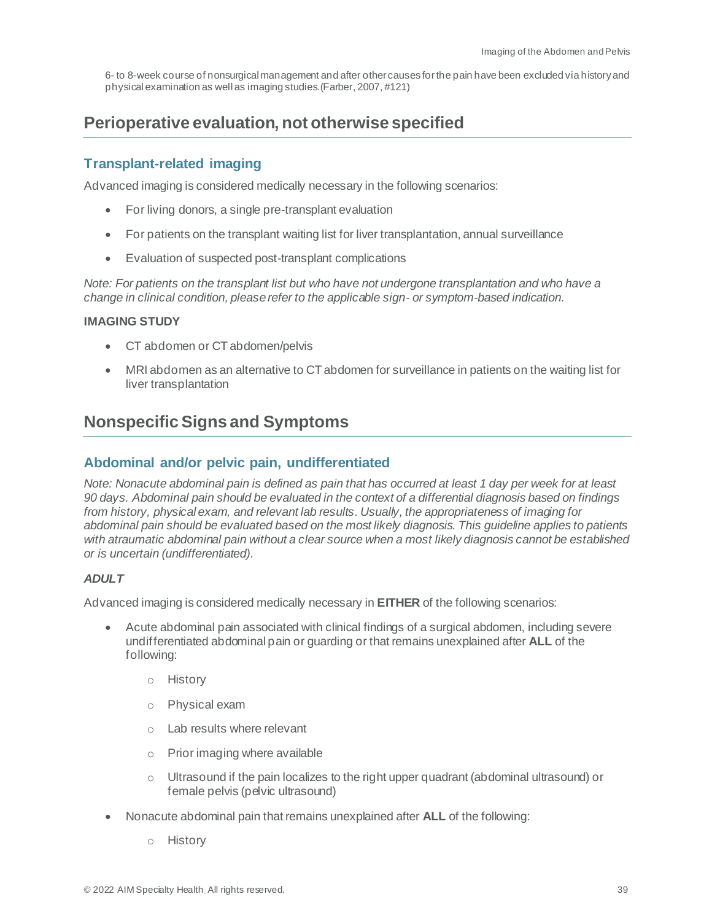6- to 8-week course of nonsurgical management and after other causes for the pain have been excluded via history and physical examination as well as imaging studies.(Farber, 2007, #121)

## Perioperative evaluation, not otherwise specified

### Transplant-related imaging

Advanced imaging is considered medically necessary in the following scenarios:

- For living donors, a single pre-transplant evaluation
- For patients on the transplant waiting list for liver transplantation, annual surveillance
- Evaluation of suspected post-transplant complications

*Note: For patients on the transplant list but who have not undergone transplantation and who have a change in clinical condition, please refer to the applicable sign- or symptom-based indication.*

**IMAGING STUDY**

- CT abdomen or CT abdomen/pelvis
- MRI abdomen as an alternative to CT abdomen for surveillance in patients on the waiting list for liver transplantation

## Nonspecific Signs and Symptoms

### Abdominal and/or pelvic pain, undifferentiated

*Note: Nonacute abdominal pain is defined as pain that has occurred at least 1 day per week for at least 90 days. Abdominal pain should be evaluated in the context of a differential diagnosis based on findings from history, physical exam, and relevant lab results. Usually, the appropriateness of imaging for abdominal pain should be evaluated based on the most likely diagnosis. This guideline applies to patients with atraumatic abdominal pain without a clear source when a most likely diagnosis cannot be established or is uncertain (undifferentiated).*

***ADULT***

Advanced imaging is considered medically necessary in **EITHER** of the following scenarios:

- Acute abdominal pain associated with clinical findings of a surgical abdomen, including severe undifferentiated abdominal pain or guarding or that remains unexplained after **ALL** of the following:
  - History
  - Physical exam
  - Lab results where relevant
  - Prior imaging where available
  - Ultrasound if the pain localizes to the right upper quadrant (abdominal ultrasound) or female pelvis (pelvic ultrasound)
- Nonacute abdominal pain that remains unexplained after **ALL** of the following:
  - History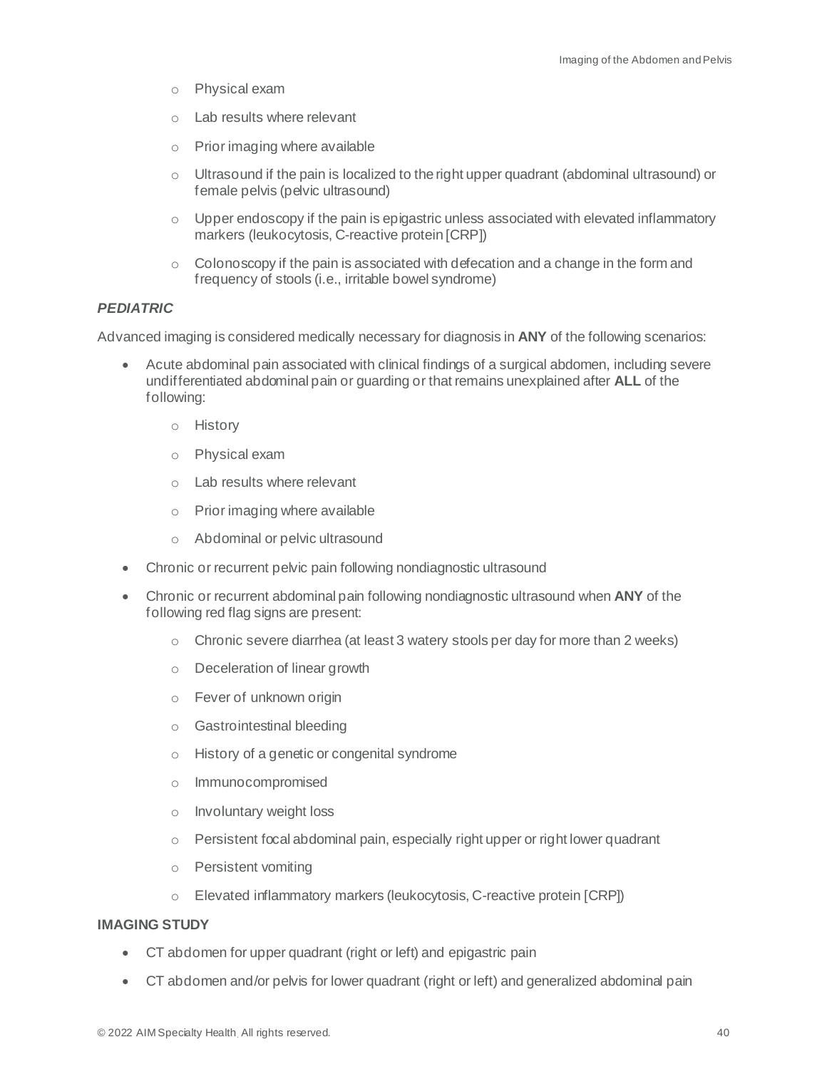- Physical exam
  - Lab results where relevant
  - Prior imaging where available
  - Ultrasound if the pain is localized to the right upper quadrant (abdominal ultrasound) or female pelvis (pelvic ultrasound)
  - Upper endoscopy if the pain is epigastric unless associated with elevated inflammatory markers (leukocytosis, C-reactive protein [CRP])
  - Colonoscopy if the pain is associated with defecation and a change in the form and frequency of stools (i.e., irritable bowel syndrome)

***PEDIATRIC***

Advanced imaging is considered medically necessary for diagnosis in **ANY** of the following scenarios:

- Acute abdominal pain associated with clinical findings of a surgical abdomen, including severe undifferentiated abdominal pain or guarding or that remains unexplained after **ALL** of the following:
  - History
  - Physical exam
  - Lab results where relevant
  - Prior imaging where available
  - Abdominal or pelvic ultrasound
- Chronic or recurrent pelvic pain following nondiagnostic ultrasound
- Chronic or recurrent abdominal pain following nondiagnostic ultrasound when **ANY** of the following red flag signs are present:
  - Chronic severe diarrhea (at least 3 watery stools per day for more than 2 weeks)
  - Deceleration of linear growth
  - Fever of unknown origin
  - Gastrointestinal bleeding
  - History of a genetic or congenital syndrome
  - Immunocompromised
  - Involuntary weight loss
  - Persistent focal abdominal pain, especially right upper or right lower quadrant
  - Persistent vomiting
  - Elevated inflammatory markers (leukocytosis, C-reactive protein [CRP])

**IMAGING STUDY**

- CT abdomen for upper quadrant (right or left) and epigastric pain
- CT abdomen and/or pelvis for lower quadrant (right or left) and generalized abdominal pain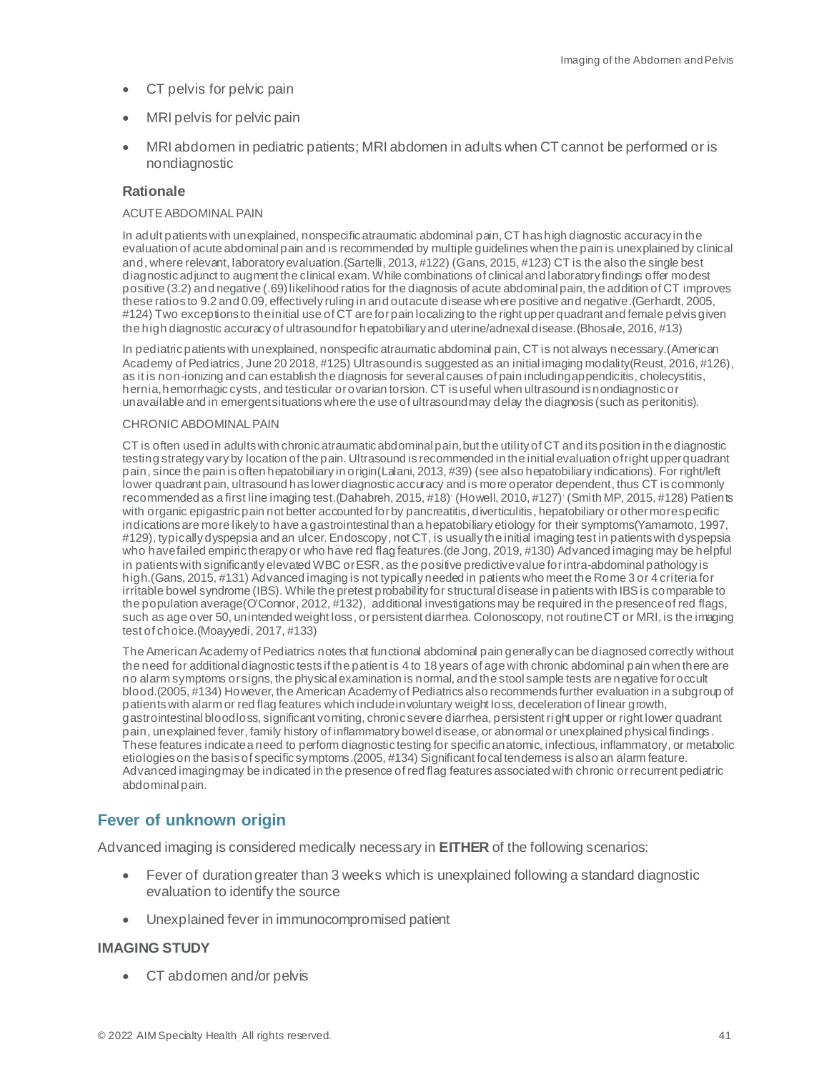- CT pelvis for pelvic pain
- MRI pelvis for pelvic pain
- MRI abdomen in pediatric patients; MRI abdomen in adults when CT cannot be performed or is nondiagnostic

### Rationale

ACUTE ABDOMINAL PAIN

In adult patients with unexplained, nonspecific atraumatic abdominal pain, CT has high diagnostic accuracy in the evaluation of acute abdominal pain and is recommended by multiple guidelines when the pain is unexplained by clinical and, where relevant, laboratory evaluation.(Sartelli, 2013, #122) (Gans, 2015, #123) CT is the also the single best diagnostic adjunct to augment the clinical exam. While combinations of clinical and laboratory findings offer modest positive (3.2) and negative (.69) likelihood ratios for the diagnosis of acute abdominal pain, the addition of CT improves these ratios to 9.2 and 0.09, effectively ruling in and out acute disease where positive and negative.(Gerhardt, 2005, #124) Two exceptions to the initial use of CT are for pain localizing to the right upper quadrant and female pelvis given the high diagnostic accuracy of ultrasound for hepatobiliary and uterine/adnexal disease.(Bhosale, 2016, #13)

In pediatric patients with unexplained, nonspecific atraumatic abdominal pain, CT is not always necessary.(American Academy of Pediatrics, June 20 2018, #125) Ultrasound is suggested as an initial imaging modality(Reust, 2016, #126), as it is non-ionizing and can establish the diagnosis for several causes of pain including appendicitis, cholecystitis, hernia, hemorrhagic cysts, and testicular or ovarian torsion. CT is useful when ultrasound is nondiagnostic or unavailable and in emergent situations where the use of ultrasound may delay the diagnosis (such as peritonitis).

CHRONIC ABDOMINAL PAIN

CT is often used in adults with chronic atraumatic abdominal pain, but the utility of CT and its position in the diagnostic testing strategy vary by location of the pain. Ultrasound is recommended in the initial evaluation of right upper quadrant pain, since the pain is often hepatobiliary in origin(Lalani, 2013, #39) (see also hepatobiliary indications). For right/left lower quadrant pain, ultrasound has lower diagnostic accuracy and is more operator dependent, thus CT is commonly recommended as a first line imaging test.(Dahabreh, 2015, #18), (Howell, 2010, #127), (Smith MP, 2015, #128) Patients with organic epigastric pain not better accounted for by pancreatitis, diverticulitis, hepatobiliary or other more specific indications are more likely to have a gastrointestinal than a hepatobiliary etiology for their symptoms(Yamamoto, 1997, #129), typically dyspepsia and an ulcer. Endoscopy, not CT, is usually the initial imaging test in patients with dyspepsia who have failed empiric therapy or who have red flag features.(de Jong, 2019, #130) Advanced imaging may be helpful in patients with significantly elevated WBC or ESR, as the positive predictive value for intra-abdominal pathology is high.(Gans, 2015, #131) Advanced imaging is not typically needed in patients who meet the Rome 3 or 4 criteria for irritable bowel syndrome (IBS). While the pretest probability for structural disease in patients with IBS is comparable to the population average(O'Connor, 2012, #132), additional investigations may be required in the presence of red flags, such as age over 50, unintended weight loss, or persistent diarrhea. Colonoscopy, not routine CT or MRI, is the imaging test of choice.(Moayyedi, 2017, #133)

The American Academy of Pediatrics notes that functional abdominal pain generally can be diagnosed correctly without the need for additional diagnostic tests if the patient is 4 to 18 years of age with chronic abdominal pain when there are no alarm symptoms or signs, the physical examination is normal, and the stool sample tests are negative for occult blood.(2005, #134) However, the American Academy of Pediatrics also recommends further evaluation in a subgroup of patients with alarm or red flag features which include involuntary weight loss, deceleration of linear growth, gastrointestinal blood loss, significant vomiting, chronic severe diarrhea, persistent right upper or right lower quadrant pain, unexplained fever, family history of inflammatory bowel disease, or abnormal or unexplained physical findings. These features indicate a need to perform diagnostic testing for specific anatomic, infectious, inflammatory, or metabolic etiologies on the basis of specific symptoms.(2005, #134) Significant focal tenderness is also an alarm feature. Advanced imaging may be indicated in the presence of red flag features associated with chronic or recurrent pediatric abdominal pain.

## Fever of unknown origin

Advanced imaging is considered medically necessary in **EITHER** of the following scenarios:

- Fever of duration greater than 3 weeks which is unexplained following a standard diagnostic evaluation to identify the source
- Unexplained fever in immunocompromised patient

### IMAGING STUDY

- CT abdomen and/or pelvis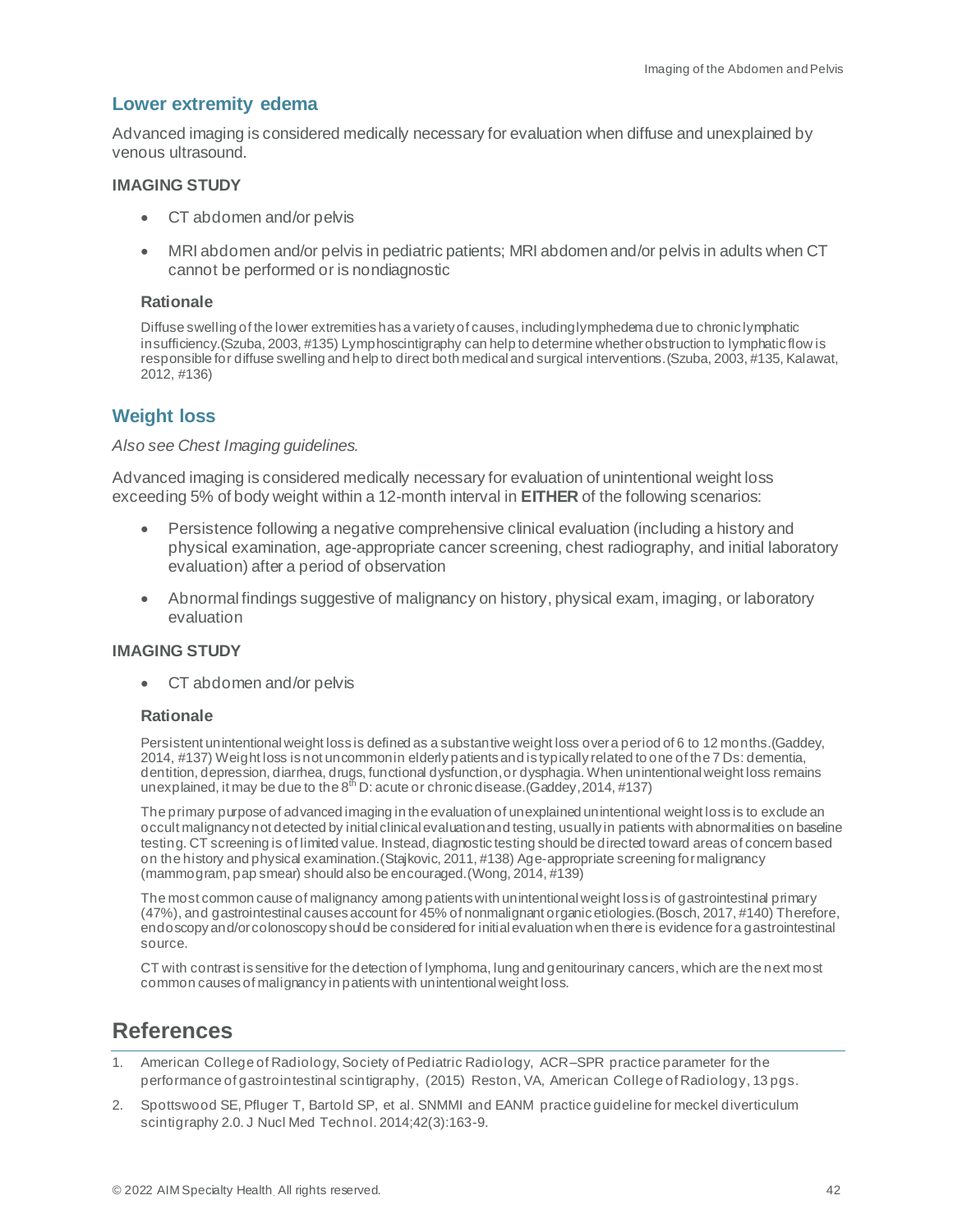## Lower extremity edema

Advanced imaging is considered medically necessary for evaluation when diffuse and unexplained by venous ultrasound.

### IMAGING STUDY

- CT abdomen and/or pelvis
- MRI abdomen and/or pelvis in pediatric patients; MRI abdomen and/or pelvis in adults when CT cannot be performed or is nondiagnostic

#### Rationale

Diffuse swelling of the lower extremities has a variety of causes, including lymphedema due to chronic lymphatic insufficiency.(Szuba, 2003, #135) Lymphoscintigraphy can help to determine whether obstruction to lymphatic flow is responsible for diffuse swelling and help to direct both medical and surgical interventions.(Szuba, 2003, #135, Kalawat, 2012, #136)

## Weight loss

*Also see Chest Imaging guidelines.*

Advanced imaging is considered medically necessary for evaluation of unintentional weight loss exceeding 5% of body weight within a 12-month interval in **EITHER** of the following scenarios:

- Persistence following a negative comprehensive clinical evaluation (including a history and physical examination, age-appropriate cancer screening, chest radiography, and initial laboratory evaluation) after a period of observation
- Abnormal findings suggestive of malignancy on history, physical exam, imaging, or laboratory evaluation

### IMAGING STUDY

- CT abdomen and/or pelvis

#### Rationale

Persistent unintentional weight loss is defined as a substantive weight loss over a period of 6 to 12 months.(Gaddey, 2014, #137) Weight loss is not uncommon in elderly patients and is typically related to one of the 7 Ds: dementia, dentition, depression, diarrhea, drugs, functional dysfunction, or dysphagia. When unintentional weight loss remains unexplained, it may be due to the 8th D: acute or chronic disease.(Gaddey, 2014, #137)

The primary purpose of advanced imaging in the evaluation of unexplained unintentional weight loss is to exclude an occult malignancy not detected by initial clinical evaluation and testing, usually in patients with abnormalities on baseline testing. CT screening is of limited value. Instead, diagnostic testing should be directed toward areas of concern based on the history and physical examination.(Stajkovic, 2011, #138) Age-appropriate screening for malignancy (mammogram, pap smear) should also be encouraged.(Wong, 2014, #139)

The most common cause of malignancy among patients with unintentional weight loss is of gastrointestinal primary (47%), and gastrointestinal causes account for 45% of nonmalignant organic etiologies.(Bosch, 2017, #140) Therefore, endoscopy and/or colonoscopy should be considered for initial evaluation when there is evidence for a gastrointestinal source.

CT with contrast is sensitive for the detection of lymphoma, lung and genitourinary cancers, which are the next most common causes of malignancy in patients with unintentional weight loss.

# References

1. American College of Radiology, Society of Pediatric Radiology, ACR–SPR practice parameter for the performance of gastrointestinal scintigraphy, (2015) Reston, VA, American College of Radiology, 13 pgs.
2. Spottswood SE, Pfluger T, Bartold SP, et al. SNMMI and EANM practice guideline for meckel diverticulum scintigraphy 2.0. J Nucl Med Technol. 2014;42(3):163-9.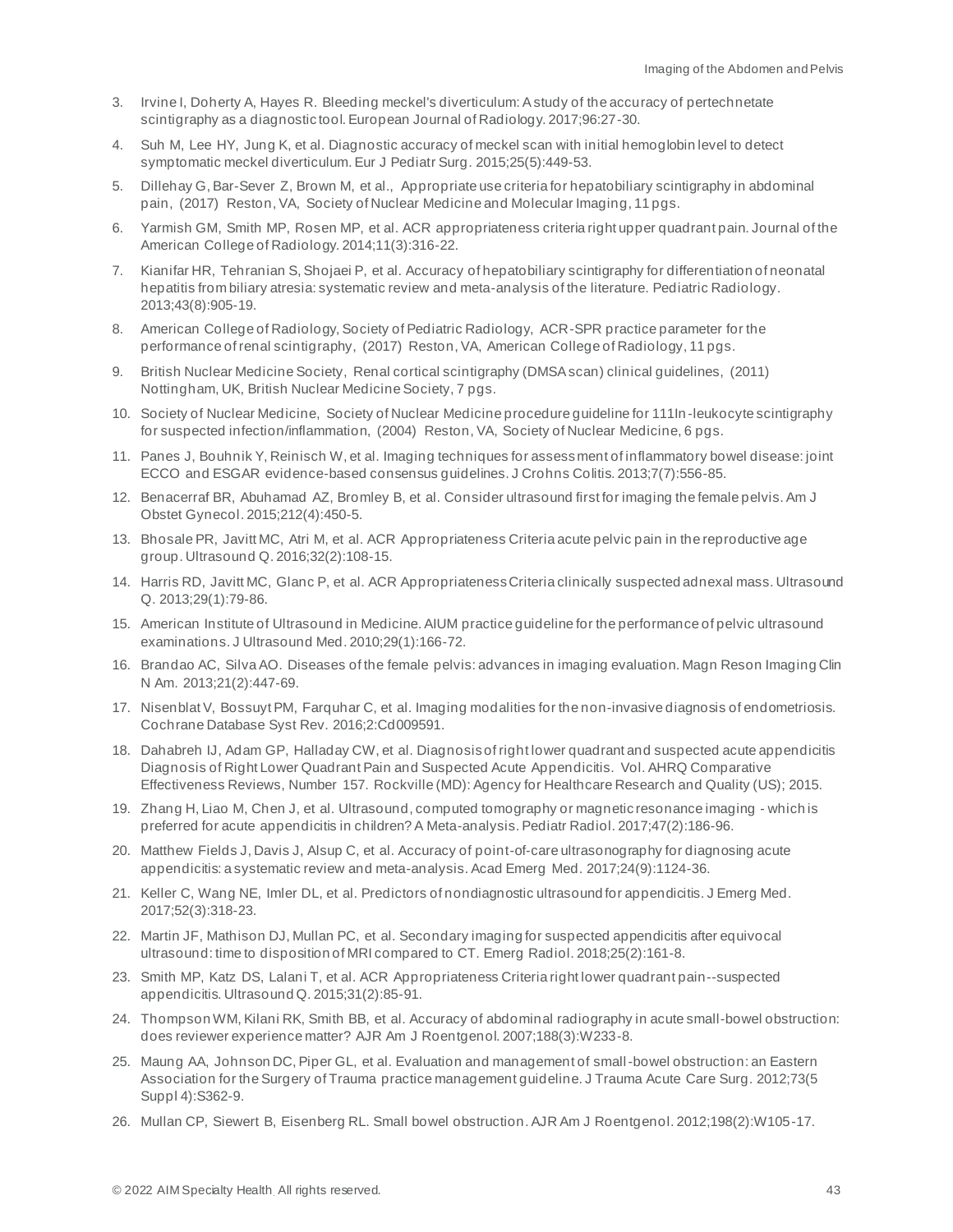3. Irvine I, Doherty A, Hayes R. Bleeding meckel's diverticulum: A study of the accuracy of pertechnetate scintigraphy as a diagnostic tool. European Journal of Radiology. 2017;96:27-30.
4. Suh M, Lee HY, Jung K, et al. Diagnostic accuracy of meckel scan with initial hemoglobin level to detect symptomatic meckel diverticulum. Eur J Pediatr Surg. 2015;25(5):449-53.
5. Dillehay G, Bar-Sever Z, Brown M, et al., Appropriate use criteria for hepatobiliary scintigraphy in abdominal pain, (2017) Reston, VA, Society of Nuclear Medicine and Molecular Imaging, 11 pgs.
6. Yarmish GM, Smith MP, Rosen MP, et al. ACR appropriateness criteria right upper quadrant pain. Journal of the American College of Radiology. 2014;11(3):316-22.
7. Kianifar HR, Tehranian S, Shojaei P, et al. Accuracy of hepatobiliary scintigraphy for differentiation of neonatal hepatitis from biliary atresia: systematic review and meta-analysis of the literature. Pediatric Radiology. 2013;43(8):905-19.
8. American College of Radiology, Society of Pediatric Radiology, ACR-SPR practice parameter for the performance of renal scintigraphy, (2017) Reston, VA, American College of Radiology, 11 pgs.
9. British Nuclear Medicine Society, Renal cortical scintigraphy (DMSA scan) clinical guidelines, (2011) Nottingham, UK, British Nuclear Medicine Society, 7 pgs.
10. Society of Nuclear Medicine, Society of Nuclear Medicine procedure guideline for 111In-leukocyte scintigraphy for suspected infection/inflammation, (2004) Reston, VA, Society of Nuclear Medicine, 6 pgs.
11. Panes J, Bouhnik Y, Reinisch W, et al. Imaging techniques for assessment of inflammatory bowel disease: joint ECCO and ESGAR evidence-based consensus guidelines. J Crohns Colitis. 2013;7(7):556-85.
12. Benacerraf BR, Abuhamad AZ, Bromley B, et al. Consider ultrasound first for imaging the female pelvis. Am J Obstet Gynecol. 2015;212(4):450-5.
13. Bhosale PR, Javitt MC, Atri M, et al. ACR Appropriateness Criteria acute pelvic pain in the reproductive age group. Ultrasound Q. 2016;32(2):108-15.
14. Harris RD, Javitt MC, Glanc P, et al. ACR Appropriateness Criteria clinically suspected adnexal mass. Ultrasound Q. 2013;29(1):79-86.
15. American Institute of Ultrasound in Medicine. AIUM practice guideline for the performance of pelvic ultrasound examinations. J Ultrasound Med. 2010;29(1):166-72.
16. Brandao AC, Silva AO. Diseases of the female pelvis: advances in imaging evaluation. Magn Reson Imaging Clin N Am. 2013;21(2):447-69.
17. Nisenblat V, Bossuyt PM, Farquhar C, et al. Imaging modalities for the non-invasive diagnosis of endometriosis. Cochrane Database Syst Rev. 2016;2:Cd009591.
18. Dahabreh IJ, Adam GP, Halladay CW, et al. Diagnosis of right lower quadrant and suspected acute appendicitis Diagnosis of Right Lower Quadrant Pain and Suspected Acute Appendicitis. Vol. AHRQ Comparative Effectiveness Reviews, Number 157. Rockville (MD): Agency for Healthcare Research and Quality (US); 2015.
19. Zhang H, Liao M, Chen J, et al. Ultrasound, computed tomography or magnetic resonance imaging - which is preferred for acute appendicitis in children? A Meta-analysis. Pediatr Radiol. 2017;47(2):186-96.
20. Matthew Fields J, Davis J, Alsup C, et al. Accuracy of point-of-care ultrasonography for diagnosing acute appendicitis: a systematic review and meta-analysis. Acad Emerg Med. 2017;24(9):1124-36.
21. Keller C, Wang NE, Imler DL, et al. Predictors of nondiagnostic ultrasound for appendicitis. J Emerg Med. 2017;52(3):318-23.
22. Martin JF, Mathison DJ, Mullan PC, et al. Secondary imaging for suspected appendicitis after equivocal ultrasound: time to disposition of MRI compared to CT. Emerg Radiol. 2018;25(2):161-8.
23. Smith MP, Katz DS, Lalani T, et al. ACR Appropriateness Criteria right lower quadrant pain--suspected appendicitis. Ultrasound Q. 2015;31(2):85-91.
24. Thompson WM, Kilani RK, Smith BB, et al. Accuracy of abdominal radiography in acute small-bowel obstruction: does reviewer experience matter? AJR Am J Roentgenol. 2007;188(3):W233-8.
25. Maung AA, Johnson DC, Piper GL, et al. Evaluation and management of small-bowel obstruction: an Eastern Association for the Surgery of Trauma practice management guideline. J Trauma Acute Care Surg. 2012;73(5 Suppl 4):S362-9.
26. Mullan CP, Siewert B, Eisenberg RL. Small bowel obstruction. AJR Am J Roentgenol. 2012;198(2):W105-17.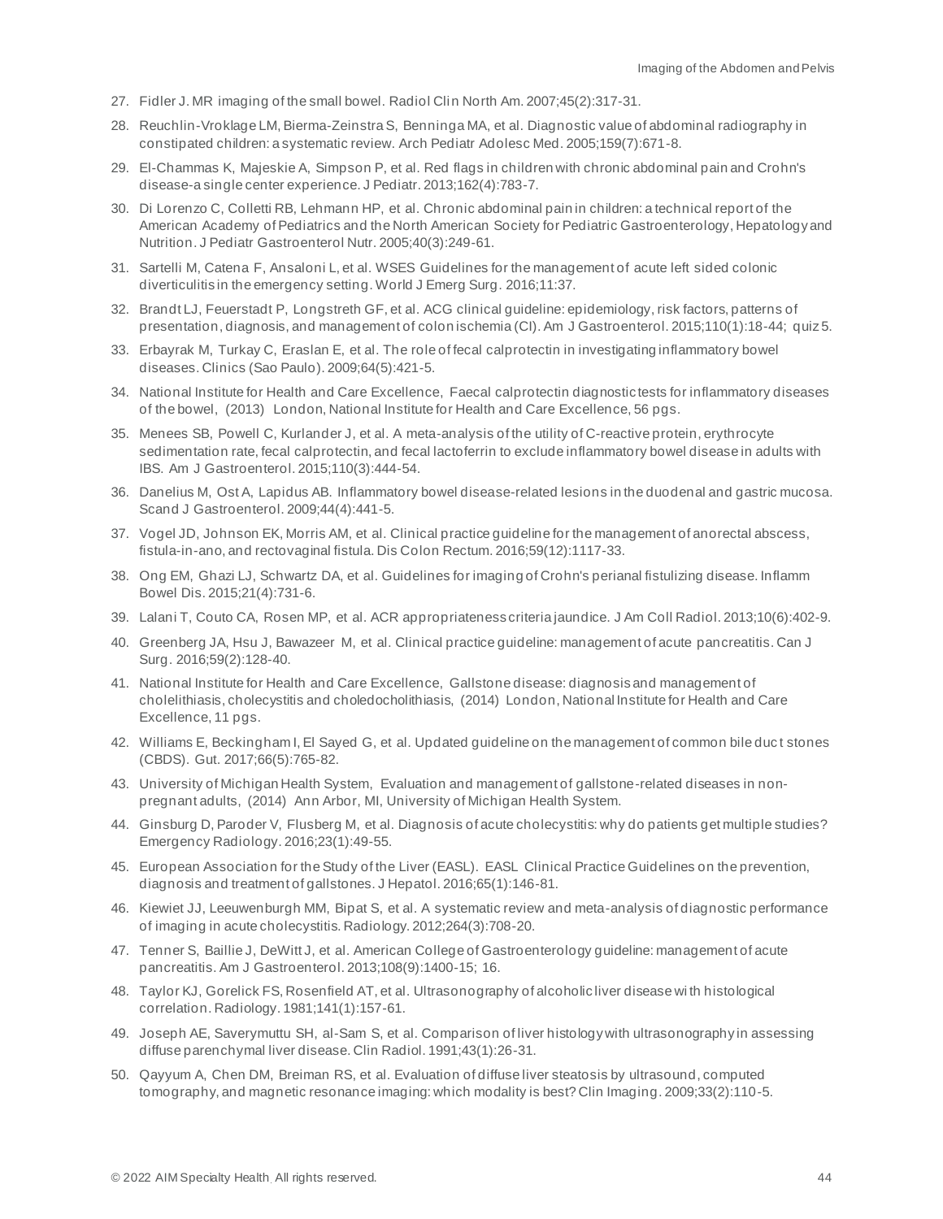27. Fidler J. MR imaging of the small bowel. Radiol Clin North Am. 2007;45(2):317-31.
28. Reuchlin-Vroklage LM, Bierma-Zeinstra S, Benninga MA, et al. Diagnostic value of abdominal radiography in constipated children: a systematic review. Arch Pediatr Adolesc Med. 2005;159(7):671-8.
29. El-Chammas K, Majeskie A, Simpson P, et al. Red flags in children with chronic abdominal pain and Crohn's disease-a single center experience. J Pediatr. 2013;162(4):783-7.
30. Di Lorenzo C, Colletti RB, Lehmann HP, et al. Chronic abdominal pain in children: a technical report of the American Academy of Pediatrics and the North American Society for Pediatric Gastroenterology, Hepatology and Nutrition. J Pediatr Gastroenterol Nutr. 2005;40(3):249-61.
31. Sartelli M, Catena F, Ansaloni L, et al. WSES Guidelines for the management of acute left sided colonic diverticulitis in the emergency setting. World J Emerg Surg. 2016;11:37.
32. Brandt LJ, Feuerstadt P, Longstreth GF, et al. ACG clinical guideline: epidemiology, risk factors, patterns of presentation, diagnosis, and management of colon ischemia (CI). Am J Gastroenterol. 2015;110(1):18-44; quiz 5.
33. Erbayrak M, Turkay C, Eraslan E, et al. The role of fecal calprotectin in investigating inflammatory bowel diseases. Clinics (Sao Paulo). 2009;64(5):421-5.
34. National Institute for Health and Care Excellence, Faecal calprotectin diagnostic tests for inflammatory diseases of the bowel, (2013) London, National Institute for Health and Care Excellence, 56 pgs.
35. Menees SB, Powell C, Kurlander J, et al. A meta-analysis of the utility of C-reactive protein, erythrocyte sedimentation rate, fecal calprotectin, and fecal lactoferrin to exclude inflammatory bowel disease in adults with IBS. Am J Gastroenterol. 2015;110(3):444-54.
36. Danelius M, Ost A, Lapidus AB. Inflammatory bowel disease-related lesions in the duodenal and gastric mucosa. Scand J Gastroenterol. 2009;44(4):441-5.
37. Vogel JD, Johnson EK, Morris AM, et al. Clinical practice guideline for the management of anorectal abscess, fistula-in-ano, and rectovaginal fistula. Dis Colon Rectum. 2016;59(12):1117-33.
38. Ong EM, Ghazi LJ, Schwartz DA, et al. Guidelines for imaging of Crohn's perianal fistulizing disease. Inflamm Bowel Dis. 2015;21(4):731-6.
39. Lalani T, Couto CA, Rosen MP, et al. ACR appropriateness criteria jaundice. J Am Coll Radiol. 2013;10(6):402-9.
40. Greenberg JA, Hsu J, Bawazeer M, et al. Clinical practice guideline: management of acute pancreatitis. Can J Surg. 2016;59(2):128-40.
41. National Institute for Health and Care Excellence, Gallstone disease: diagnosis and management of cholelithiasis, cholecystitis and choledocholithiasis, (2014) London, National Institute for Health and Care Excellence, 11 pgs.
42. Williams E, Beckingham I, El Sayed G, et al. Updated guideline on the management of common bile duct stones (CBDS). Gut. 2017;66(5):765-82.
43. University of Michigan Health System, Evaluation and management of gallstone-related diseases in non-pregnant adults, (2014) Ann Arbor, MI, University of Michigan Health System.
44. Ginsburg D, Paroder V, Flusberg M, et al. Diagnosis of acute cholecystitis: why do patients get multiple studies? Emergency Radiology. 2016;23(1):49-55.
45. European Association for the Study of the Liver (EASL). EASL Clinical Practice Guidelines on the prevention, diagnosis and treatment of gallstones. J Hepatol. 2016;65(1):146-81.
46. Kiewiet JJ, Leeuwenburgh MM, Bipat S, et al. A systematic review and meta-analysis of diagnostic performance of imaging in acute cholecystitis. Radiology. 2012;264(3):708-20.
47. Tenner S, Baillie J, DeWitt J, et al. American College of Gastroenterology guideline: management of acute pancreatitis. Am J Gastroenterol. 2013;108(9):1400-15; 16.
48. Taylor KJ, Gorelick FS, Rosenfield AT, et al. Ultrasonography of alcoholic liver disease with histological correlation. Radiology. 1981;141(1):157-61.
49. Joseph AE, Saverymuttu SH, al-Sam S, et al. Comparison of liver histology with ultrasonography in assessing diffuse parenchymal liver disease. Clin Radiol. 1991;43(1):26-31.
50. Qayyum A, Chen DM, Breiman RS, et al. Evaluation of diffuse liver steatosis by ultrasound, computed tomography, and magnetic resonance imaging: which modality is best? Clin Imaging. 2009;33(2):110-5.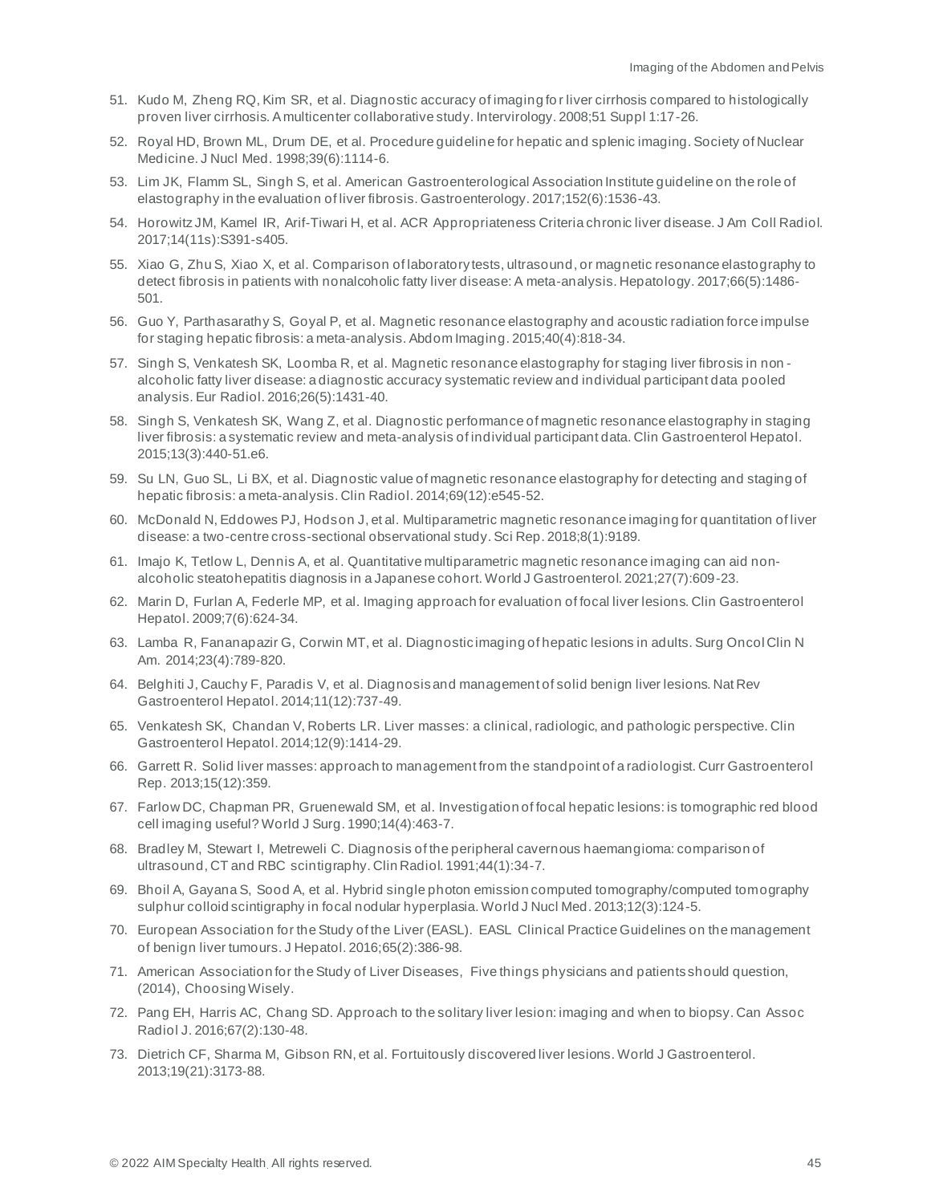51. Kudo M, Zheng RQ, Kim SR, et al. Diagnostic accuracy of imaging for liver cirrhosis compared to histologically proven liver cirrhosis. A multicenter collaborative study. Intervirology. 2008;51 Suppl 1:17-26.
52. Royal HD, Brown ML, Drum DE, et al. Procedure guideline for hepatic and splenic imaging. Society of Nuclear Medicine. J Nucl Med. 1998;39(6):1114-6.
53. Lim JK, Flamm SL, Singh S, et al. American Gastroenterological Association Institute guideline on the role of elastography in the evaluation of liver fibrosis. Gastroenterology. 2017;152(6):1536-43.
54. Horowitz JM, Kamel IR, Arif-Tiwari H, et al. ACR Appropriateness Criteria chronic liver disease. J Am Coll Radiol. 2017;14(11s):S391-s405.
55. Xiao G, Zhu S, Xiao X, et al. Comparison of laboratory tests, ultrasound, or magnetic resonance elastography to detect fibrosis in patients with nonalcoholic fatty liver disease: A meta-analysis. Hepatology. 2017;66(5):1486-501.
56. Guo Y, Parthasarathy S, Goyal P, et al. Magnetic resonance elastography and acoustic radiation force impulse for staging hepatic fibrosis: a meta-analysis. Abdom Imaging. 2015;40(4):818-34.
57. Singh S, Venkatesh SK, Loomba R, et al. Magnetic resonance elastography for staging liver fibrosis in non-alcoholic fatty liver disease: a diagnostic accuracy systematic review and individual participant data pooled analysis. Eur Radiol. 2016;26(5):1431-40.
58. Singh S, Venkatesh SK, Wang Z, et al. Diagnostic performance of magnetic resonance elastography in staging liver fibrosis: a systematic review and meta-analysis of individual participant data. Clin Gastroenterol Hepatol. 2015;13(3):440-51.e6.
59. Su LN, Guo SL, Li BX, et al. Diagnostic value of magnetic resonance elastography for detecting and staging of hepatic fibrosis: a meta-analysis. Clin Radiol. 2014;69(12):e545-52.
60. McDonald N, Eddowes PJ, Hodson J, et al. Multiparametric magnetic resonance imaging for quantitation of liver disease: a two-centre cross-sectional observational study. Sci Rep. 2018;8(1):9189.
61. Imajo K, Tetlow L, Dennis A, et al. Quantitative multiparametric magnetic resonance imaging can aid non-alcoholic steatohepatitis diagnosis in a Japanese cohort. World J Gastroenterol. 2021;27(7):609-23.
62. Marin D, Furlan A, Federle MP, et al. Imaging approach for evaluation of focal liver lesions. Clin Gastroenterol Hepatol. 2009;7(6):624-34.
63. Lamba R, Fananapazir G, Corwin MT, et al. Diagnostic imaging of hepatic lesions in adults. Surg Oncol Clin N Am. 2014;23(4):789-820.
64. Belghiti J, Cauchy F, Paradis V, et al. Diagnosis and management of solid benign liver lesions. Nat Rev Gastroenterol Hepatol. 2014;11(12):737-49.
65. Venkatesh SK, Chandan V, Roberts LR. Liver masses: a clinical, radiologic, and pathologic perspective. Clin Gastroenterol Hepatol. 2014;12(9):1414-29.
66. Garrett R. Solid liver masses: approach to management from the standpoint of a radiologist. Curr Gastroenterol Rep. 2013;15(12):359.
67. Farlow DC, Chapman PR, Gruenewald SM, et al. Investigation of focal hepatic lesions: is tomographic red blood cell imaging useful? World J Surg. 1990;14(4):463-7.
68. Bradley M, Stewart I, Metreweli C. Diagnosis of the peripheral cavernous haemangioma: comparison of ultrasound, CT and RBC scintigraphy. Clin Radiol. 1991;44(1):34-7.
69. Bhoil A, Gayana S, Sood A, et al. Hybrid single photon emission computed tomography/computed tomography sulphur colloid scintigraphy in focal nodular hyperplasia. World J Nucl Med. 2013;12(3):124-5.
70. European Association for the Study of the Liver (EASL). EASL Clinical Practice Guidelines on the management of benign liver tumours. J Hepatol. 2016;65(2):386-98.
71. American Association for the Study of Liver Diseases, Five things physicians and patients should question, (2014), Choosing Wisely.
72. Pang EH, Harris AC, Chang SD. Approach to the solitary liver lesion: imaging and when to biopsy. Can Assoc Radiol J. 2016;67(2):130-48.
73. Dietrich CF, Sharma M, Gibson RN, et al. Fortuitously discovered liver lesions. World J Gastroenterol. 2013;19(21):3173-88.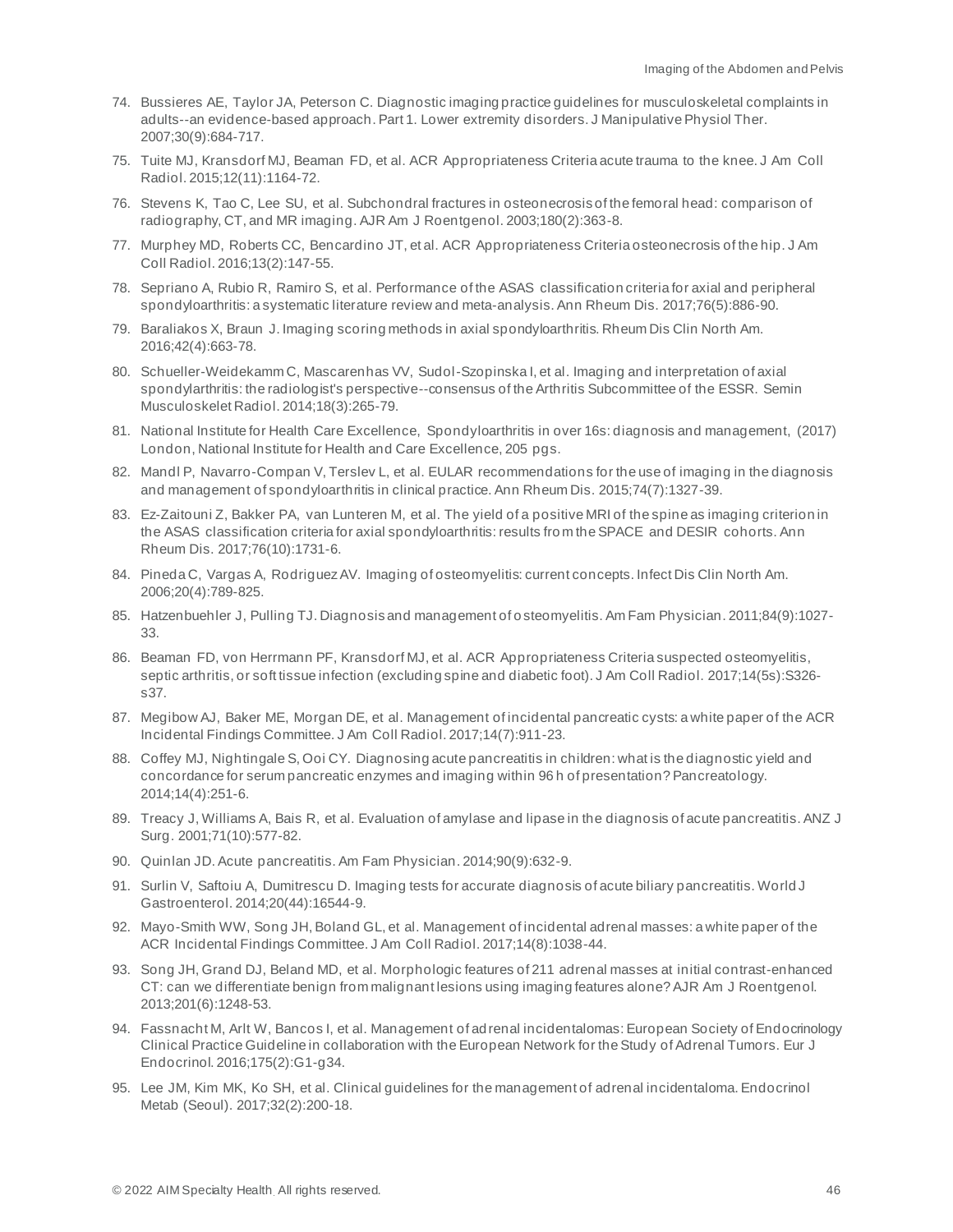74. Bussieres AE, Taylor JA, Peterson C. Diagnostic imaging practice guidelines for musculoskeletal complaints in adults--an evidence-based approach. Part 1. Lower extremity disorders. J Manipulative Physiol Ther. 2007;30(9):684-717.
75. Tuite MJ, Kransdorf MJ, Beaman FD, et al. ACR Appropriateness Criteria acute trauma to the knee. J Am Coll Radiol. 2015;12(11):1164-72.
76. Stevens K, Tao C, Lee SU, et al. Subchondral fractures in osteonecrosis of the femoral head: comparison of radiography, CT, and MR imaging. AJR Am J Roentgenol. 2003;180(2):363-8.
77. Murphey MD, Roberts CC, Bencardino JT, et al. ACR Appropriateness Criteria osteonecrosis of the hip. J Am Coll Radiol. 2016;13(2):147-55.
78. Sepriano A, Rubio R, Ramiro S, et al. Performance of the ASAS classification criteria for axial and peripheral spondyloarthritis: a systematic literature review and meta-analysis. Ann Rheum Dis. 2017;76(5):886-90.
79. Baraliakos X, Braun J. Imaging scoring methods in axial spondyloarthritis. Rheum Dis Clin North Am. 2016;42(4):663-78.
80. Schueller-Weidekamm C, Mascarenhas VV, Sudol-Szopinska I, et al. Imaging and interpretation of axial spondylarthritis: the radiologist's perspective--consensus of the Arthritis Subcommittee of the ESSR. Semin Musculoskelet Radiol. 2014;18(3):265-79.
81. National Institute for Health Care Excellence, Spondyloarthritis in over 16s: diagnosis and management, (2017) London, National Institute for Health and Care Excellence, 205 pgs.
82. Mandl P, Navarro-Compan V, Terslev L, et al. EULAR recommendations for the use of imaging in the diagnosis and management of spondyloarthritis in clinical practice. Ann Rheum Dis. 2015;74(7):1327-39.
83. Ez-Zaitouni Z, Bakker PA, van Lunteren M, et al. The yield of a positive MRI of the spine as imaging criterion in the ASAS classification criteria for axial spondyloarthritis: results from the SPACE and DESIR cohorts. Ann Rheum Dis. 2017;76(10):1731-6.
84. Pineda C, Vargas A, Rodriguez AV. Imaging of osteomyelitis: current concepts. Infect Dis Clin North Am. 2006;20(4):789-825.
85. Hatzenbuehler J, Pulling TJ. Diagnosis and management of osteomyelitis. Am Fam Physician. 2011;84(9):1027-33.
86. Beaman FD, von Herrmann PF, Kransdorf MJ, et al. ACR Appropriateness Criteria suspected osteomyelitis, septic arthritis, or soft tissue infection (excluding spine and diabetic foot). J Am Coll Radiol. 2017;14(5s):S326-s37.
87. Megibow AJ, Baker ME, Morgan DE, et al. Management of incidental pancreatic cysts: a white paper of the ACR Incidental Findings Committee. J Am Coll Radiol. 2017;14(7):911-23.
88. Coffey MJ, Nightingale S, Ooi CY. Diagnosing acute pancreatitis in children: what is the diagnostic yield and concordance for serum pancreatic enzymes and imaging within 96 h of presentation? Pancreatology. 2014;14(4):251-6.
89. Treacy J, Williams A, Bais R, et al. Evaluation of amylase and lipase in the diagnosis of acute pancreatitis. ANZ J Surg. 2001;71(10):577-82.
90. Quinlan JD. Acute pancreatitis. Am Fam Physician. 2014;90(9):632-9.
91. Surlin V, Saftoiu A, Dumitrescu D. Imaging tests for accurate diagnosis of acute biliary pancreatitis. World J Gastroenterol. 2014;20(44):16544-9.
92. Mayo-Smith WW, Song JH, Boland GL, et al. Management of incidental adrenal masses: a white paper of the ACR Incidental Findings Committee. J Am Coll Radiol. 2017;14(8):1038-44.
93. Song JH, Grand DJ, Beland MD, et al. Morphologic features of 211 adrenal masses at initial contrast-enhanced CT: can we differentiate benign from malignant lesions using imaging features alone? AJR Am J Roentgenol. 2013;201(6):1248-53.
94. Fassnacht M, Arlt W, Bancos I, et al. Management of adrenal incidentalomas: European Society of Endocrinology Clinical Practice Guideline in collaboration with the European Network for the Study of Adrenal Tumors. Eur J Endocrinol. 2016;175(2):G1-g34.
95. Lee JM, Kim MK, Ko SH, et al. Clinical guidelines for the management of adrenal incidentaloma. Endocrinol Metab (Seoul). 2017;32(2):200-18.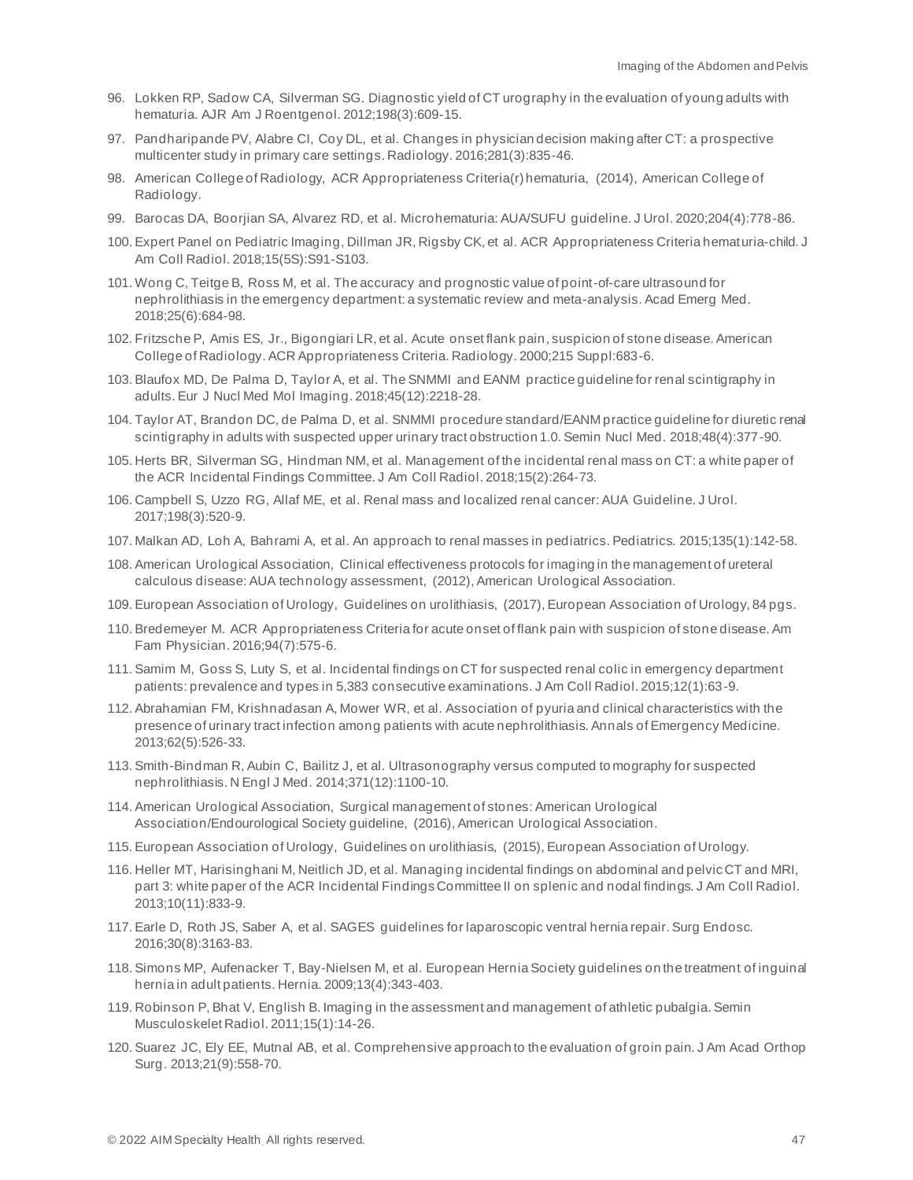96. Lokken RP, Sadow CA, Silverman SG. Diagnostic yield of CT urography in the evaluation of young adults with hematuria. AJR Am J Roentgenol. 2012;198(3):609-15.
97. Pandharipande PV, Alabre CI, Coy DL, et al. Changes in physician decision making after CT: a prospective multicenter study in primary care settings. Radiology. 2016;281(3):835-46.
98. American College of Radiology, ACR Appropriateness Criteria(r) hematuria, (2014), American College of Radiology.
99. Barocas DA, Boorjian SA, Alvarez RD, et al. Microhematuria: AUA/SUFU guideline. J Urol. 2020;204(4):778-86.
100. Expert Panel on Pediatric Imaging, Dillman JR, Rigsby CK, et al. ACR Appropriateness Criteria hematuria-child. J Am Coll Radiol. 2018;15(5S):S91-S103.
101. Wong C, Teitge B, Ross M, et al. The accuracy and prognostic value of point-of-care ultrasound for nephrolithiasis in the emergency department: a systematic review and meta-analysis. Acad Emerg Med. 2018;25(6):684-98.
102. Fritzsche P, Amis ES, Jr., Bigongiari LR, et al. Acute onset flank pain, suspicion of stone disease. American College of Radiology. ACR Appropriateness Criteria. Radiology. 2000;215 Suppl:683-6.
103. Blaufox MD, De Palma D, Taylor A, et al. The SNMMI and EANM practice guideline for renal scintigraphy in adults. Eur J Nucl Med Mol Imaging. 2018;45(12):2218-28.
104. Taylor AT, Brandon DC, de Palma D, et al. SNMMI procedure standard/EANM practice guideline for diuretic renal scintigraphy in adults with suspected upper urinary tract obstruction 1.0. Semin Nucl Med. 2018;48(4):377-90.
105. Herts BR, Silverman SG, Hindman NM, et al. Management of the incidental renal mass on CT: a white paper of the ACR Incidental Findings Committee. J Am Coll Radiol. 2018;15(2):264-73.
106. Campbell S, Uzzo RG, Allaf ME, et al. Renal mass and localized renal cancer: AUA Guideline. J Urol. 2017;198(3):520-9.
107. Malkan AD, Loh A, Bahrami A, et al. An approach to renal masses in pediatrics. Pediatrics. 2015;135(1):142-58.
108. American Urological Association, Clinical effectiveness protocols for imaging in the management of ureteral calculous disease: AUA technology assessment, (2012), American Urological Association.
109. European Association of Urology, Guidelines on urolithiasis, (2017), European Association of Urology, 84 pgs.
110. Bredemeyer M. ACR Appropriateness Criteria for acute onset of flank pain with suspicion of stone disease. Am Fam Physician. 2016;94(7):575-6.
111. Samim M, Goss S, Luty S, et al. Incidental findings on CT for suspected renal colic in emergency department patients: prevalence and types in 5,383 consecutive examinations. J Am Coll Radiol. 2015;12(1):63-9.
112. Abrahamian FM, Krishnadasan A, Mower WR, et al. Association of pyuria and clinical characteristics with the presence of urinary tract infection among patients with acute nephrolithiasis. Annals of Emergency Medicine. 2013;62(5):526-33.
113. Smith-Bindman R, Aubin C, Bailitz J, et al. Ultrasonography versus computed tomography for suspected nephrolithiasis. N Engl J Med. 2014;371(12):1100-10.
114. American Urological Association, Surgical management of stones: American Urological Association/Endourological Society guideline, (2016), American Urological Association.
115. European Association of Urology, Guidelines on urolithiasis, (2015), European Association of Urology.
116. Heller MT, Harisinghani M, Neitlich JD, et al. Managing incidental findings on abdominal and pelvic CT and MRI, part 3: white paper of the ACR Incidental Findings Committee II on splenic and nodal findings. J Am Coll Radiol. 2013;10(11):833-9.
117. Earle D, Roth JS, Saber A, et al. SAGES guidelines for laparoscopic ventral hernia repair. Surg Endosc. 2016;30(8):3163-83.
118. Simons MP, Aufenacker T, Bay-Nielsen M, et al. European Hernia Society guidelines on the treatment of inguinal hernia in adult patients. Hernia. 2009;13(4):343-403.
119. Robinson P, Bhat V, English B. Imaging in the assessment and management of athletic pubalgia. Semin Musculoskelet Radiol. 2011;15(1):14-26.
120. Suarez JC, Ely EE, Mutnal AB, et al. Comprehensive approach to the evaluation of groin pain. J Am Acad Orthop Surg. 2013;21(9):558-70.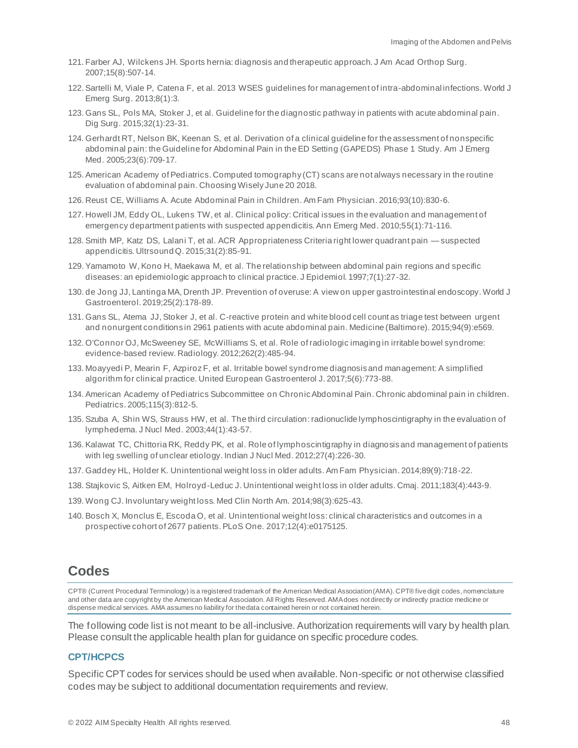121. Farber AJ, Wilckens JH. Sports hernia: diagnosis and therapeutic approach. J Am Acad Orthop Surg. 2007;15(8):507-14.
122. Sartelli M, Viale P, Catena F, et al. 2013 WSES guidelines for management of intra-abdominal infections. World J Emerg Surg. 2013;8(1):3.
123. Gans SL, Pols MA, Stoker J, et al. Guideline for the diagnostic pathway in patients with acute abdominal pain. Dig Surg. 2015;32(1):23-31.
124. Gerhardt RT, Nelson BK, Keenan S, et al. Derivation of a clinical guideline for the assessment of nonspecific abdominal pain: the Guideline for Abdominal Pain in the ED Setting (GAPEDS) Phase 1 Study. Am J Emerg Med. 2005;23(6):709-17.
125. American Academy of Pediatrics. Computed tomography (CT) scans are not always necessary in the routine evaluation of abdominal pain. Choosing Wisely June 20 2018.
126. Reust CE, Williams A. Acute Abdominal Pain in Children. Am Fam Physician. 2016;93(10):830-6.
127. Howell JM, Eddy OL, Lukens TW, et al. Clinical policy: Critical issues in the evaluation and management of emergency department patients with suspected appendicitis. Ann Emerg Med. 2010;55(1):71-116.
128. Smith MP, Katz DS, Lalani T, et al. ACR Appropriateness Criteria right lower quadrant pain — suspected appendicitis. Ultrsound Q. 2015;31(2):85-91.
129. Yamamoto W, Kono H, Maekawa M, et al. The relationship between abdominal pain regions and specific diseases: an epidemiologic approach to clinical practice. J Epidemiol. 1997;7(1):27-32.
130. de Jong JJ, Lantinga MA, Drenth JP. Prevention of overuse: A view on upper gastrointestinal endoscopy. World J Gastroenterol. 2019;25(2):178-89.
131. Gans SL, Atema JJ, Stoker J, et al. C-reactive protein and white blood cell count as triage test between urgent and nonurgent conditions in 2961 patients with acute abdominal pain. Medicine (Baltimore). 2015;94(9):e569.
132. O'Connor OJ, McSweeney SE, McWilliams S, et al. Role of radiologic imaging in irritable bowel syndrome: evidence-based review. Radiology. 2012;262(2):485-94.
133. Moayyedi P, Mearin F, Azpiroz F, et al. Irritable bowel syndrome diagnosis and management: A simplified algorithm for clinical practice. United European Gastroenterol J. 2017;5(6):773-88.
134. American Academy of Pediatrics Subcommittee on Chronic Abdominal Pain. Chronic abdominal pain in children. Pediatrics. 2005;115(3):812-5.
135. Szuba A, Shin WS, Strauss HW, et al. The third circulation: radionuclide lymphoscintigraphy in the evaluation of lymphedema. J Nucl Med. 2003;44(1):43-57.
136. Kalawat TC, Chittoria RK, Reddy PK, et al. Role of lymphoscintigraphy in diagnosis and management of patients with leg swelling of unclear etiology. Indian J Nucl Med. 2012;27(4):226-30.
137. Gaddey HL, Holder K. Unintentional weight loss in older adults. Am Fam Physician. 2014;89(9):718-22.
138. Stajkovic S, Aitken EM, Holroyd-Leduc J. Unintentional weight loss in older adults. Cmaj. 2011;183(4):443-9.
139. Wong CJ. Involuntary weight loss. Med Clin North Am. 2014;98(3):625-43.
140. Bosch X, Monclus E, Escoda O, et al. Unintentional weight loss: clinical characteristics and outcomes in a prospective cohort of 2677 patients. PLoS One. 2017;12(4):e0175125.

## Codes

CPT® (Current Procedural Terminology) is a registered trademark of the American Medical Association (AMA). CPT® five digit codes, nomenclature and other data are copyright by the American Medical Association. All Rights Reserved. AMA does not directly or indirectly practice medicine or dispense medical services. AMA assumes no liability for the data contained herein or not contained herein.

The following code list is not meant to be all-inclusive. Authorization requirements will vary by health plan. Please consult the applicable health plan for guidance on specific procedure codes.

### CPT/HCPCS

Specific CPT codes for services should be used when available. Non-specific or not otherwise classified codes may be subject to additional documentation requirements and review.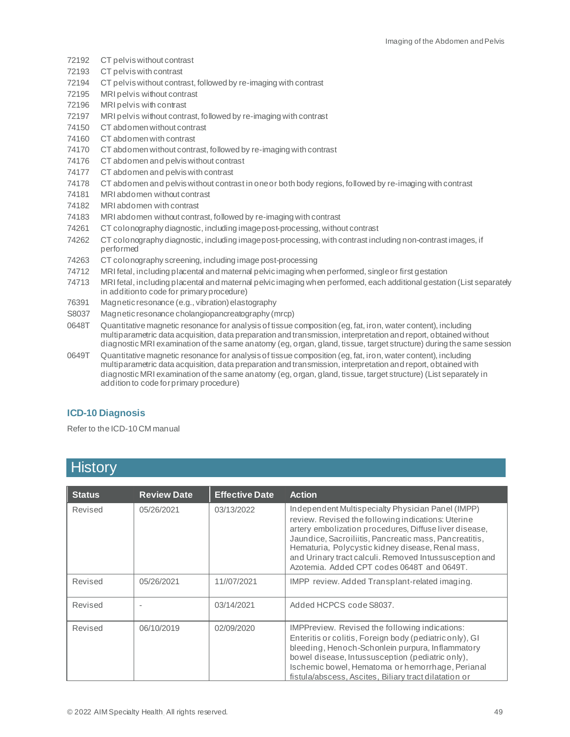72192 CT pelvis without contrast
72193 CT pelvis with contrast
72194 CT pelvis without contrast, followed by re-imaging with contrast
72195 MRI pelvis without contrast
72196 MRI pelvis with contrast
72197 MRI pelvis without contrast, followed by re-imaging with contrast
74150 CT abdomen without contrast
74160 CT abdomen with contrast
74170 CT abdomen without contrast, followed by re-imaging with contrast
74176 CT abdomen and pelvis without contrast
74177 CT abdomen and pelvis with contrast
74178 CT abdomen and pelvis without contrast in one or both body regions, followed by re-imaging with contrast
74181 MRI abdomen without contrast
74182 MRI abdomen with contrast
74183 MRI abdomen without contrast, followed by re-imaging with contrast
74261 CT colonography diagnostic, including image post-processing, without contrast
74262 CT colonography diagnostic, including image post-processing, with contrast including non-contrast images, if performed
74263 CT colonography screening, including image post-processing
74712 MRI fetal, including placental and maternal pelvic imaging when performed, single or first gestation
74713 MRI fetal, including placental and maternal pelvic imaging when performed, each additional gestation (List separately in addition to code for primary procedure)
76391 Magnetic resonance (e.g., vibration) elastography
S8037 Magnetic resonance cholangiopancreatography (mrcp)
0648T Quantitative magnetic resonance for analysis of tissue composition (eg, fat, iron, water content), including multiparametric data acquisition, data preparation and transmission, interpretation and report, obtained without diagnostic MRI examination of the same anatomy (eg, organ, gland, tissue, target structure) during the same session
0649T Quantitative magnetic resonance for analysis of tissue composition (eg, fat, iron, water content), including multiparametric data acquisition, data preparation and transmission, interpretation and report, obtained with diagnostic MRI examination of the same anatomy (eg, organ, gland, tissue, target structure) (List separately in addition to code for primary procedure)

### ICD-10 Diagnosis

Refer to the ICD-10 CM manual

# History

| Status | Review Date | Effective Date | Action |
|---|---|---|---|
| Revised | 05/26/2021 | 03/13/2022 | Independent Multispecialty Physician Panel (IMPP) review. Revised the following indications: Uterine artery embolization procedures, Diffuse liver disease, Jaundice, Sacroiliitis, Pancreatic mass, Pancreatitis, Hematuria, Polycystic kidney disease, Renal mass, and Urinary tract calculi. Removed Intussusception and Azotemia. Added CPT codes 0648T and 0649T. |
| Revised | 05/26/2021 | 11//07/2021 | IMPP review. Added Transplant-related imaging. |
| Revised | - | 03/14/2021 | Added HCPCS code S8037. |
| Revised | 06/10/2019 | 02/09/2020 | IMPPreview. Revised the following indications: Enteritis or colitis, Foreign body (pediatric only), GI bleeding, Henoch-Schonlein purpura, Inflammatory bowel disease, Intussusception (pediatric only), Ischemic bowel, Hematoma or hemorrhage, Perianal fistula/abscess, Ascites, Biliary tract dilatation or |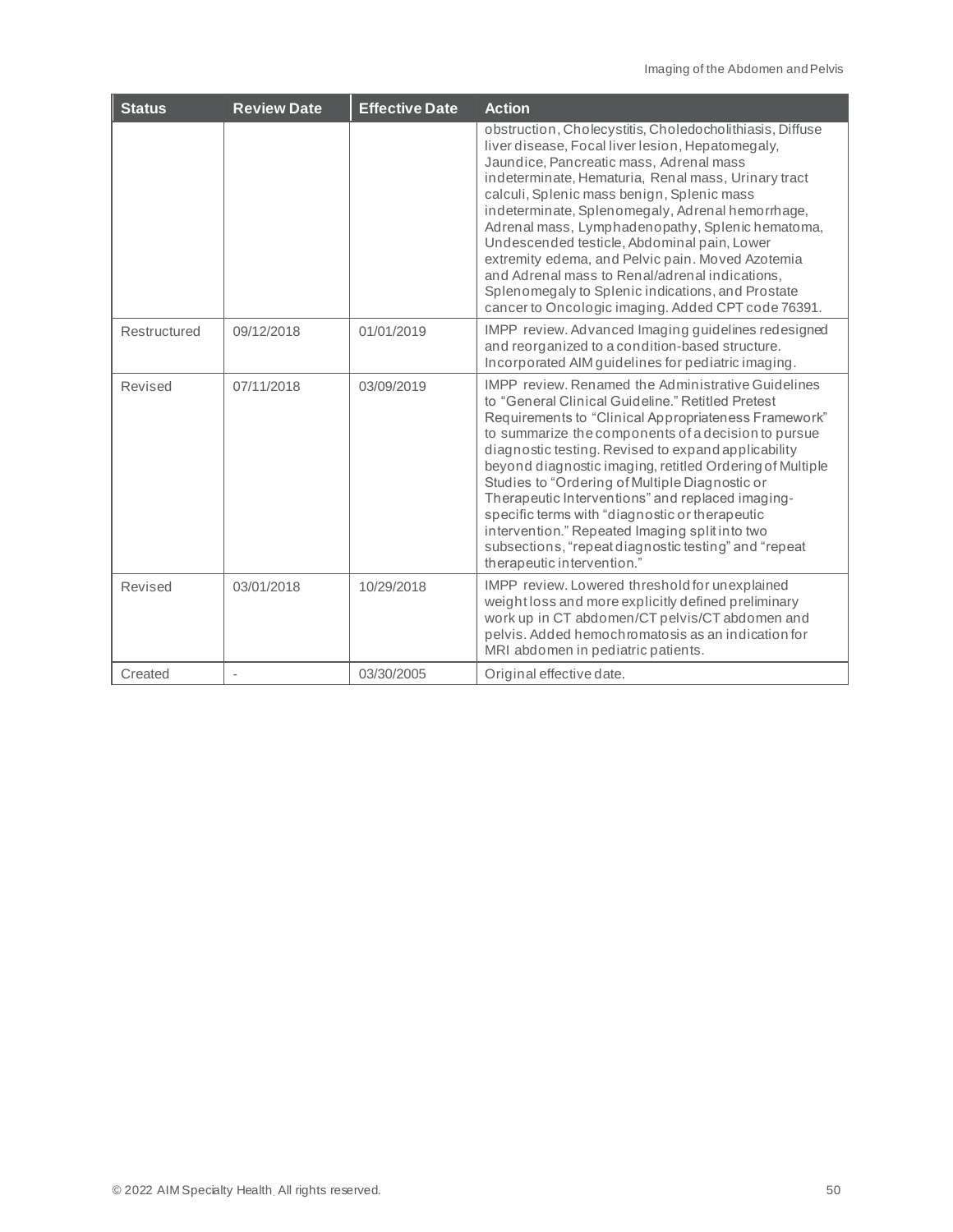| Status | Review Date | Effective Date | Action |
|---|---|---|---|
| | | | obstruction, Cholecystitis, Choledocholithiasis, Diffuse liver disease, Focal liver lesion, Hepatomegaly, Jaundice, Pancreatic mass, Adrenal mass indeterminate, Hematuria, Renal mass, Urinary tract calculi, Splenic mass benign, Splenic mass indeterminate, Splenomegaly, Adrenal hemorrhage, Adrenal mass, Lymphadenopathy, Splenic hematoma, Undescended testicle, Abdominal pain, Lower extremity edema, and Pelvic pain. Moved Azotemia and Adrenal mass to Renal/adrenal indications, Splenomegaly to Splenic indications, and Prostate cancer to Oncologic imaging. Added CPT code 76391. |
| Restructured | 09/12/2018 | 01/01/2019 | IMPP review. Advanced Imaging guidelines redesigned and reorganized to a condition-based structure. Incorporated AIM guidelines for pediatric imaging. |
| Revised | 07/11/2018 | 03/09/2019 | IMPP review. Renamed the Administrative Guidelines to "General Clinical Guideline." Retitled Pretest Requirements to "Clinical Appropriateness Framework" to summarize the components of a decision to pursue diagnostic testing. Revised to expand applicability beyond diagnostic imaging, retitled Ordering of Multiple Studies to "Ordering of Multiple Diagnostic or Therapeutic Interventions" and replaced imaging-specific terms with "diagnostic or therapeutic intervention." Repeated Imaging split into two subsections, "repeat diagnostic testing" and "repeat therapeutic intervention." |
| Revised | 03/01/2018 | 10/29/2018 | IMPP review. Lowered threshold for unexplained weight loss and more explicitly defined preliminary work up in CT abdomen/CT pelvis/CT abdomen and pelvis. Added hemochromatosis as an indication for MRI abdomen in pediatric patients. |
| Created | - | 03/30/2005 | Original effective date. |

© 2022 AIM Specialty Health. All rights reserved.